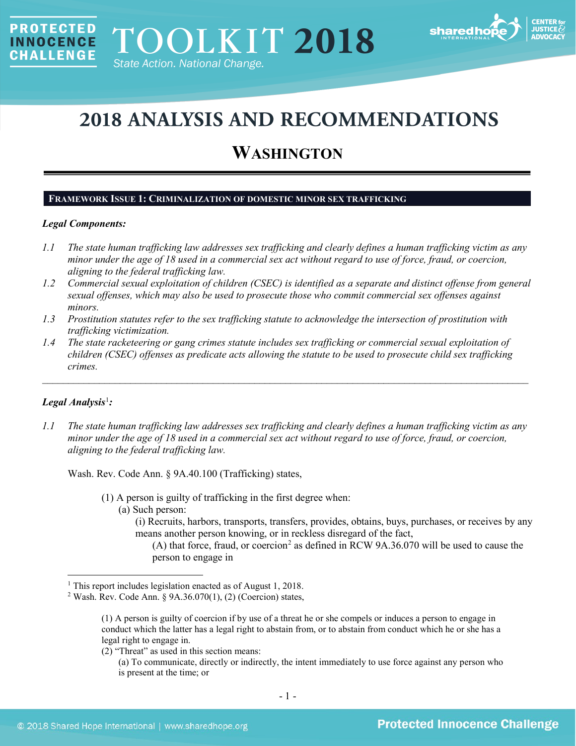# 2018 ANALYSIS AND RECOMMENDATIONS

## WASHINGTON

### FRAMEWORK ISSUE 1: CRIMINALIZATION OF DOMESTIC MINOR SEX TRAFFICKING

***Legal Components:***

*1.1 The state human trafficking law addresses sex trafficking and clearly defines a human trafficking victim as any minor under the age of 18 used in a commercial sex act without regard to use of force, fraud, or coercion, aligning to the federal trafficking law.*

*1.2 Commercial sexual exploitation of children (CSEC) is identified as a separate and distinct offense from general sexual offenses, which may also be used to prosecute those who commit commercial sex offenses against minors.*

*1.3 Prostitution statutes refer to the sex trafficking statute to acknowledge the intersection of prostitution with trafficking victimization.*

*1.4 The state racketeering or gang crimes statute includes sex trafficking or commercial sexual exploitation of children (CSEC) offenses as predicate acts allowing the statute to be used to prosecute child sex trafficking crimes.*

---

***Legal Analysis*[1]*:***

*1.1 The state human trafficking law addresses sex trafficking and clearly defines a human trafficking victim as any minor under the age of 18 used in a commercial sex act without regard to use of force, fraud, or coercion, aligning to the federal trafficking law.*

Wash. Rev. Code Ann. § 9A.40.100 (Trafficking) states,

> (1) A person is guilty of trafficking in the first degree when:
>
> (a) Such person:
>
> (i) Recruits, harbors, transports, transfers, provides, obtains, buys, purchases, or receives by any means another person knowing, or in reckless disregard of the fact,
>
> (A) that force, fraud, or coercion[2] as defined in RCW 9A.36.070 will be used to cause the person to engage in

---

[1] This report includes legislation enacted as of August 1, 2018.

[2] Wash. Rev. Code Ann. § 9A.36.070(1), (2) (Coercion) states,

> (1) A person is guilty of coercion if by use of a threat he or she compels or induces a person to engage in conduct which the latter has a legal right to abstain from, or to abstain from conduct which he or she has a legal right to engage in.
>
> (2) "Threat" as used in this section means:
>
> (a) To communicate, directly or indirectly, the intent immediately to use force against any person who is present at the time; or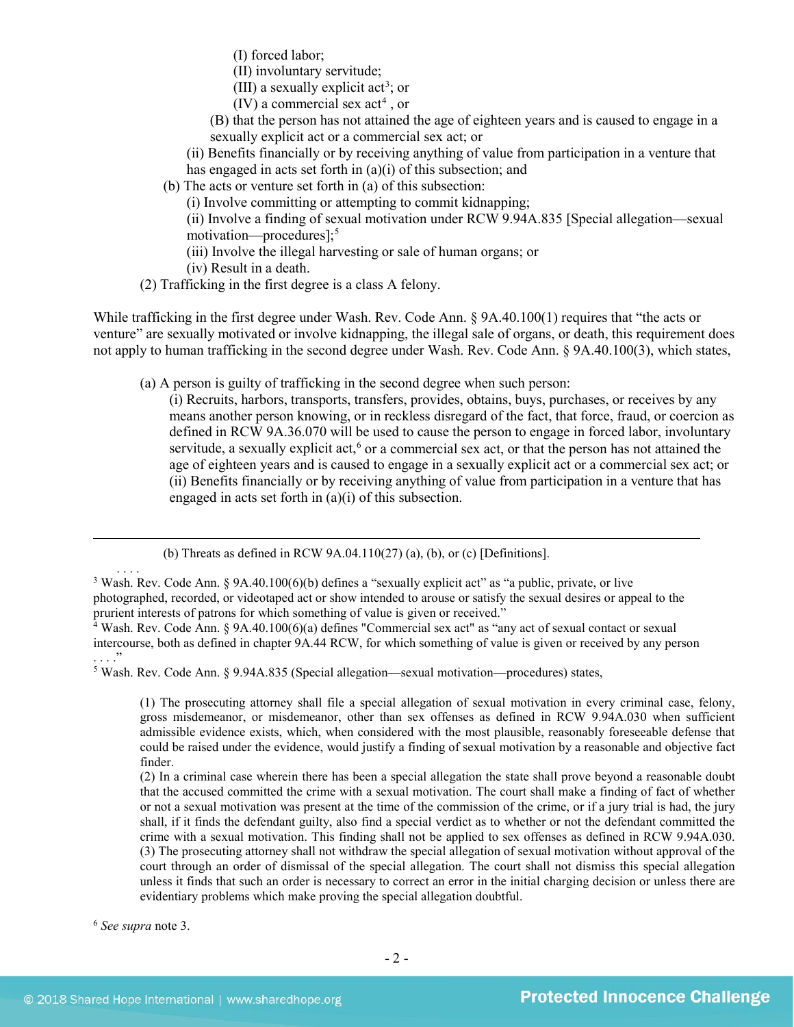(I) forced labor;
(II) involuntary servitude;
(III) a sexually explicit act[3]; or
(IV) a commercial sex act[4] , or

(B) that the person has not attained the age of eighteen years and is caused to engage in a sexually explicit act or a commercial sex act; or

(ii) Benefits financially or by receiving anything of value from participation in a venture that has engaged in acts set forth in (a)(i) of this subsection; and

(b) The acts or venture set forth in (a) of this subsection:

(i) Involve committing or attempting to commit kidnapping;
(ii) Involve a finding of sexual motivation under RCW 9.94A.835 [Special allegation—sexual motivation—procedures];[5]
(iii) Involve the illegal harvesting or sale of human organs; or
(iv) Result in a death.

(2) Trafficking in the first degree is a class A felony.

While trafficking in the first degree under Wash. Rev. Code Ann. § 9A.40.100(1) requires that "the acts or venture" are sexually motivated or involve kidnapping, the illegal sale of organs, or death, this requirement does not apply to human trafficking in the second degree under Wash. Rev. Code Ann. § 9A.40.100(3), which states,

> (a) A person is guilty of trafficking in the second degree when such person:
>
> (i) Recruits, harbors, transports, transfers, provides, obtains, buys, purchases, or receives by any means another person knowing, or in reckless disregard of the fact, that force, fraud, or coercion as defined in RCW 9A.36.070 will be used to cause the person to engage in forced labor, involuntary servitude, a sexually explicit act,[6] or a commercial sex act, or that the person has not attained the age of eighteen years and is caused to engage in a sexually explicit act or a commercial sex act; or
> (ii) Benefits financially or by receiving anything of value from participation in a venture that has engaged in acts set forth in (a)(i) of this subsection.

---

(b) Threats as defined in RCW 9A.04.110(27) (a), (b), or (c) [Definitions].

. . . .

[3] Wash. Rev. Code Ann. § 9A.40.100(6)(b) defines a "sexually explicit act" as "a public, private, or live photographed, recorded, or videotaped act or show intended to arouse or satisfy the sexual desires or appeal to the prurient interests of patrons for which something of value is given or received."

[4] Wash. Rev. Code Ann. § 9A.40.100(6)(a) defines "Commercial sex act" as "any act of sexual contact or sexual intercourse, both as defined in chapter 9A.44 RCW, for which something of value is given or received by any person . . . ."

[5] Wash. Rev. Code Ann. § 9.94A.835 (Special allegation—sexual motivation—procedures) states,

> (1) The prosecuting attorney shall file a special allegation of sexual motivation in every criminal case, felony, gross misdemeanor, or misdemeanor, other than sex offenses as defined in RCW 9.94A.030 when sufficient admissible evidence exists, which, when considered with the most plausible, reasonably foreseeable defense that could be raised under the evidence, would justify a finding of sexual motivation by a reasonable and objective fact finder.
> (2) In a criminal case wherein there has been a special allegation the state shall prove beyond a reasonable doubt that the accused committed the crime with a sexual motivation. The court shall make a finding of fact of whether or not a sexual motivation was present at the time of the commission of the crime, or if a jury trial is had, the jury shall, if it finds the defendant guilty, also find a special verdict as to whether or not the defendant committed the crime with a sexual motivation. This finding shall not be applied to sex offenses as defined in RCW 9.94A.030.
> (3) The prosecuting attorney shall not withdraw the special allegation of sexual motivation without approval of the court through an order of dismissal of the special allegation. The court shall not dismiss this special allegation unless it finds that such an order is necessary to correct an error in the initial charging decision or unless there are evidentiary problems which make proving the special allegation doubtful.

[6] *See supra* note 3.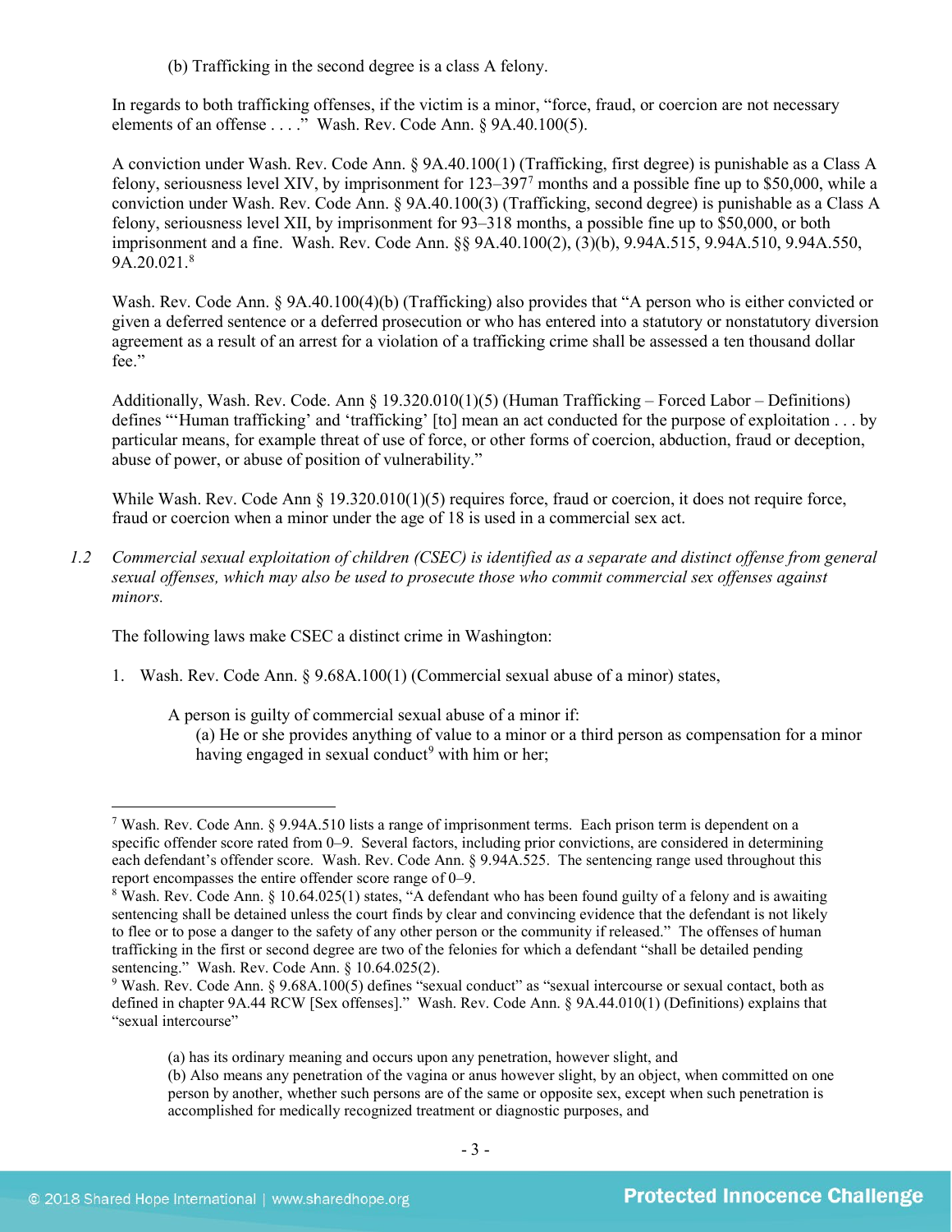(b) Trafficking in the second degree is a class A felony.

In regards to both trafficking offenses, if the victim is a minor, "force, fraud, or coercion are not necessary elements of an offense . . . ." Wash. Rev. Code Ann. § 9A.40.100(5).

A conviction under Wash. Rev. Code Ann. § 9A.40.100(1) (Trafficking, first degree) is punishable as a Class A felony, seriousness level XIV, by imprisonment for 123–397[7] months and a possible fine up to $50,000, while a conviction under Wash. Rev. Code Ann. § 9A.40.100(3) (Trafficking, second degree) is punishable as a Class A felony, seriousness level XII, by imprisonment for 93–318 months, a possible fine up to $50,000, or both imprisonment and a fine. Wash. Rev. Code Ann. §§ 9A.40.100(2), (3)(b), 9.94A.515, 9.94A.510, 9.94A.550, 9A.20.021.[8]

Wash. Rev. Code Ann. § 9A.40.100(4)(b) (Trafficking) also provides that "A person who is either convicted or given a deferred sentence or a deferred prosecution or who has entered into a statutory or nonstatutory diversion agreement as a result of an arrest for a violation of a trafficking crime shall be assessed a ten thousand dollar fee."

Additionally, Wash. Rev. Code. Ann § 19.320.010(1)(5) (Human Trafficking – Forced Labor – Definitions) defines "'Human trafficking' and 'trafficking' [to] mean an act conducted for the purpose of exploitation . . . by particular means, for example threat of use of force, or other forms of coercion, abduction, fraud or deception, abuse of power, or abuse of position of vulnerability."

While Wash. Rev. Code Ann § 19.320.010(1)(5) requires force, fraud or coercion, it does not require force, fraud or coercion when a minor under the age of 18 is used in a commercial sex act.

1.2 *Commercial sexual exploitation of children (CSEC) is identified as a separate and distinct offense from general sexual offenses, which may also be used to prosecute those who commit commercial sex offenses against minors.*

The following laws make CSEC a distinct crime in Washington:

1. Wash. Rev. Code Ann. § 9.68A.100(1) (Commercial sexual abuse of a minor) states,

   A person is guilty of commercial sexual abuse of a minor if:
   
   (a) He or she provides anything of value to a minor or a third person as compensation for a minor having engaged in sexual conduct[9] with him or her;

---

[7] Wash. Rev. Code Ann. § 9.94A.510 lists a range of imprisonment terms. Each prison term is dependent on a specific offender score rated from 0–9. Several factors, including prior convictions, are considered in determining each defendant's offender score. Wash. Rev. Code Ann. § 9.94A.525. The sentencing range used throughout this report encompasses the entire offender score range of 0–9.

[8] Wash. Rev. Code Ann. § 10.64.025(1) states, "A defendant who has been found guilty of a felony and is awaiting sentencing shall be detained unless the court finds by clear and convincing evidence that the defendant is not likely to flee or to pose a danger to the safety of any other person or the community if released." The offenses of human trafficking in the first or second degree are two of the felonies for which a defendant "shall be detailed pending sentencing." Wash. Rev. Code Ann. § 10.64.025(2).

[9] Wash. Rev. Code Ann. § 9.68A.100(5) defines "sexual conduct" as "sexual intercourse or sexual contact, both as defined in chapter 9A.44 RCW [Sex offenses]." Wash. Rev. Code Ann. § 9A.44.010(1) (Definitions) explains that "sexual intercourse"

(a) has its ordinary meaning and occurs upon any penetration, however slight, and

(b) Also means any penetration of the vagina or anus however slight, by an object, when committed on one person by another, whether such persons are of the same or opposite sex, except when such penetration is accomplished for medically recognized treatment or diagnostic purposes, and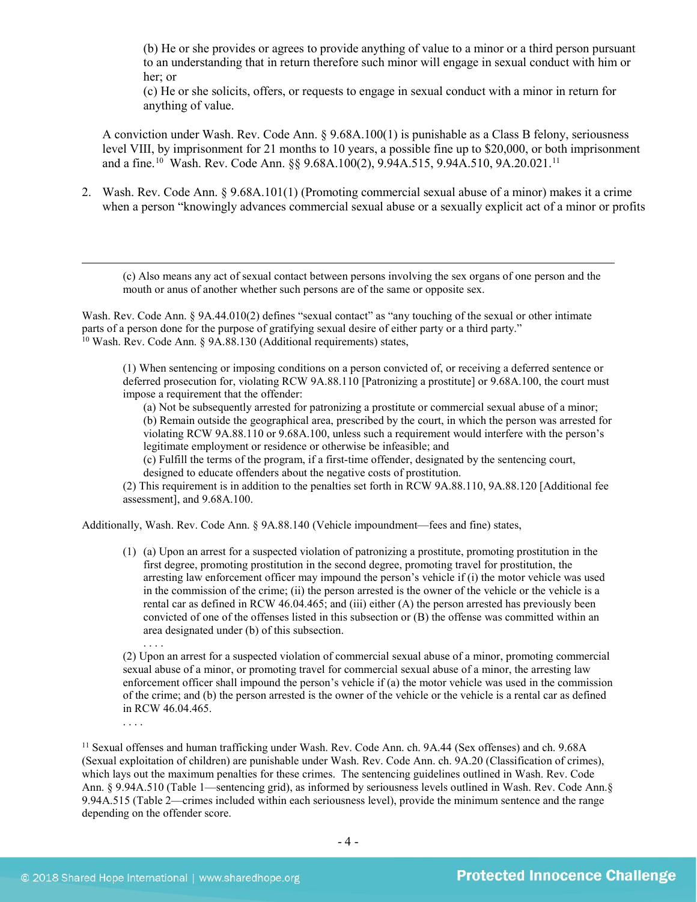(b) He or she provides or agrees to provide anything of value to a minor or a third person pursuant to an understanding that in return therefore such minor will engage in sexual conduct with him or her; or

(c) He or she solicits, offers, or requests to engage in sexual conduct with a minor in return for anything of value.

A conviction under Wash. Rev. Code Ann. § 9.68A.100(1) is punishable as a Class B felony, seriousness level VIII, by imprisonment for 21 months to 10 years, a possible fine up to $20,000, or both imprisonment and a fine.[10] Wash. Rev. Code Ann. §§ 9.68A.100(2), 9.94A.515, 9.94A.510, 9A.20.021.[11]

2. Wash. Rev. Code Ann. § 9.68A.101(1) (Promoting commercial sexual abuse of a minor) makes it a crime when a person "knowingly advances commercial sexual abuse or a sexually explicit act of a minor or profits

---

(c) Also means any act of sexual contact between persons involving the sex organs of one person and the mouth or anus of another whether such persons are of the same or opposite sex.

Wash. Rev. Code Ann. § 9A.44.010(2) defines "sexual contact" as "any touching of the sexual or other intimate parts of a person done for the purpose of gratifying sexual desire of either party or a third party."

[10] Wash. Rev. Code Ann. § 9A.88.130 (Additional requirements) states,

(1) When sentencing or imposing conditions on a person convicted of, or receiving a deferred sentence or deferred prosecution for, violating RCW 9A.88.110 [Patronizing a prostitute] or 9.68A.100, the court must impose a requirement that the offender:

(a) Not be subsequently arrested for patronizing a prostitute or commercial sexual abuse of a minor;

(b) Remain outside the geographical area, prescribed by the court, in which the person was arrested for violating RCW 9A.88.110 or 9.68A.100, unless such a requirement would interfere with the person's legitimate employment or residence or otherwise be infeasible; and

(c) Fulfill the terms of the program, if a first-time offender, designated by the sentencing court, designed to educate offenders about the negative costs of prostitution.

(2) This requirement is in addition to the penalties set forth in RCW 9A.88.110, 9A.88.120 [Additional fee assessment], and 9.68A.100.

Additionally, Wash. Rev. Code Ann. § 9A.88.140 (Vehicle impoundment—fees and fine) states,

(1) (a) Upon an arrest for a suspected violation of patronizing a prostitute, promoting prostitution in the first degree, promoting prostitution in the second degree, promoting travel for prostitution, the arresting law enforcement officer may impound the person's vehicle if (i) the motor vehicle was used in the commission of the crime; (ii) the person arrested is the owner of the vehicle or the vehicle is a rental car as defined in RCW 46.04.465; and (iii) either (A) the person arrested has previously been convicted of one of the offenses listed in this subsection or (B) the offense was committed within an area designated under (b) of this subsection.

. . . .

(2) Upon an arrest for a suspected violation of commercial sexual abuse of a minor, promoting commercial sexual abuse of a minor, or promoting travel for commercial sexual abuse of a minor, the arresting law enforcement officer shall impound the person's vehicle if (a) the motor vehicle was used in the commission of the crime; and (b) the person arrested is the owner of the vehicle or the vehicle is a rental car as defined in RCW 46.04.465.

. . . .

[11] Sexual offenses and human trafficking under Wash. Rev. Code Ann. ch. 9A.44 (Sex offenses) and ch. 9.68A (Sexual exploitation of children) are punishable under Wash. Rev. Code Ann. ch. 9A.20 (Classification of crimes), which lays out the maximum penalties for these crimes. The sentencing guidelines outlined in Wash. Rev. Code Ann. § 9.94A.510 (Table 1—sentencing grid), as informed by seriousness levels outlined in Wash. Rev. Code Ann.§ 9.94A.515 (Table 2—crimes included within each seriousness level), provide the minimum sentence and the range depending on the offender score.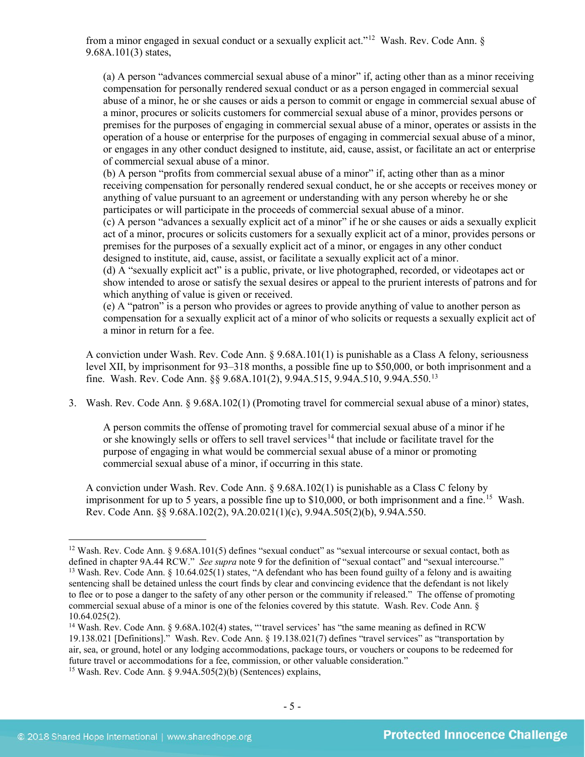from a minor engaged in sexual conduct or a sexually explicit act."[12] Wash. Rev. Code Ann. § 9.68A.101(3) states,

> (a) A person "advances commercial sexual abuse of a minor" if, acting other than as a minor receiving compensation for personally rendered sexual conduct or as a person engaged in commercial sexual abuse of a minor, he or she causes or aids a person to commit or engage in commercial sexual abuse of a minor, procures or solicits customers for commercial sexual abuse of a minor, provides persons or premises for the purposes of engaging in commercial sexual abuse of a minor, operates or assists in the operation of a house or enterprise for the purposes of engaging in commercial sexual abuse of a minor, or engages in any other conduct designed to institute, aid, cause, assist, or facilitate an act or enterprise of commercial sexual abuse of a minor.
> (b) A person "profits from commercial sexual abuse of a minor" if, acting other than as a minor receiving compensation for personally rendered sexual conduct, he or she accepts or receives money or anything of value pursuant to an agreement or understanding with any person whereby he or she participates or will participate in the proceeds of commercial sexual abuse of a minor.
> (c) A person "advances a sexually explicit act of a minor" if he or she causes or aids a sexually explicit act of a minor, procures or solicits customers for a sexually explicit act of a minor, provides persons or premises for the purposes of a sexually explicit act of a minor, or engages in any other conduct designed to institute, aid, cause, assist, or facilitate a sexually explicit act of a minor.
> (d) A "sexually explicit act" is a public, private, or live photographed, recorded, or videotapes act or show intended to arose or satisfy the sexual desires or appeal to the prurient interests of patrons and for which anything of value is given or received.
> (e) A "patron" is a person who provides or agrees to provide anything of value to another person as compensation for a sexually explicit act of a minor of who solicits or requests a sexually explicit act of a minor in return for a fee.

A conviction under Wash. Rev. Code Ann. § 9.68A.101(1) is punishable as a Class A felony, seriousness level XII, by imprisonment for 93–318 months, a possible fine up to $50,000, or both imprisonment and a fine. Wash. Rev. Code Ann. §§ 9.68A.101(2), 9.94A.515, 9.94A.510, 9.94A.550.[13]

3. Wash. Rev. Code Ann. § 9.68A.102(1) (Promoting travel for commercial sexual abuse of a minor) states,

> A person commits the offense of promoting travel for commercial sexual abuse of a minor if he or she knowingly sells or offers to sell travel services[14] that include or facilitate travel for the purpose of engaging in what would be commercial sexual abuse of a minor or promoting commercial sexual abuse of a minor, if occurring in this state.

A conviction under Wash. Rev. Code Ann. § 9.68A.102(1) is punishable as a Class C felony by imprisonment for up to 5 years, a possible fine up to $10,000, or both imprisonment and a fine.[15] Wash. Rev. Code Ann. §§ 9.68A.102(2), 9A.20.021(1)(c), 9.94A.505(2)(b), 9.94A.550.

---

[12] Wash. Rev. Code Ann. § 9.68A.101(5) defines "sexual conduct" as "sexual intercourse or sexual contact, both as defined in chapter 9A.44 RCW." *See supra* note 9 for the definition of "sexual contact" and "sexual intercourse."

[13] Wash. Rev. Code Ann. § 10.64.025(1) states, "A defendant who has been found guilty of a felony and is awaiting sentencing shall be detained unless the court finds by clear and convincing evidence that the defendant is not likely to flee or to pose a danger to the safety of any other person or the community if released." The offense of promoting commercial sexual abuse of a minor is one of the felonies covered by this statute. Wash. Rev. Code Ann. § 10.64.025(2).

[14] Wash. Rev. Code Ann. § 9.68A.102(4) states, "'travel services' has "the same meaning as defined in RCW 19.138.021 [Definitions]." Wash. Rev. Code Ann. § 19.138.021(7) defines "travel services" as "transportation by air, sea, or ground, hotel or any lodging accommodations, package tours, or vouchers or coupons to be redeemed for future travel or accommodations for a fee, commission, or other valuable consideration."

[15] Wash. Rev. Code Ann. § 9.94A.505(2)(b) (Sentences) explains,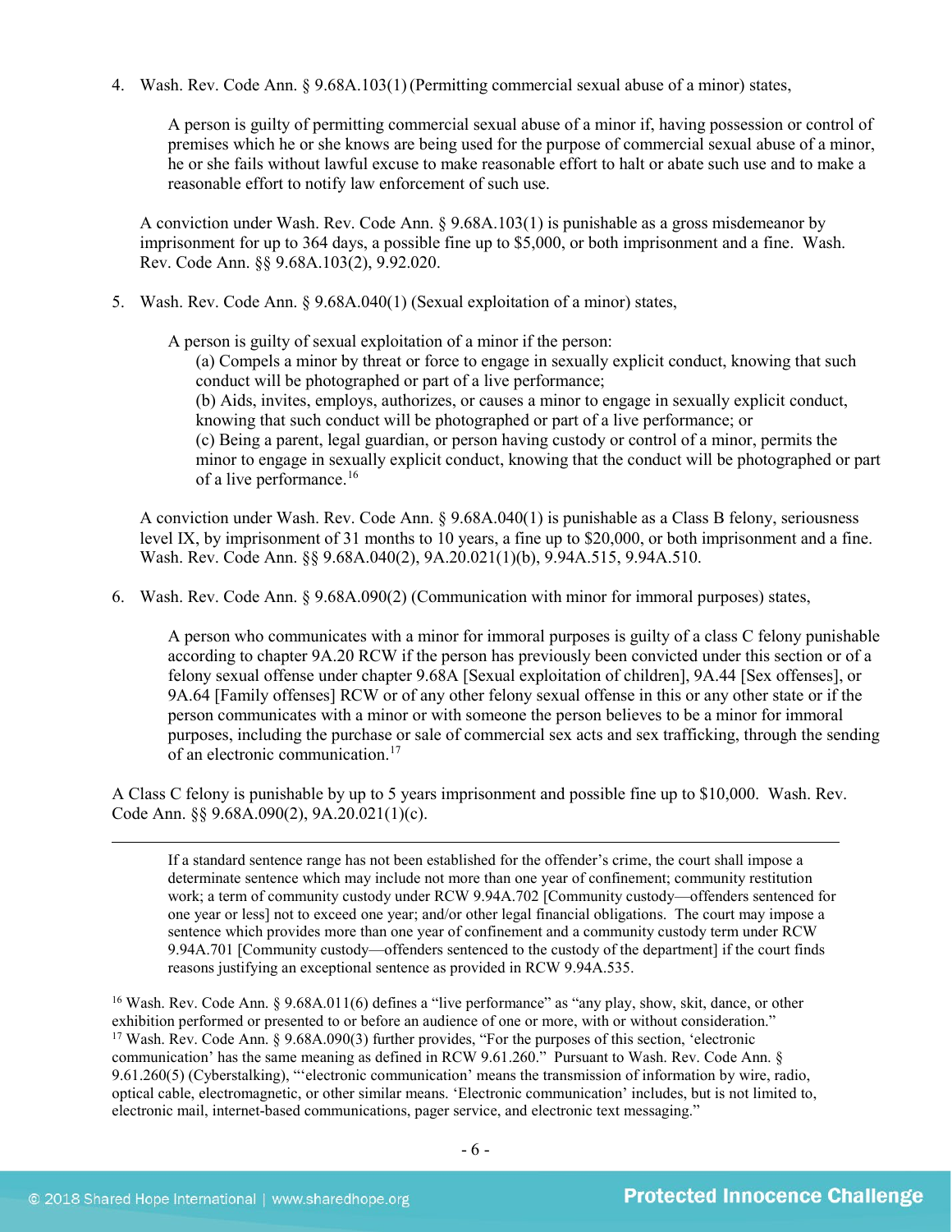4. Wash. Rev. Code Ann. § 9.68A.103(1) (Permitting commercial sexual abuse of a minor) states,

   > A person is guilty of permitting commercial sexual abuse of a minor if, having possession or control of premises which he or she knows are being used for the purpose of commercial sexual abuse of a minor, he or she fails without lawful excuse to make reasonable effort to halt or abate such use and to make a reasonable effort to notify law enforcement of such use.

   A conviction under Wash. Rev. Code Ann. § 9.68A.103(1) is punishable as a gross misdemeanor by imprisonment for up to 364 days, a possible fine up to $5,000, or both imprisonment and a fine. Wash. Rev. Code Ann. §§ 9.68A.103(2), 9.92.020.

5. Wash. Rev. Code Ann. § 9.68A.040(1) (Sexual exploitation of a minor) states,

   > A person is guilty of sexual exploitation of a minor if the person:
   > (a) Compels a minor by threat or force to engage in sexually explicit conduct, knowing that such conduct will be photographed or part of a live performance;
   > (b) Aids, invites, employs, authorizes, or causes a minor to engage in sexually explicit conduct, knowing that such conduct will be photographed or part of a live performance; or
   > (c) Being a parent, legal guardian, or person having custody or control of a minor, permits the minor to engage in sexually explicit conduct, knowing that the conduct will be photographed or part of a live performance.[16]

   A conviction under Wash. Rev. Code Ann. § 9.68A.040(1) is punishable as a Class B felony, seriousness level IX, by imprisonment of 31 months to 10 years, a fine up to $20,000, or both imprisonment and a fine. Wash. Rev. Code Ann. §§ 9.68A.040(2), 9A.20.021(1)(b), 9.94A.515, 9.94A.510.

6. Wash. Rev. Code Ann. § 9.68A.090(2) (Communication with minor for immoral purposes) states,

   > A person who communicates with a minor for immoral purposes is guilty of a class C felony punishable according to chapter 9A.20 RCW if the person has previously been convicted under this section or of a felony sexual offense under chapter 9.68A [Sexual exploitation of children], 9A.44 [Sex offenses], or 9A.64 [Family offenses] RCW or of any other felony sexual offense in this or any other state or if the person communicates with a minor or with someone the person believes to be a minor for immoral purposes, including the purchase or sale of commercial sex acts and sex trafficking, through the sending of an electronic communication.[17]

A Class C felony is punishable by up to 5 years imprisonment and possible fine up to $10,000. Wash. Rev. Code Ann. §§ 9.68A.090(2), 9A.20.021(1)(c).

---

> If a standard sentence range has not been established for the offender's crime, the court shall impose a determinate sentence which may include not more than one year of confinement; community restitution work; a term of community custody under RCW 9.94A.702 [Community custody—offenders sentenced for one year or less] not to exceed one year; and/or other legal financial obligations. The court may impose a sentence which provides more than one year of confinement and a community custody term under RCW 9.94A.701 [Community custody—offenders sentenced to the custody of the department] if the court finds reasons justifying an exceptional sentence as provided in RCW 9.94A.535.

[16] Wash. Rev. Code Ann. § 9.68A.011(6) defines a "live performance" as "any play, show, skit, dance, or other exhibition performed or presented to or before an audience of one or more, with or without consideration."

[17] Wash. Rev. Code Ann. § 9.68A.090(3) further provides, "For the purposes of this section, 'electronic communication' has the same meaning as defined in RCW 9.61.260." Pursuant to Wash. Rev. Code Ann. § 9.61.260(5) (Cyberstalking), "'electronic communication' means the transmission of information by wire, radio, optical cable, electromagnetic, or other similar means. 'Electronic communication' includes, but is not limited to, electronic mail, internet-based communications, pager service, and electronic text messaging."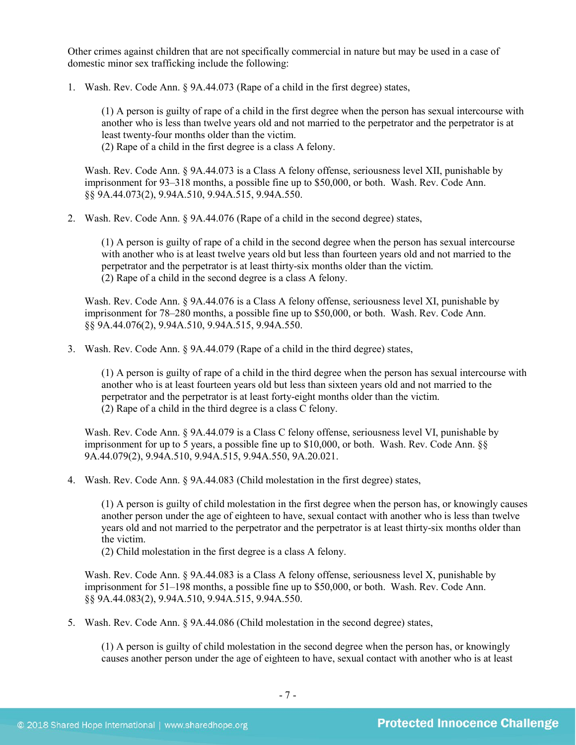Other crimes against children that are not specifically commercial in nature but may be used in a case of domestic minor sex trafficking include the following:

1. Wash. Rev. Code Ann. § 9A.44.073 (Rape of a child in the first degree) states,

    (1) A person is guilty of rape of a child in the first degree when the person has sexual intercourse with another who is less than twelve years old and not married to the perpetrator and the perpetrator is at least twenty-four months older than the victim.
    (2) Rape of a child in the first degree is a class A felony.

    Wash. Rev. Code Ann. § 9A.44.073 is a Class A felony offense, seriousness level XII, punishable by imprisonment for 93–318 months, a possible fine up to $50,000, or both. Wash. Rev. Code Ann. §§ 9A.44.073(2), 9.94A.510, 9.94A.515, 9.94A.550.

2. Wash. Rev. Code Ann. § 9A.44.076 (Rape of a child in the second degree) states,

    (1) A person is guilty of rape of a child in the second degree when the person has sexual intercourse with another who is at least twelve years old but less than fourteen years old and not married to the perpetrator and the perpetrator is at least thirty-six months older than the victim.
    (2) Rape of a child in the second degree is a class A felony.

    Wash. Rev. Code Ann. § 9A.44.076 is a Class A felony offense, seriousness level XI, punishable by imprisonment for 78–280 months, a possible fine up to $50,000, or both. Wash. Rev. Code Ann. §§ 9A.44.076(2), 9.94A.510, 9.94A.515, 9.94A.550.

3. Wash. Rev. Code Ann. § 9A.44.079 (Rape of a child in the third degree) states,

    (1) A person is guilty of rape of a child in the third degree when the person has sexual intercourse with another who is at least fourteen years old but less than sixteen years old and not married to the perpetrator and the perpetrator is at least forty-eight months older than the victim.
    (2) Rape of a child in the third degree is a class C felony.

    Wash. Rev. Code Ann. § 9A.44.079 is a Class C felony offense, seriousness level VI, punishable by imprisonment for up to 5 years, a possible fine up to $10,000, or both. Wash. Rev. Code Ann. §§ 9A.44.079(2), 9.94A.510, 9.94A.515, 9.94A.550, 9A.20.021.

4. Wash. Rev. Code Ann. § 9A.44.083 (Child molestation in the first degree) states,

    (1) A person is guilty of child molestation in the first degree when the person has, or knowingly causes another person under the age of eighteen to have, sexual contact with another who is less than twelve years old and not married to the perpetrator and the perpetrator is at least thirty-six months older than the victim.
    (2) Child molestation in the first degree is a class A felony.

    Wash. Rev. Code Ann. § 9A.44.083 is a Class A felony offense, seriousness level X, punishable by imprisonment for 51–198 months, a possible fine up to $50,000, or both. Wash. Rev. Code Ann. §§ 9A.44.083(2), 9.94A.510, 9.94A.515, 9.94A.550.

5. Wash. Rev. Code Ann. § 9A.44.086 (Child molestation in the second degree) states,

    (1) A person is guilty of child molestation in the second degree when the person has, or knowingly causes another person under the age of eighteen to have, sexual contact with another who is at least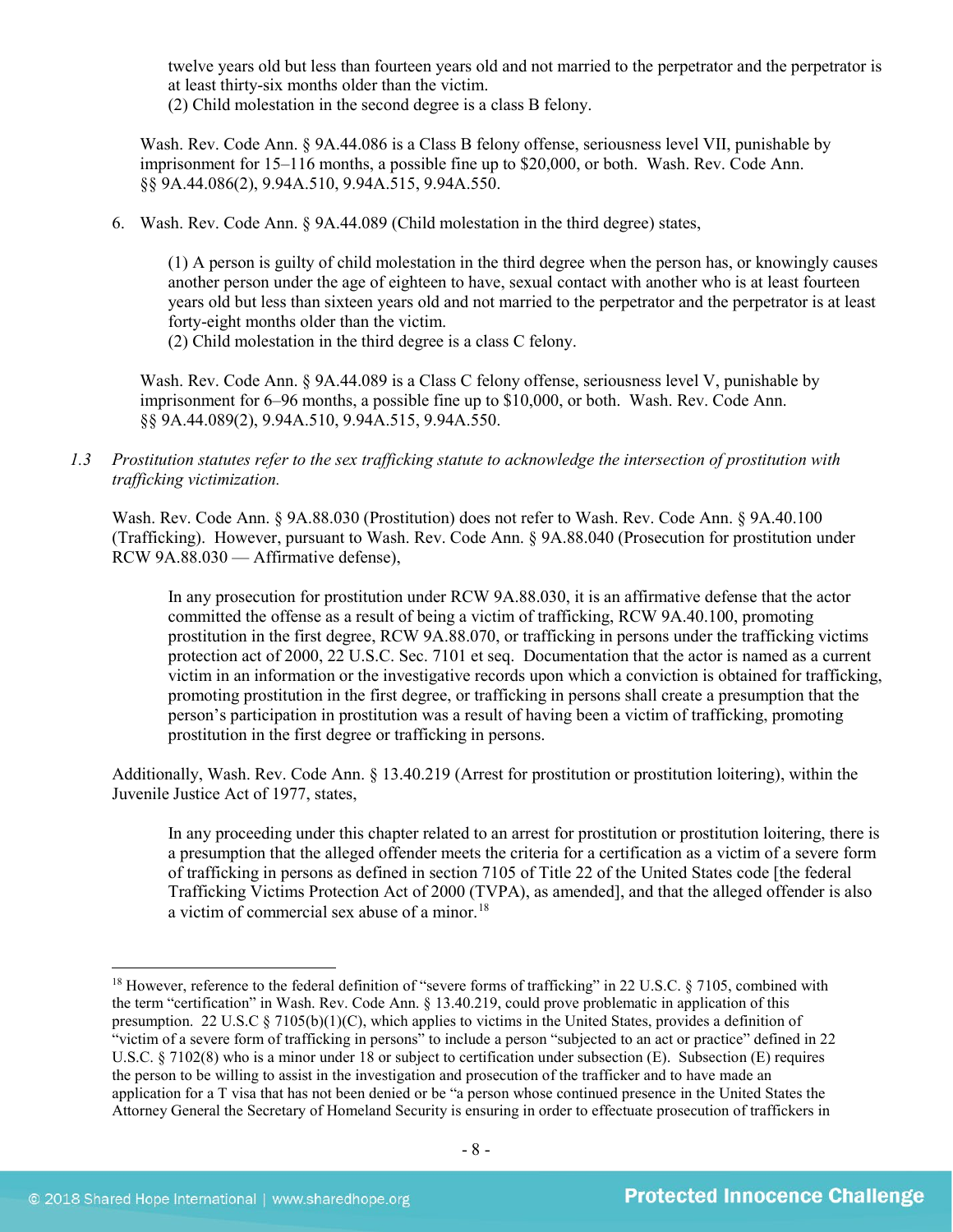twelve years old but less than fourteen years old and not married to the perpetrator and the perpetrator is at least thirty-six months older than the victim.
(2) Child molestation in the second degree is a class B felony.

Wash. Rev. Code Ann. § 9A.44.086 is a Class B felony offense, seriousness level VII, punishable by imprisonment for 15–116 months, a possible fine up to $20,000, or both. Wash. Rev. Code Ann. §§ 9A.44.086(2), 9.94A.510, 9.94A.515, 9.94A.550.

6. Wash. Rev. Code Ann. § 9A.44.089 (Child molestation in the third degree) states,

> (1) A person is guilty of child molestation in the third degree when the person has, or knowingly causes another person under the age of eighteen to have, sexual contact with another who is at least fourteen years old but less than sixteen years old and not married to the perpetrator and the perpetrator is at least forty-eight months older than the victim.
> (2) Child molestation in the third degree is a class C felony.

Wash. Rev. Code Ann. § 9A.44.089 is a Class C felony offense, seriousness level V, punishable by imprisonment for 6–96 months, a possible fine up to $10,000, or both. Wash. Rev. Code Ann. §§ 9A.44.089(2), 9.94A.510, 9.94A.515, 9.94A.550.

*1.3 Prostitution statutes refer to the sex trafficking statute to acknowledge the intersection of prostitution with trafficking victimization.*

Wash. Rev. Code Ann. § 9A.88.030 (Prostitution) does not refer to Wash. Rev. Code Ann. § 9A.40.100 (Trafficking). However, pursuant to Wash. Rev. Code Ann. § 9A.88.040 (Prosecution for prostitution under RCW 9A.88.030 — Affirmative defense),

> In any prosecution for prostitution under RCW 9A.88.030, it is an affirmative defense that the actor committed the offense as a result of being a victim of trafficking, RCW 9A.40.100, promoting prostitution in the first degree, RCW 9A.88.070, or trafficking in persons under the trafficking victims protection act of 2000, 22 U.S.C. Sec. 7101 et seq. Documentation that the actor is named as a current victim in an information or the investigative records upon which a conviction is obtained for trafficking, promoting prostitution in the first degree, or trafficking in persons shall create a presumption that the person's participation in prostitution was a result of having been a victim of trafficking, promoting prostitution in the first degree or trafficking in persons.

Additionally, Wash. Rev. Code Ann. § 13.40.219 (Arrest for prostitution or prostitution loitering), within the Juvenile Justice Act of 1977, states,

> In any proceeding under this chapter related to an arrest for prostitution or prostitution loitering, there is a presumption that the alleged offender meets the criteria for a certification as a victim of a severe form of trafficking in persons as defined in section 7105 of Title 22 of the United States code [the federal Trafficking Victims Protection Act of 2000 (TVPA), as amended], and that the alleged offender is also a victim of commercial sex abuse of a minor.[18]

---

[18] However, reference to the federal definition of "severe forms of trafficking" in 22 U.S.C. § 7105, combined with the term "certification" in Wash. Rev. Code Ann. § 13.40.219, could prove problematic in application of this presumption. 22 U.S.C § 7105(b)(1)(C), which applies to victims in the United States, provides a definition of "victim of a severe form of trafficking in persons" to include a person "subjected to an act or practice" defined in 22 U.S.C. § 7102(8) who is a minor under 18 or subject to certification under subsection (E). Subsection (E) requires the person to be willing to assist in the investigation and prosecution of the trafficker and to have made an application for a T visa that has not been denied or be "a person whose continued presence in the United States the Attorney General the Secretary of Homeland Security is ensuring in order to effectuate prosecution of traffickers in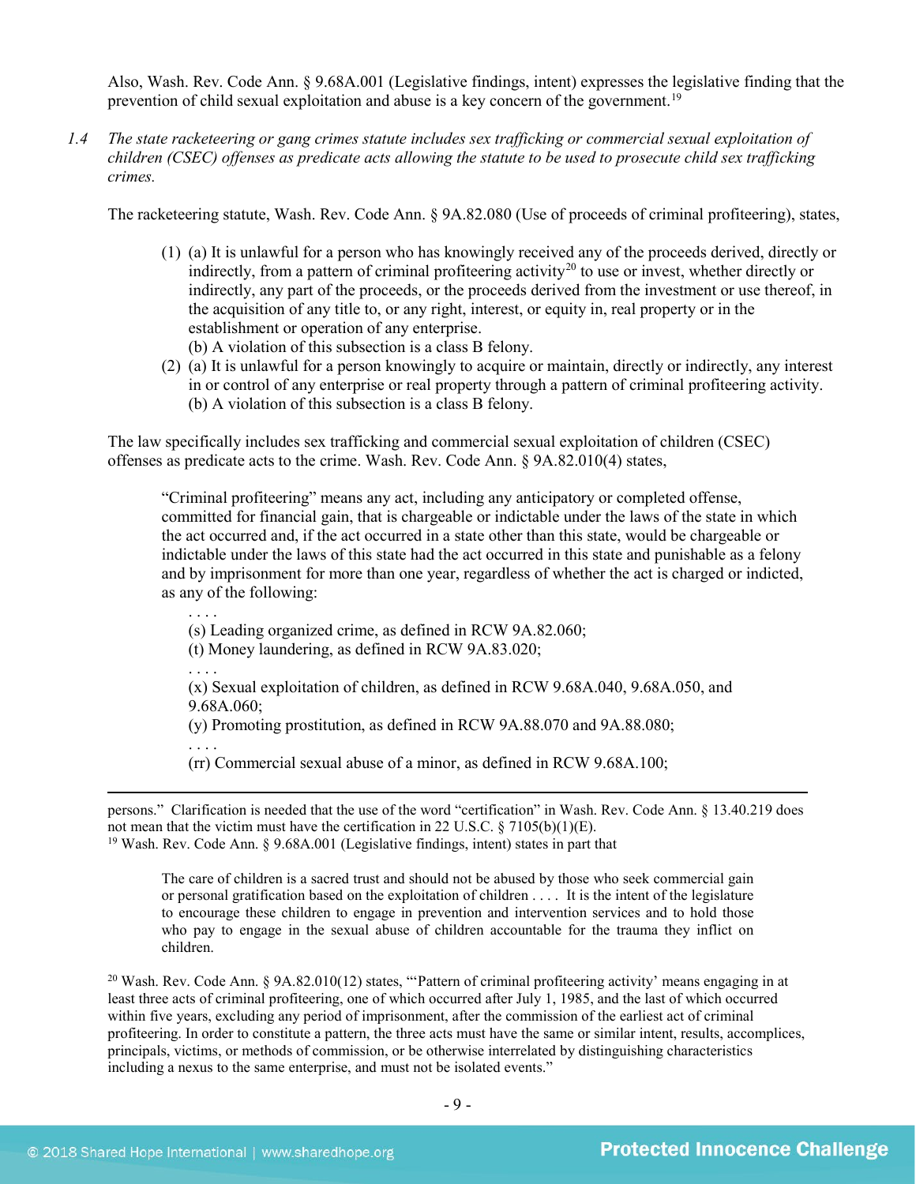Also, Wash. Rev. Code Ann. § 9.68A.001 (Legislative findings, intent) expresses the legislative finding that the prevention of child sexual exploitation and abuse is a key concern of the government.[19]

*1.4 The state racketeering or gang crimes statute includes sex trafficking or commercial sexual exploitation of children (CSEC) offenses as predicate acts allowing the statute to be used to prosecute child sex trafficking crimes.*

The racketeering statute, Wash. Rev. Code Ann. § 9A.82.080 (Use of proceeds of criminal profiteering), states,

> (1) (a) It is unlawful for a person who has knowingly received any of the proceeds derived, directly or indirectly, from a pattern of criminal profiteering activity[20] to use or invest, whether directly or indirectly, any part of the proceeds, or the proceeds derived from the investment or use thereof, in the acquisition of any title to, or any right, interest, or equity in, real property or in the establishment or operation of any enterprise.
> (b) A violation of this subsection is a class B felony.
>
> (2) (a) It is unlawful for a person knowingly to acquire or maintain, directly or indirectly, any interest in or control of any enterprise or real property through a pattern of criminal profiteering activity.
> (b) A violation of this subsection is a class B felony.

The law specifically includes sex trafficking and commercial sexual exploitation of children (CSEC) offenses as predicate acts to the crime. Wash. Rev. Code Ann. § 9A.82.010(4) states,

> "Criminal profiteering" means any act, including any anticipatory or completed offense, committed for financial gain, that is chargeable or indictable under the laws of the state in which the act occurred and, if the act occurred in a state other than this state, would be chargeable or indictable under the laws of this state had the act occurred in this state and punishable as a felony and by imprisonment for more than one year, regardless of whether the act is charged or indicted, as any of the following:
>
> . . . .
> (s) Leading organized crime, as defined in RCW 9A.82.060;
> (t) Money laundering, as defined in RCW 9A.83.020;
> . . . .
> (x) Sexual exploitation of children, as defined in RCW 9.68A.040, 9.68A.050, and 9.68A.060;
> (y) Promoting prostitution, as defined in RCW 9A.88.070 and 9A.88.080;
> . . . .
> (rr) Commercial sexual abuse of a minor, as defined in RCW 9.68A.100;

---

persons." Clarification is needed that the use of the word "certification" in Wash. Rev. Code Ann. § 13.40.219 does not mean that the victim must have the certification in 22 U.S.C. § 7105(b)(1)(E).

[19] Wash. Rev. Code Ann. § 9.68A.001 (Legislative findings, intent) states in part that

> The care of children is a sacred trust and should not be abused by those who seek commercial gain or personal gratification based on the exploitation of children . . . . It is the intent of the legislature to encourage these children to engage in prevention and intervention services and to hold those who pay to engage in the sexual abuse of children accountable for the trauma they inflict on children.

[20] Wash. Rev. Code Ann. § 9A.82.010(12) states, "'Pattern of criminal profiteering activity' means engaging in at least three acts of criminal profiteering, one of which occurred after July 1, 1985, and the last of which occurred within five years, excluding any period of imprisonment, after the commission of the earliest act of criminal profiteering. In order to constitute a pattern, the three acts must have the same or similar intent, results, accomplices, principals, victims, or methods of commission, or be otherwise interrelated by distinguishing characteristics including a nexus to the same enterprise, and must not be isolated events."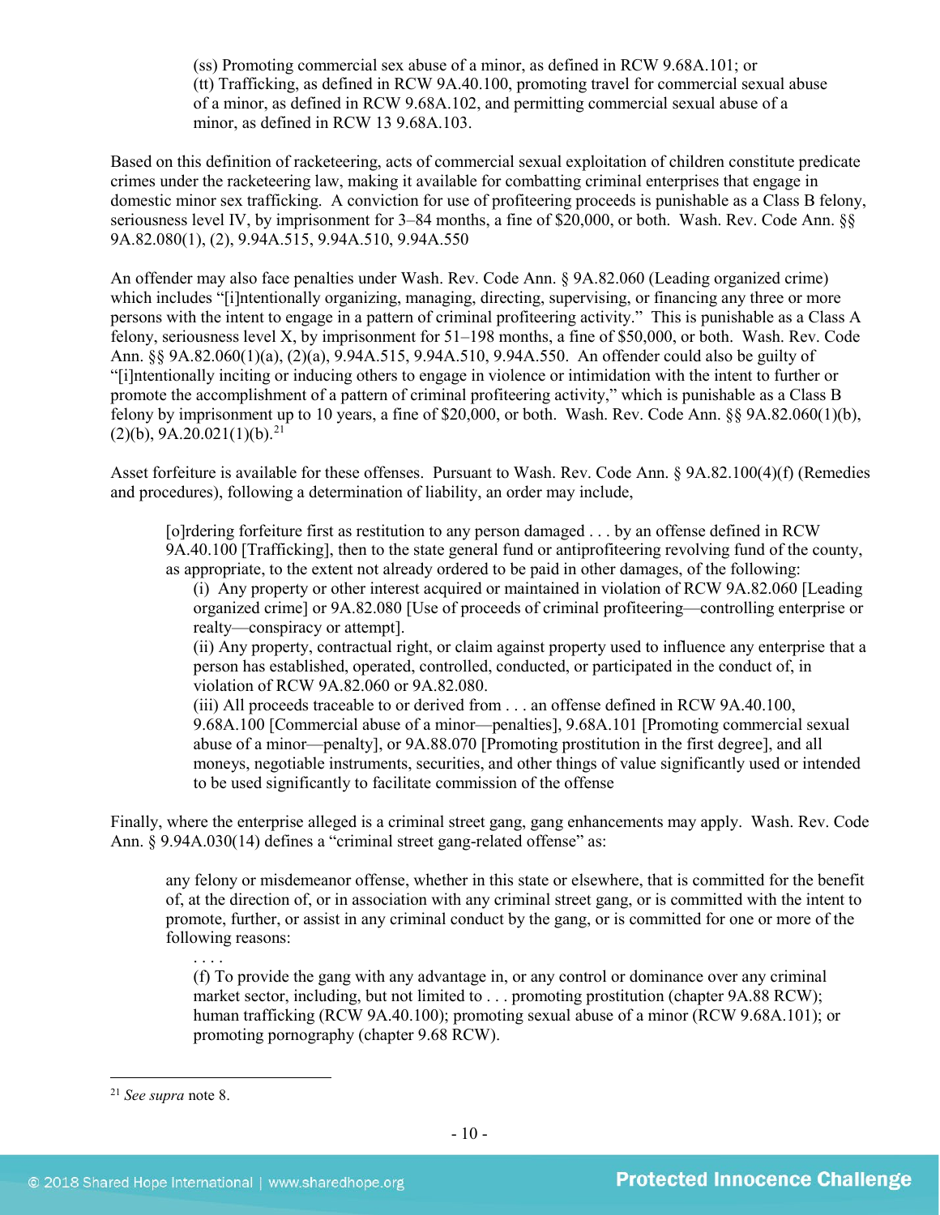> (ss) Promoting commercial sex abuse of a minor, as defined in RCW 9.68A.101; or
> (tt) Trafficking, as defined in RCW 9A.40.100, promoting travel for commercial sexual abuse of a minor, as defined in RCW 9.68A.102, and permitting commercial sexual abuse of a minor, as defined in RCW 13 9.68A.103.

Based on this definition of racketeering, acts of commercial sexual exploitation of children constitute predicate crimes under the racketeering law, making it available for combatting criminal enterprises that engage in domestic minor sex trafficking. A conviction for use of profiteering proceeds is punishable as a Class B felony, seriousness level IV, by imprisonment for 3–84 months, a fine of $20,000, or both. Wash. Rev. Code Ann. §§ 9A.82.080(1), (2), 9.94A.515, 9.94A.510, 9.94A.550

An offender may also face penalties under Wash. Rev. Code Ann. § 9A.82.060 (Leading organized crime) which includes "[i]ntentionally organizing, managing, directing, supervising, or financing any three or more persons with the intent to engage in a pattern of criminal profiteering activity." This is punishable as a Class A felony, seriousness level X, by imprisonment for 51–198 months, a fine of $50,000, or both. Wash. Rev. Code Ann. §§ 9A.82.060(1)(a), (2)(a), 9.94A.515, 9.94A.510, 9.94A.550. An offender could also be guilty of "[i]ntentionally inciting or inducing others to engage in violence or intimidation with the intent to further or promote the accomplishment of a pattern of criminal profiteering activity," which is punishable as a Class B felony by imprisonment up to 10 years, a fine of $20,000, or both. Wash. Rev. Code Ann. §§ 9A.82.060(1)(b), (2)(b), 9A.20.021(1)(b).[21]

Asset forfeiture is available for these offenses. Pursuant to Wash. Rev. Code Ann. § 9A.82.100(4)(f) (Remedies and procedures), following a determination of liability, an order may include,

> [o]rdering forfeiture first as restitution to any person damaged . . . by an offense defined in RCW 9A.40.100 [Trafficking], then to the state general fund or antiprofiteering revolving fund of the county, as appropriate, to the extent not already ordered to be paid in other damages, of the following:
> (i) Any property or other interest acquired or maintained in violation of RCW 9A.82.060 [Leading organized crime] or 9A.82.080 [Use of proceeds of criminal profiteering—controlling enterprise or realty—conspiracy or attempt].
> (ii) Any property, contractual right, or claim against property used to influence any enterprise that a person has established, operated, controlled, conducted, or participated in the conduct of, in violation of RCW 9A.82.060 or 9A.82.080.
> (iii) All proceeds traceable to or derived from . . . an offense defined in RCW 9A.40.100, 9.68A.100 [Commercial abuse of a minor—penalties], 9.68A.101 [Promoting commercial sexual abuse of a minor—penalty], or 9A.88.070 [Promoting prostitution in the first degree], and all moneys, negotiable instruments, securities, and other things of value significantly used or intended to be used significantly to facilitate commission of the offense

Finally, where the enterprise alleged is a criminal street gang, gang enhancements may apply. Wash. Rev. Code Ann. § 9.94A.030(14) defines a "criminal street gang-related offense" as:

> any felony or misdemeanor offense, whether in this state or elsewhere, that is committed for the benefit of, at the direction of, or in association with any criminal street gang, or is committed with the intent to promote, further, or assist in any criminal conduct by the gang, or is committed for one or more of the following reasons:
> . . . .
> (f) To provide the gang with any advantage in, or any control or dominance over any criminal market sector, including, but not limited to . . . promoting prostitution (chapter 9A.88 RCW); human trafficking (RCW 9A.40.100); promoting sexual abuse of a minor (RCW 9.68A.101); or promoting pornography (chapter 9.68 RCW).

---

[21] *See supra* note 8.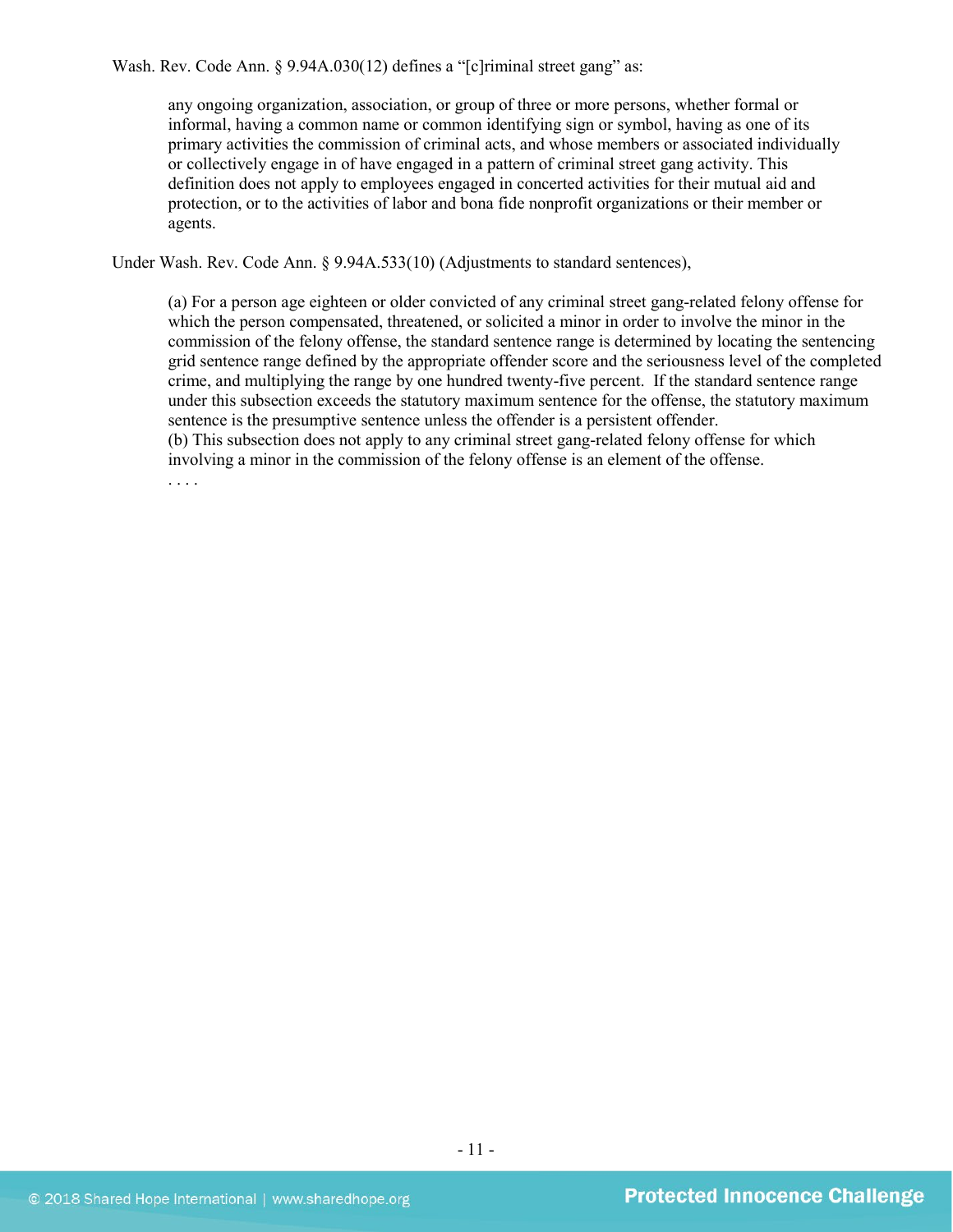Wash. Rev. Code Ann. § 9.94A.030(12) defines a "[c]riminal street gang" as:

> any ongoing organization, association, or group of three or more persons, whether formal or informal, having a common name or common identifying sign or symbol, having as one of its primary activities the commission of criminal acts, and whose members or associated individually or collectively engage in of have engaged in a pattern of criminal street gang activity. This definition does not apply to employees engaged in concerted activities for their mutual aid and protection, or to the activities of labor and bona fide nonprofit organizations or their member or agents.

Under Wash. Rev. Code Ann. § 9.94A.533(10) (Adjustments to standard sentences),

> (a) For a person age eighteen or older convicted of any criminal street gang-related felony offense for which the person compensated, threatened, or solicited a minor in order to involve the minor in the commission of the felony offense, the standard sentence range is determined by locating the sentencing grid sentence range defined by the appropriate offender score and the seriousness level of the completed crime, and multiplying the range by one hundred twenty-five percent. If the standard sentence range under this subsection exceeds the statutory maximum sentence for the offense, the statutory maximum sentence is the presumptive sentence unless the offender is a persistent offender.
> (b) This subsection does not apply to any criminal street gang-related felony offense for which involving a minor in the commission of the felony offense is an element of the offense.
> . . . .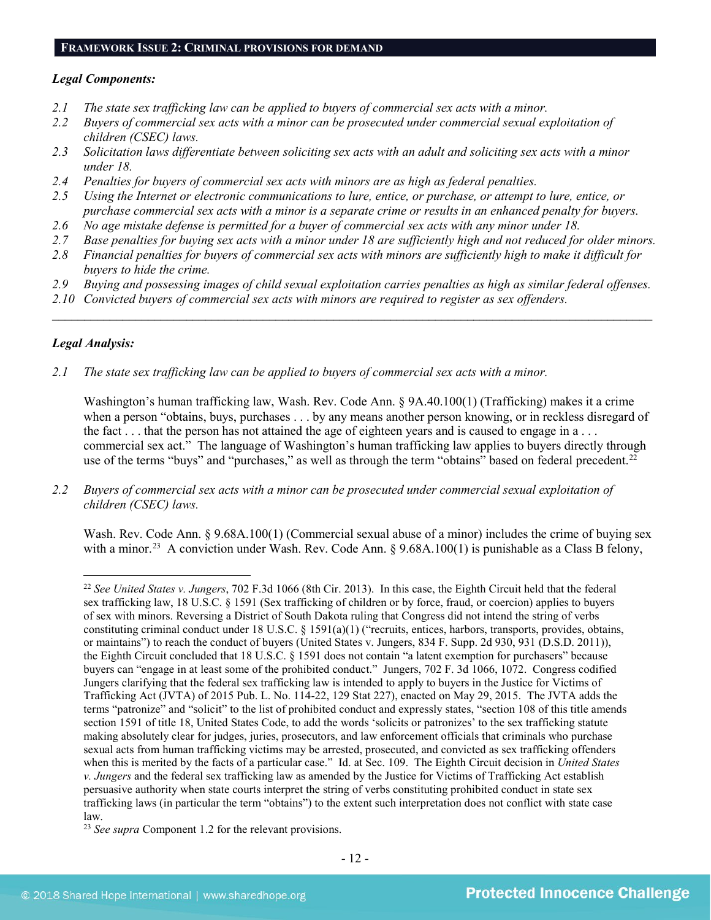## FRAMEWORK ISSUE 2: CRIMINAL PROVISIONS FOR DEMAND

***Legal Components:***

*2.1 The state sex trafficking law can be applied to buyers of commercial sex acts with a minor.*
*2.2 Buyers of commercial sex acts with a minor can be prosecuted under commercial sexual exploitation of children (CSEC) laws.*
*2.3 Solicitation laws differentiate between soliciting sex acts with an adult and soliciting sex acts with a minor under 18.*
*2.4 Penalties for buyers of commercial sex acts with minors are as high as federal penalties.*
*2.5 Using the Internet or electronic communications to lure, entice, or purchase, or attempt to lure, entice, or purchase commercial sex acts with a minor is a separate crime or results in an enhanced penalty for buyers.*
*2.6 No age mistake defense is permitted for a buyer of commercial sex acts with any minor under 18.*
*2.7 Base penalties for buying sex acts with a minor under 18 are sufficiently high and not reduced for older minors.*
*2.8 Financial penalties for buyers of commercial sex acts with minors are sufficiently high to make it difficult for buyers to hide the crime.*
*2.9 Buying and possessing images of child sexual exploitation carries penalties as high as similar federal offenses.*
*2.10 Convicted buyers of commercial sex acts with minors are required to register as sex offenders.*

---

***Legal Analysis:***

*2.1 The state sex trafficking law can be applied to buyers of commercial sex acts with a minor.*

Washington's human trafficking law, Wash. Rev. Code Ann. § 9A.40.100(1) (Trafficking) makes it a crime when a person "obtains, buys, purchases . . . by any means another person knowing, or in reckless disregard of the fact . . . that the person has not attained the age of eighteen years and is caused to engage in a . . . commercial sex act." The language of Washington's human trafficking law applies to buyers directly through use of the terms "buys" and "purchases," as well as through the term "obtains" based on federal precedent.[22]

*2.2 Buyers of commercial sex acts with a minor can be prosecuted under commercial sexual exploitation of children (CSEC) laws.*

Wash. Rev. Code Ann. § 9.68A.100(1) (Commercial sexual abuse of a minor) includes the crime of buying sex with a minor.[23] A conviction under Wash. Rev. Code Ann. § 9.68A.100(1) is punishable as a Class B felony,

---

[22] *See United States v. Jungers*, 702 F.3d 1066 (8th Cir. 2013). In this case, the Eighth Circuit held that the federal sex trafficking law, 18 U.S.C. § 1591 (Sex trafficking of children or by force, fraud, or coercion) applies to buyers of sex with minors. Reversing a District of South Dakota ruling that Congress did not intend the string of verbs constituting criminal conduct under 18 U.S.C. § 1591(a)(1) ("recruits, entices, harbors, transports, provides, obtains, or maintains") to reach the conduct of buyers (United States v. Jungers, 834 F. Supp. 2d 930, 931 (D.S.D. 2011)), the Eighth Circuit concluded that 18 U.S.C. § 1591 does not contain "a latent exemption for purchasers" because buyers can "engage in at least some of the prohibited conduct." Jungers, 702 F. 3d 1066, 1072. Congress codified Jungers clarifying that the federal sex trafficking law is intended to apply to buyers in the Justice for Victims of Trafficking Act (JVTA) of 2015 Pub. L. No. 114-22, 129 Stat 227), enacted on May 29, 2015. The JVTA adds the terms "patronize" and "solicit" to the list of prohibited conduct and expressly states, "section 108 of this title amends section 1591 of title 18, United States Code, to add the words 'solicits or patronizes' to the sex trafficking statute making absolutely clear for judges, juries, prosecutors, and law enforcement officials that criminals who purchase sexual acts from human trafficking victims may be arrested, prosecuted, and convicted as sex trafficking offenders when this is merited by the facts of a particular case." Id. at Sec. 109. The Eighth Circuit decision in *United States v. Jungers* and the federal sex trafficking law as amended by the Justice for Victims of Trafficking Act establish persuasive authority when state courts interpret the string of verbs constituting prohibited conduct in state sex trafficking laws (in particular the term "obtains") to the extent such interpretation does not conflict with state case law.

[23] *See supra* Component 1.2 for the relevant provisions.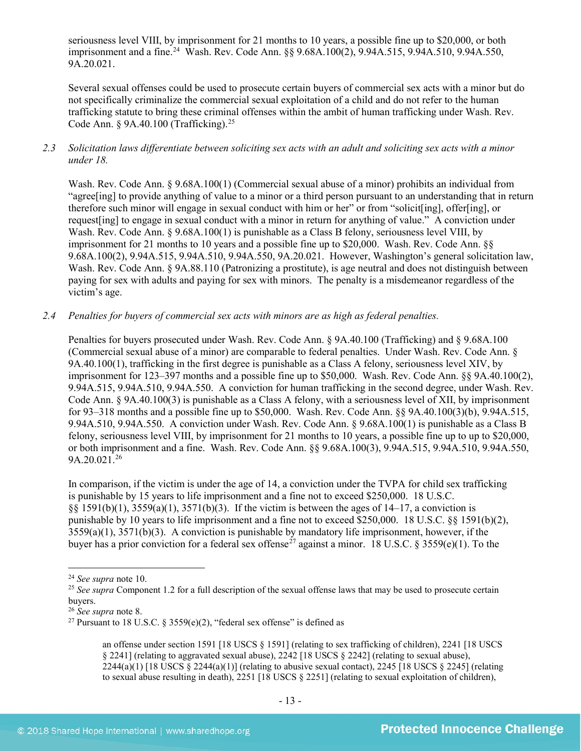seriousness level VIII, by imprisonment for 21 months to 10 years, a possible fine up to $20,000, or both imprisonment and a fine.[24] Wash. Rev. Code Ann. §§ 9.68A.100(2), 9.94A.515, 9.94A.510, 9.94A.550, 9A.20.021.

Several sexual offenses could be used to prosecute certain buyers of commercial sex acts with a minor but do not specifically criminalize the commercial sexual exploitation of a child and do not refer to the human trafficking statute to bring these criminal offenses within the ambit of human trafficking under Wash. Rev. Code Ann. § 9A.40.100 (Trafficking).[25]

*2.3 Solicitation laws differentiate between soliciting sex acts with an adult and soliciting sex acts with a minor under 18.*

Wash. Rev. Code Ann. § 9.68A.100(1) (Commercial sexual abuse of a minor) prohibits an individual from "agree[ing] to provide anything of value to a minor or a third person pursuant to an understanding that in return therefore such minor will engage in sexual conduct with him or her" or from "solicit[ing], offer[ing], or request[ing] to engage in sexual conduct with a minor in return for anything of value." A conviction under Wash. Rev. Code Ann. § 9.68A.100(1) is punishable as a Class B felony, seriousness level VIII, by imprisonment for 21 months to 10 years and a possible fine up to $20,000. Wash. Rev. Code Ann. §§ 9.68A.100(2), 9.94A.515, 9.94A.510, 9.94A.550, 9A.20.021. However, Washington's general solicitation law, Wash. Rev. Code Ann. § 9A.88.110 (Patronizing a prostitute), is age neutral and does not distinguish between paying for sex with adults and paying for sex with minors. The penalty is a misdemeanor regardless of the victim's age.

*2.4 Penalties for buyers of commercial sex acts with minors are as high as federal penalties.*

Penalties for buyers prosecuted under Wash. Rev. Code Ann. § 9A.40.100 (Trafficking) and § 9.68A.100 (Commercial sexual abuse of a minor) are comparable to federal penalties. Under Wash. Rev. Code Ann. § 9A.40.100(1), trafficking in the first degree is punishable as a Class A felony, seriousness level XIV, by imprisonment for 123–397 months and a possible fine up to $50,000. Wash. Rev. Code Ann. §§ 9A.40.100(2), 9.94A.515, 9.94A.510, 9.94A.550. A conviction for human trafficking in the second degree, under Wash. Rev. Code Ann. § 9A.40.100(3) is punishable as a Class A felony, with a seriousness level of XII, by imprisonment for 93–318 months and a possible fine up to $50,000. Wash. Rev. Code Ann. §§ 9A.40.100(3)(b), 9.94A.515, 9.94A.510, 9.94A.550. A conviction under Wash. Rev. Code Ann. § 9.68A.100(1) is punishable as a Class B felony, seriousness level VIII, by imprisonment for 21 months to 10 years, a possible fine up to up to $20,000, or both imprisonment and a fine. Wash. Rev. Code Ann. §§ 9.68A.100(3), 9.94A.515, 9.94A.510, 9.94A.550, 9A.20.021.[26]

In comparison, if the victim is under the age of 14, a conviction under the TVPA for child sex trafficking is punishable by 15 years to life imprisonment and a fine not to exceed $250,000. 18 U.S.C. §§ 1591(b)(1), 3559(a)(1), 3571(b)(3). If the victim is between the ages of 14–17, a conviction is punishable by 10 years to life imprisonment and a fine not to exceed $250,000. 18 U.S.C. §§ 1591(b)(2), 3559(a)(1), 3571(b)(3). A conviction is punishable by mandatory life imprisonment, however, if the buyer has a prior conviction for a federal sex offense[27] against a minor. 18 U.S.C. § 3559(e)(1). To the

---

[24] *See supra* note 10.

[25] *See supra* Component 1.2 for a full description of the sexual offense laws that may be used to prosecute certain buyers.

[26] *See supra* note 8.

[27] Pursuant to 18 U.S.C. § 3559(e)(2), "federal sex offense" is defined as

> an offense under section 1591 [18 USCS § 1591] (relating to sex trafficking of children), 2241 [18 USCS § 2241] (relating to aggravated sexual abuse), 2242 [18 USCS § 2242] (relating to sexual abuse), 2244(a)(1) [18 USCS § 2244(a)(1)] (relating to abusive sexual contact), 2245 [18 USCS § 2245] (relating to sexual abuse resulting in death), 2251 [18 USCS § 2251] (relating to sexual exploitation of children),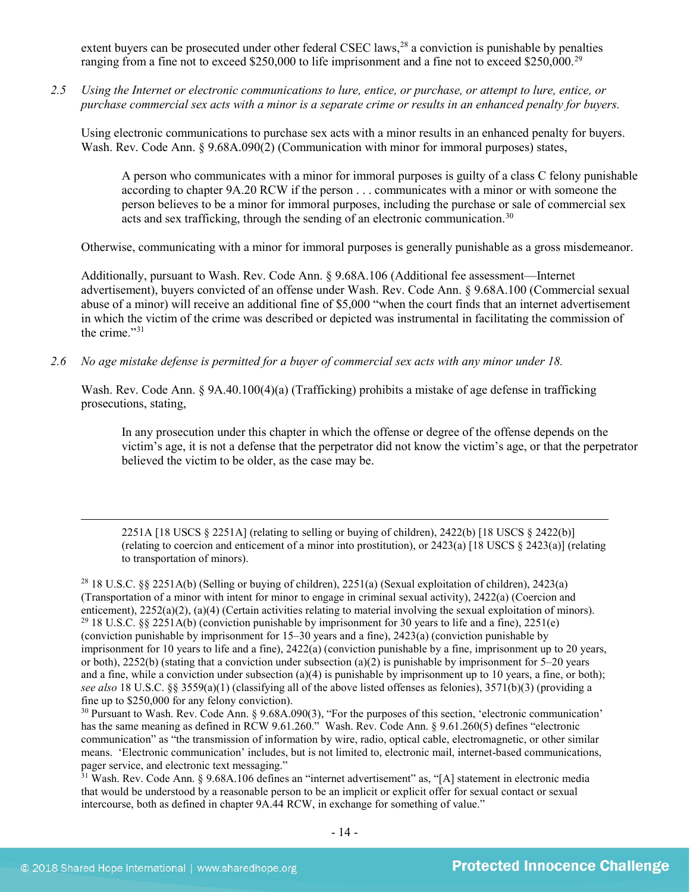extent buyers can be prosecuted under other federal CSEC laws,[28] a conviction is punishable by penalties ranging from a fine not to exceed $250,000 to life imprisonment and a fine not to exceed $250,000.[29]

2.5 *Using the Internet or electronic communications to lure, entice, or purchase, or attempt to lure, entice, or purchase commercial sex acts with a minor is a separate crime or results in an enhanced penalty for buyers.*

Using electronic communications to purchase sex acts with a minor results in an enhanced penalty for buyers. Wash. Rev. Code Ann. § 9.68A.090(2) (Communication with minor for immoral purposes) states,

> A person who communicates with a minor for immoral purposes is guilty of a class C felony punishable according to chapter 9A.20 RCW if the person . . . communicates with a minor or with someone the person believes to be a minor for immoral purposes, including the purchase or sale of commercial sex acts and sex trafficking, through the sending of an electronic communication.[30]

Otherwise, communicating with a minor for immoral purposes is generally punishable as a gross misdemeanor.

Additionally, pursuant to Wash. Rev. Code Ann. § 9.68A.106 (Additional fee assessment—Internet advertisement), buyers convicted of an offense under Wash. Rev. Code Ann. § 9.68A.100 (Commercial sexual abuse of a minor) will receive an additional fine of $5,000 "when the court finds that an internet advertisement in which the victim of the crime was described or depicted was instrumental in facilitating the commission of the crime."[31]

2.6 *No age mistake defense is permitted for a buyer of commercial sex acts with any minor under 18.*

Wash. Rev. Code Ann. § 9A.40.100(4)(a) (Trafficking) prohibits a mistake of age defense in trafficking prosecutions, stating,

> In any prosecution under this chapter in which the offense or degree of the offense depends on the victim's age, it is not a defense that the perpetrator did not know the victim's age, or that the perpetrator believed the victim to be older, as the case may be.

---

2251A [18 USCS § 2251A] (relating to selling or buying of children), 2422(b) [18 USCS § 2422(b)] (relating to coercion and enticement of a minor into prostitution), or 2423(a) [18 USCS § 2423(a)] (relating to transportation of minors).

[28] 18 U.S.C. §§ 2251A(b) (Selling or buying of children), 2251(a) (Sexual exploitation of children), 2423(a) (Transportation of a minor with intent for minor to engage in criminal sexual activity), 2422(a) (Coercion and enticement), 2252(a)(2), (a)(4) (Certain activities relating to material involving the sexual exploitation of minors).

[29] 18 U.S.C. §§ 2251A(b) (conviction punishable by imprisonment for 30 years to life and a fine), 2251(e) (conviction punishable by imprisonment for 15–30 years and a fine), 2423(a) (conviction punishable by imprisonment for 10 years to life and a fine), 2422(a) (conviction punishable by a fine, imprisonment up to 20 years, or both), 2252(b) (stating that a conviction under subsection (a)(2) is punishable by imprisonment for 5–20 years and a fine, while a conviction under subsection (a)(4) is punishable by imprisonment up to 10 years, a fine, or both); *see also* 18 U.S.C. §§ 3559(a)(1) (classifying all of the above listed offenses as felonies), 3571(b)(3) (providing a fine up to $250,000 for any felony conviction).

[30] Pursuant to Wash. Rev. Code Ann. § 9.68A.090(3), "For the purposes of this section, 'electronic communication' has the same meaning as defined in RCW 9.61.260." Wash. Rev. Code Ann. § 9.61.260(5) defines "electronic communication" as "the transmission of information by wire, radio, optical cable, electromagnetic, or other similar means. 'Electronic communication' includes, but is not limited to, electronic mail, internet-based communications, pager service, and electronic text messaging."

[31] Wash. Rev. Code Ann. § 9.68A.106 defines an "internet advertisement" as, "[A] statement in electronic media that would be understood by a reasonable person to be an implicit or explicit offer for sexual contact or sexual intercourse, both as defined in chapter 9A.44 RCW, in exchange for something of value."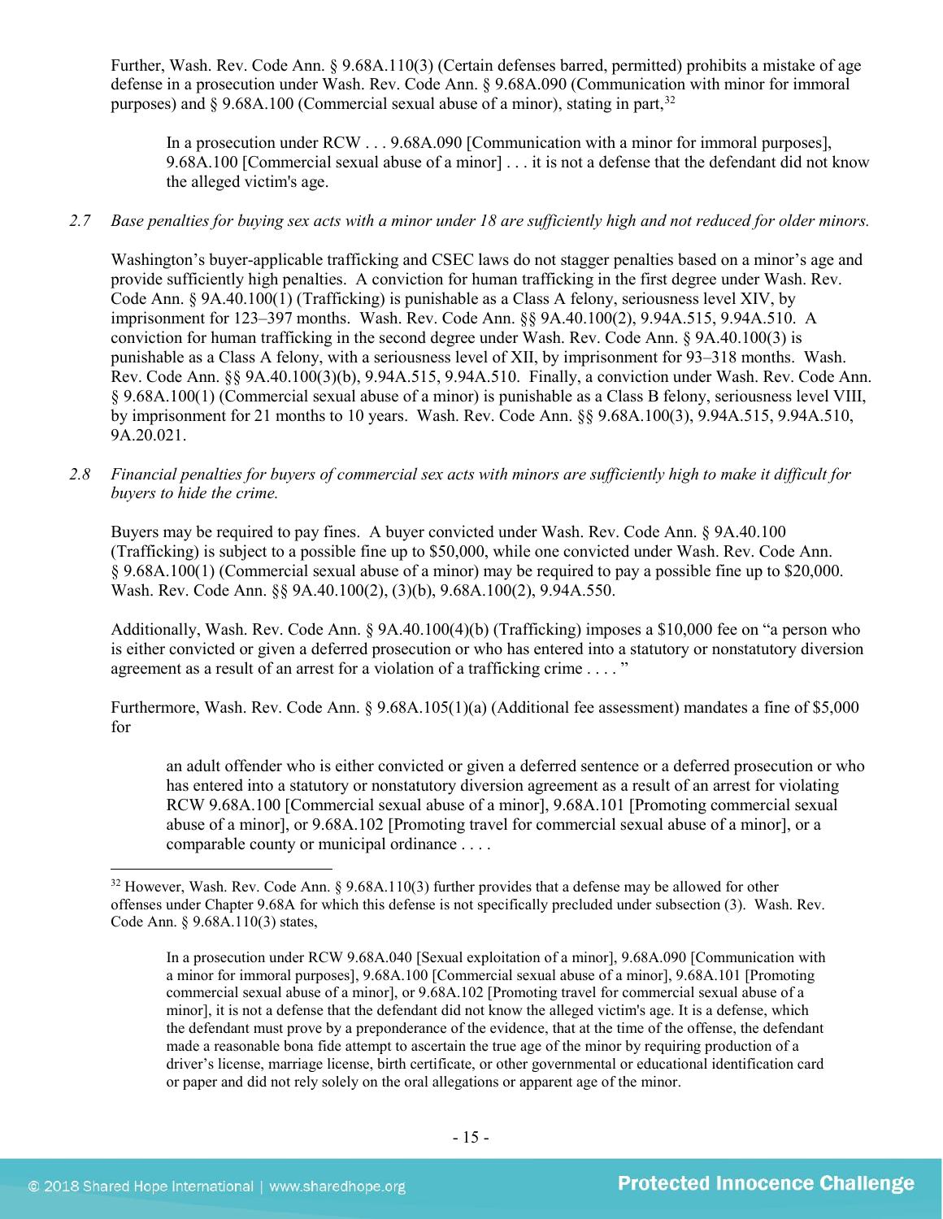Further, Wash. Rev. Code Ann. § 9.68A.110(3) (Certain defenses barred, permitted) prohibits a mistake of age defense in a prosecution under Wash. Rev. Code Ann. § 9.68A.090 (Communication with minor for immoral purposes) and § 9.68A.100 (Commercial sexual abuse of a minor), stating in part,[32]

> In a prosecution under RCW . . . 9.68A.090 [Communication with a minor for immoral purposes], 9.68A.100 [Commercial sexual abuse of a minor] . . . it is not a defense that the defendant did not know the alleged victim's age.

*2.7 Base penalties for buying sex acts with a minor under 18 are sufficiently high and not reduced for older minors.*

Washington's buyer-applicable trafficking and CSEC laws do not stagger penalties based on a minor's age and provide sufficiently high penalties. A conviction for human trafficking in the first degree under Wash. Rev. Code Ann. § 9A.40.100(1) (Trafficking) is punishable as a Class A felony, seriousness level XIV, by imprisonment for 123–397 months. Wash. Rev. Code Ann. §§ 9A.40.100(2), 9.94A.515, 9.94A.510. A conviction for human trafficking in the second degree under Wash. Rev. Code Ann. § 9A.40.100(3) is punishable as a Class A felony, with a seriousness level of XII, by imprisonment for 93–318 months. Wash. Rev. Code Ann. §§ 9A.40.100(3)(b), 9.94A.515, 9.94A.510. Finally, a conviction under Wash. Rev. Code Ann. § 9.68A.100(1) (Commercial sexual abuse of a minor) is punishable as a Class B felony, seriousness level VIII, by imprisonment for 21 months to 10 years. Wash. Rev. Code Ann. §§ 9.68A.100(3), 9.94A.515, 9.94A.510, 9A.20.021.

*2.8 Financial penalties for buyers of commercial sex acts with minors are sufficiently high to make it difficult for buyers to hide the crime.*

Buyers may be required to pay fines. A buyer convicted under Wash. Rev. Code Ann. § 9A.40.100 (Trafficking) is subject to a possible fine up to $50,000, while one convicted under Wash. Rev. Code Ann. § 9.68A.100(1) (Commercial sexual abuse of a minor) may be required to pay a possible fine up to $20,000. Wash. Rev. Code Ann. §§ 9A.40.100(2), (3)(b), 9.68A.100(2), 9.94A.550.

Additionally, Wash. Rev. Code Ann. § 9A.40.100(4)(b) (Trafficking) imposes a $10,000 fee on "a person who is either convicted or given a deferred prosecution or who has entered into a statutory or nonstatutory diversion agreement as a result of an arrest for a violation of a trafficking crime . . . ."

Furthermore, Wash. Rev. Code Ann. § 9.68A.105(1)(a) (Additional fee assessment) mandates a fine of $5,000 for

> an adult offender who is either convicted or given a deferred sentence or a deferred prosecution or who has entered into a statutory or nonstatutory diversion agreement as a result of an arrest for violating RCW 9.68A.100 [Commercial sexual abuse of a minor], 9.68A.101 [Promoting commercial sexual abuse of a minor], or 9.68A.102 [Promoting travel for commercial sexual abuse of a minor], or a comparable county or municipal ordinance . . . .

---

[32] However, Wash. Rev. Code Ann. § 9.68A.110(3) further provides that a defense may be allowed for other offenses under Chapter 9.68A for which this defense is not specifically precluded under subsection (3). Wash. Rev. Code Ann. § 9.68A.110(3) states,

> In a prosecution under RCW 9.68A.040 [Sexual exploitation of a minor], 9.68A.090 [Communication with a minor for immoral purposes], 9.68A.100 [Commercial sexual abuse of a minor], 9.68A.101 [Promoting commercial sexual abuse of a minor], or 9.68A.102 [Promoting travel for commercial sexual abuse of a minor], it is not a defense that the defendant did not know the alleged victim's age. It is a defense, which the defendant must prove by a preponderance of the evidence, that at the time of the offense, the defendant made a reasonable bona fide attempt to ascertain the true age of the minor by requiring production of a driver's license, marriage license, birth certificate, or other governmental or educational identification card or paper and did not rely solely on the oral allegations or apparent age of the minor.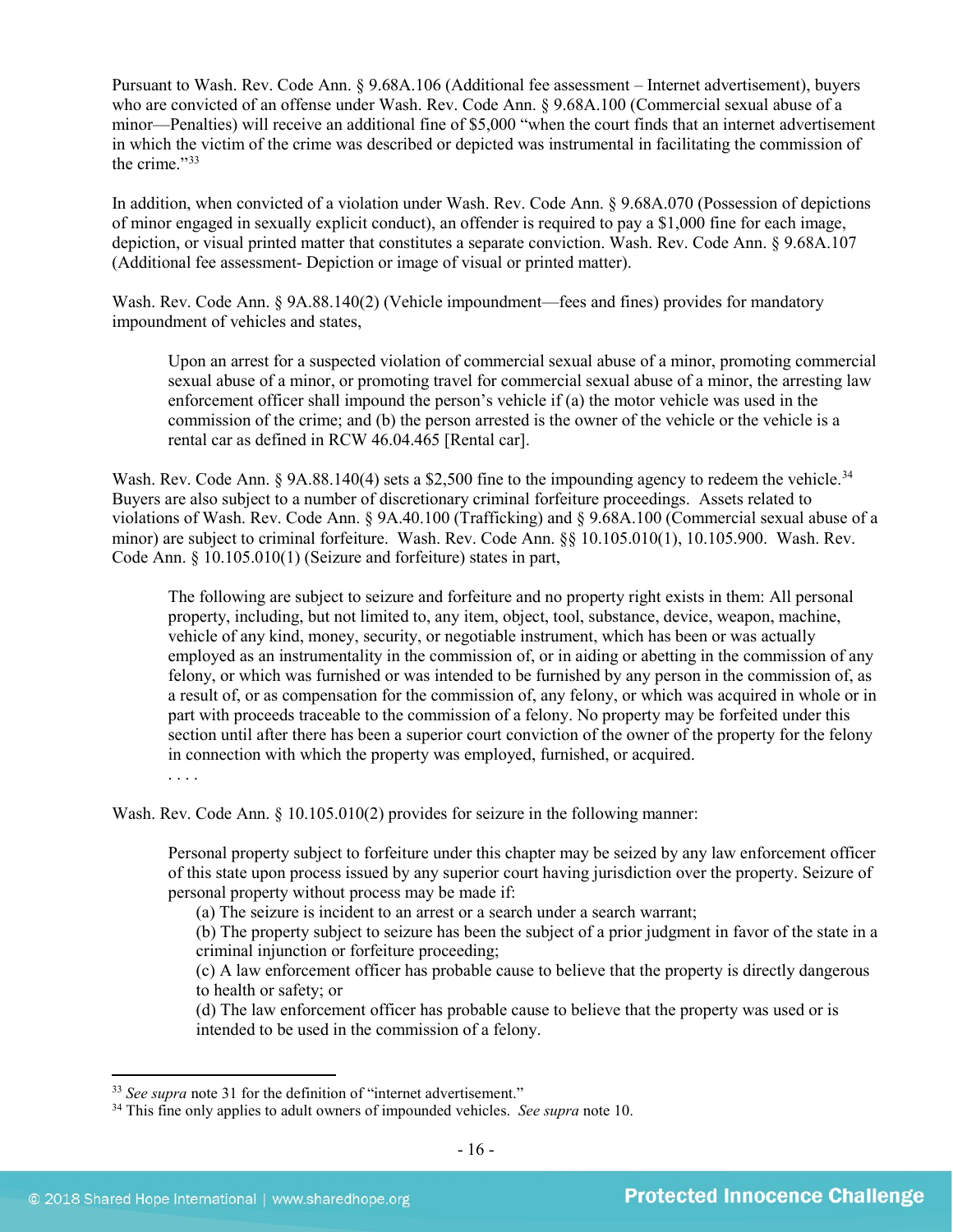Pursuant to Wash. Rev. Code Ann. § 9.68A.106 (Additional fee assessment – Internet advertisement), buyers who are convicted of an offense under Wash. Rev. Code Ann. § 9.68A.100 (Commercial sexual abuse of a minor—Penalties) will receive an additional fine of $5,000 "when the court finds that an internet advertisement in which the victim of the crime was described or depicted was instrumental in facilitating the commission of the crime."[33]

In addition, when convicted of a violation under Wash. Rev. Code Ann. § 9.68A.070 (Possession of depictions of minor engaged in sexually explicit conduct), an offender is required to pay a $1,000 fine for each image, depiction, or visual printed matter that constitutes a separate conviction. Wash. Rev. Code Ann. § 9.68A.107 (Additional fee assessment- Depiction or image of visual or printed matter).

Wash. Rev. Code Ann. § 9A.88.140(2) (Vehicle impoundment—fees and fines) provides for mandatory impoundment of vehicles and states,

> Upon an arrest for a suspected violation of commercial sexual abuse of a minor, promoting commercial sexual abuse of a minor, or promoting travel for commercial sexual abuse of a minor, the arresting law enforcement officer shall impound the person's vehicle if (a) the motor vehicle was used in the commission of the crime; and (b) the person arrested is the owner of the vehicle or the vehicle is a rental car as defined in RCW 46.04.465 [Rental car].

Wash. Rev. Code Ann. § 9A.88.140(4) sets a $2,500 fine to the impounding agency to redeem the vehicle.[34] Buyers are also subject to a number of discretionary criminal forfeiture proceedings. Assets related to violations of Wash. Rev. Code Ann. § 9A.40.100 (Trafficking) and § 9.68A.100 (Commercial sexual abuse of a minor) are subject to criminal forfeiture. Wash. Rev. Code Ann. §§ 10.105.010(1), 10.105.900. Wash. Rev. Code Ann. § 10.105.010(1) (Seizure and forfeiture) states in part,

> The following are subject to seizure and forfeiture and no property right exists in them: All personal property, including, but not limited to, any item, object, tool, substance, device, weapon, machine, vehicle of any kind, money, security, or negotiable instrument, which has been or was actually employed as an instrumentality in the commission of, or in aiding or abetting in the commission of any felony, or which was furnished or was intended to be furnished by any person in the commission of, as a result of, or as compensation for the commission of, any felony, or which was acquired in whole or in part with proceeds traceable to the commission of a felony. No property may be forfeited under this section until after there has been a superior court conviction of the owner of the property for the felony in connection with which the property was employed, furnished, or acquired.
>
> . . . .

Wash. Rev. Code Ann. § 10.105.010(2) provides for seizure in the following manner:

> Personal property subject to forfeiture under this chapter may be seized by any law enforcement officer of this state upon process issued by any superior court having jurisdiction over the property. Seizure of personal property without process may be made if:
>
> (a) The seizure is incident to an arrest or a search under a search warrant;
>
> (b) The property subject to seizure has been the subject of a prior judgment in favor of the state in a criminal injunction or forfeiture proceeding;
>
> (c) A law enforcement officer has probable cause to believe that the property is directly dangerous to health or safety; or
>
> (d) The law enforcement officer has probable cause to believe that the property was used or is intended to be used in the commission of a felony.

---

[33] *See supra* note 31 for the definition of "internet advertisement."

[34] This fine only applies to adult owners of impounded vehicles. *See supra* note 10.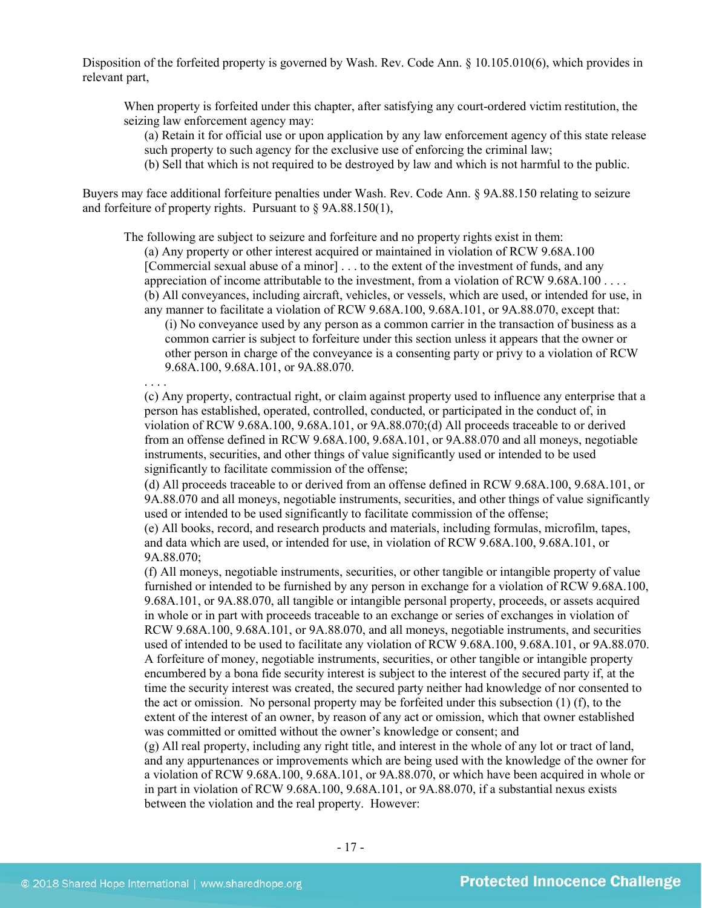Disposition of the forfeited property is governed by Wash. Rev. Code Ann. § 10.105.010(6), which provides in relevant part,

> When property is forfeited under this chapter, after satisfying any court-ordered victim restitution, the seizing law enforcement agency may:
>
> (a) Retain it for official use or upon application by any law enforcement agency of this state release such property to such agency for the exclusive use of enforcing the criminal law;
>
> (b) Sell that which is not required to be destroyed by law and which is not harmful to the public.

Buyers may face additional forfeiture penalties under Wash. Rev. Code Ann. § 9A.88.150 relating to seizure and forfeiture of property rights. Pursuant to § 9A.88.150(1),

> The following are subject to seizure and forfeiture and no property rights exist in them:
>
> (a) Any property or other interest acquired or maintained in violation of RCW 9.68A.100 [Commercial sexual abuse of a minor] . . . to the extent of the investment of funds, and any appreciation of income attributable to the investment, from a violation of RCW 9.68A.100 . . . .
>
> (b) All conveyances, including aircraft, vehicles, or vessels, which are used, or intended for use, in any manner to facilitate a violation of RCW 9.68A.100, 9.68A.101, or 9A.88.070, except that:
>
> > (i) No conveyance used by any person as a common carrier in the transaction of business as a common carrier is subject to forfeiture under this section unless it appears that the owner or other person in charge of the conveyance is a consenting party or privy to a violation of RCW 9.68A.100, 9.68A.101, or 9A.88.070.
>
> . . . .
>
> (c) Any property, contractual right, or claim against property used to influence any enterprise that a person has established, operated, controlled, conducted, or participated in the conduct of, in violation of RCW 9.68A.100, 9.68A.101, or 9A.88.070;(d) All proceeds traceable to or derived from an offense defined in RCW 9.68A.100, 9.68A.101, or 9A.88.070 and all moneys, negotiable instruments, securities, and other things of value significantly used or intended to be used significantly to facilitate commission of the offense;
>
> (d) All proceeds traceable to or derived from an offense defined in RCW 9.68A.100, 9.68A.101, or 9A.88.070 and all moneys, negotiable instruments, securities, and other things of value significantly used or intended to be used significantly to facilitate commission of the offense;
>
> (e) All books, record, and research products and materials, including formulas, microfilm, tapes, and data which are used, or intended for use, in violation of RCW 9.68A.100, 9.68A.101, or 9A.88.070;
>
> (f) All moneys, negotiable instruments, securities, or other tangible or intangible property of value furnished or intended to be furnished by any person in exchange for a violation of RCW 9.68A.100, 9.68A.101, or 9A.88.070, all tangible or intangible personal property, proceeds, or assets acquired in whole or in part with proceeds traceable to an exchange or series of exchanges in violation of RCW 9.68A.100, 9.68A.101, or 9A.88.070, and all moneys, negotiable instruments, and securities used of intended to be used to facilitate any violation of RCW 9.68A.100, 9.68A.101, or 9A.88.070. A forfeiture of money, negotiable instruments, securities, or other tangible or intangible property encumbered by a bona fide security interest is subject to the interest of the secured party if, at the time the security interest was created, the secured party neither had knowledge of nor consented to the act or omission. No personal property may be forfeited under this subsection (1) (f), to the extent of the interest of an owner, by reason of any act or omission, which that owner established was committed or omitted without the owner's knowledge or consent; and
>
> (g) All real property, including any right title, and interest in the whole of any lot or tract of land, and any appurtenances or improvements which are being used with the knowledge of the owner for a violation of RCW 9.68A.100, 9.68A.101, or 9A.88.070, or which have been acquired in whole or in part in violation of RCW 9.68A.100, 9.68A.101, or 9A.88.070, if a substantial nexus exists between the violation and the real property. However: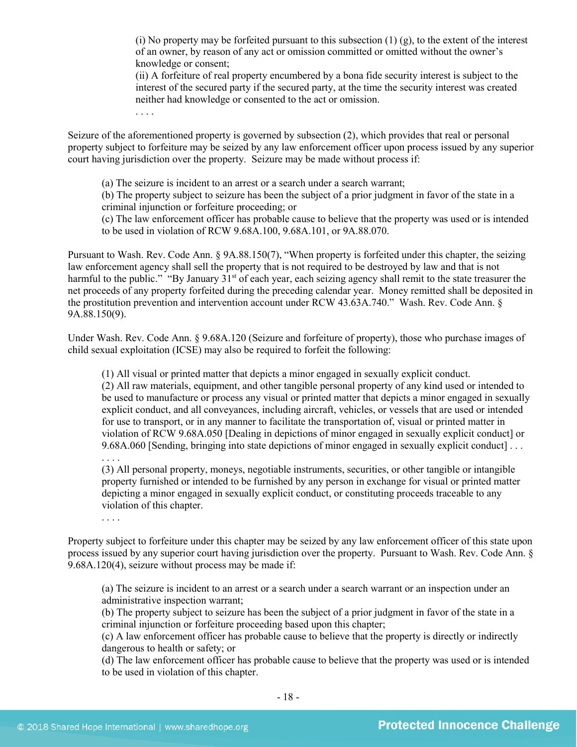> (i) No property may be forfeited pursuant to this subsection (1) (g), to the extent of the interest of an owner, by reason of any act or omission committed or omitted without the owner's knowledge or consent;
> (ii) A forfeiture of real property encumbered by a bona fide security interest is subject to the interest of the secured party if the secured party, at the time the security interest was created neither had knowledge or consented to the act or omission.
> . . . .

Seizure of the aforementioned property is governed by subsection (2), which provides that real or personal property subject to forfeiture may be seized by any law enforcement officer upon process issued by any superior court having jurisdiction over the property. Seizure may be made without process if:

> (a) The seizure is incident to an arrest or a search under a search warrant;
> (b) The property subject to seizure has been the subject of a prior judgment in favor of the state in a criminal injunction or forfeiture proceeding; or
> (c) The law enforcement officer has probable cause to believe that the property was used or is intended to be used in violation of RCW 9.68A.100, 9.68A.101, or 9A.88.070.

Pursuant to Wash. Rev. Code Ann. § 9A.88.150(7), "When property is forfeited under this chapter, the seizing law enforcement agency shall sell the property that is not required to be destroyed by law and that is not harmful to the public." "By January 31st of each year, each seizing agency shall remit to the state treasurer the net proceeds of any property forfeited during the preceding calendar year. Money remitted shall be deposited in the prostitution prevention and intervention account under RCW 43.63A.740." Wash. Rev. Code Ann. § 9A.88.150(9).

Under Wash. Rev. Code Ann. § 9.68A.120 (Seizure and forfeiture of property), those who purchase images of child sexual exploitation (ICSE) may also be required to forfeit the following:

> (1) All visual or printed matter that depicts a minor engaged in sexually explicit conduct.
> (2) All raw materials, equipment, and other tangible personal property of any kind used or intended to be used to manufacture or process any visual or printed matter that depicts a minor engaged in sexually explicit conduct, and all conveyances, including aircraft, vehicles, or vessels that are used or intended for use to transport, or in any manner to facilitate the transportation of, visual or printed matter in violation of RCW 9.68A.050 [Dealing in depictions of minor engaged in sexually explicit conduct] or 9.68A.060 [Sending, bringing into state depictions of minor engaged in sexually explicit conduct] . . .
> . . . .
> (3) All personal property, moneys, negotiable instruments, securities, or other tangible or intangible property furnished or intended to be furnished by any person in exchange for visual or printed matter depicting a minor engaged in sexually explicit conduct, or constituting proceeds traceable to any violation of this chapter.
> . . . .

Property subject to forfeiture under this chapter may be seized by any law enforcement officer of this state upon process issued by any superior court having jurisdiction over the property. Pursuant to Wash. Rev. Code Ann. § 9.68A.120(4), seizure without process may be made if:

> (a) The seizure is incident to an arrest or a search under a search warrant or an inspection under an administrative inspection warrant;
> (b) The property subject to seizure has been the subject of a prior judgment in favor of the state in a criminal injunction or forfeiture proceeding based upon this chapter;
> (c) A law enforcement officer has probable cause to believe that the property is directly or indirectly dangerous to health or safety; or
> (d) The law enforcement officer has probable cause to believe that the property was used or is intended to be used in violation of this chapter.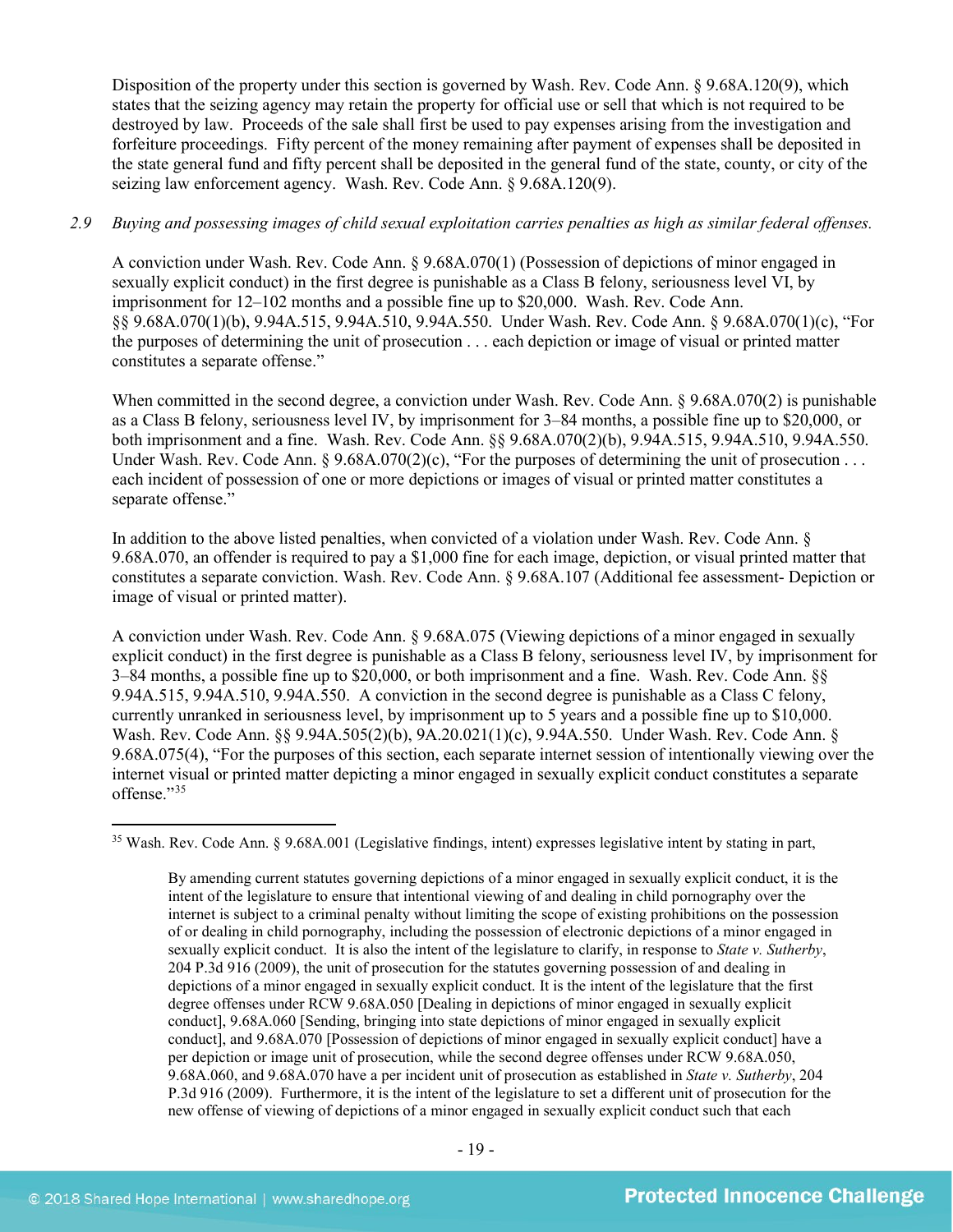Disposition of the property under this section is governed by Wash. Rev. Code Ann. § 9.68A.120(9), which states that the seizing agency may retain the property for official use or sell that which is not required to be destroyed by law. Proceeds of the sale shall first be used to pay expenses arising from the investigation and forfeiture proceedings. Fifty percent of the money remaining after payment of expenses shall be deposited in the state general fund and fifty percent shall be deposited in the general fund of the state, county, or city of the seizing law enforcement agency. Wash. Rev. Code Ann. § 9.68A.120(9).

*2.9 Buying and possessing images of child sexual exploitation carries penalties as high as similar federal offenses.*

A conviction under Wash. Rev. Code Ann. § 9.68A.070(1) (Possession of depictions of minor engaged in sexually explicit conduct) in the first degree is punishable as a Class B felony, seriousness level VI, by imprisonment for 12–102 months and a possible fine up to $20,000. Wash. Rev. Code Ann. §§ 9.68A.070(1)(b), 9.94A.515, 9.94A.510, 9.94A.550. Under Wash. Rev. Code Ann. § 9.68A.070(1)(c), "For the purposes of determining the unit of prosecution . . . each depiction or image of visual or printed matter constitutes a separate offense."

When committed in the second degree, a conviction under Wash. Rev. Code Ann. § 9.68A.070(2) is punishable as a Class B felony, seriousness level IV, by imprisonment for 3–84 months, a possible fine up to $20,000, or both imprisonment and a fine. Wash. Rev. Code Ann. §§ 9.68A.070(2)(b), 9.94A.515, 9.94A.510, 9.94A.550. Under Wash. Rev. Code Ann. § 9.68A.070(2)(c), "For the purposes of determining the unit of prosecution . . . each incident of possession of one or more depictions or images of visual or printed matter constitutes a separate offense."

In addition to the above listed penalties, when convicted of a violation under Wash. Rev. Code Ann. § 9.68A.070, an offender is required to pay a $1,000 fine for each image, depiction, or visual printed matter that constitutes a separate conviction. Wash. Rev. Code Ann. § 9.68A.107 (Additional fee assessment- Depiction or image of visual or printed matter).

A conviction under Wash. Rev. Code Ann. § 9.68A.075 (Viewing depictions of a minor engaged in sexually explicit conduct) in the first degree is punishable as a Class B felony, seriousness level IV, by imprisonment for 3–84 months, a possible fine up to $20,000, or both imprisonment and a fine. Wash. Rev. Code Ann. §§ 9.94A.515, 9.94A.510, 9.94A.550. A conviction in the second degree is punishable as a Class C felony, currently unranked in seriousness level, by imprisonment up to 5 years and a possible fine up to $10,000. Wash. Rev. Code Ann. §§ 9.94A.505(2)(b), 9A.20.021(1)(c), 9.94A.550. Under Wash. Rev. Code Ann. § 9.68A.075(4), "For the purposes of this section, each separate internet session of intentionally viewing over the internet visual or printed matter depicting a minor engaged in sexually explicit conduct constitutes a separate offense."[35]

---

[35] Wash. Rev. Code Ann. § 9.68A.001 (Legislative findings, intent) expresses legislative intent by stating in part,

> By amending current statutes governing depictions of a minor engaged in sexually explicit conduct, it is the intent of the legislature to ensure that intentional viewing of and dealing in child pornography over the internet is subject to a criminal penalty without limiting the scope of existing prohibitions on the possession of or dealing in child pornography, including the possession of electronic depictions of a minor engaged in sexually explicit conduct. It is also the intent of the legislature to clarify, in response to *State v. Sutherby*, 204 P.3d 916 (2009), the unit of prosecution for the statutes governing possession of and dealing in depictions of a minor engaged in sexually explicit conduct. It is the intent of the legislature that the first degree offenses under RCW 9.68A.050 [Dealing in depictions of minor engaged in sexually explicit conduct], 9.68A.060 [Sending, bringing into state depictions of minor engaged in sexually explicit conduct], and 9.68A.070 [Possession of depictions of minor engaged in sexually explicit conduct] have a per depiction or image unit of prosecution, while the second degree offenses under RCW 9.68A.050, 9.68A.060, and 9.68A.070 have a per incident unit of prosecution as established in *State v. Sutherby*, 204 P.3d 916 (2009). Furthermore, it is the intent of the legislature to set a different unit of prosecution for the new offense of viewing of depictions of a minor engaged in sexually explicit conduct such that each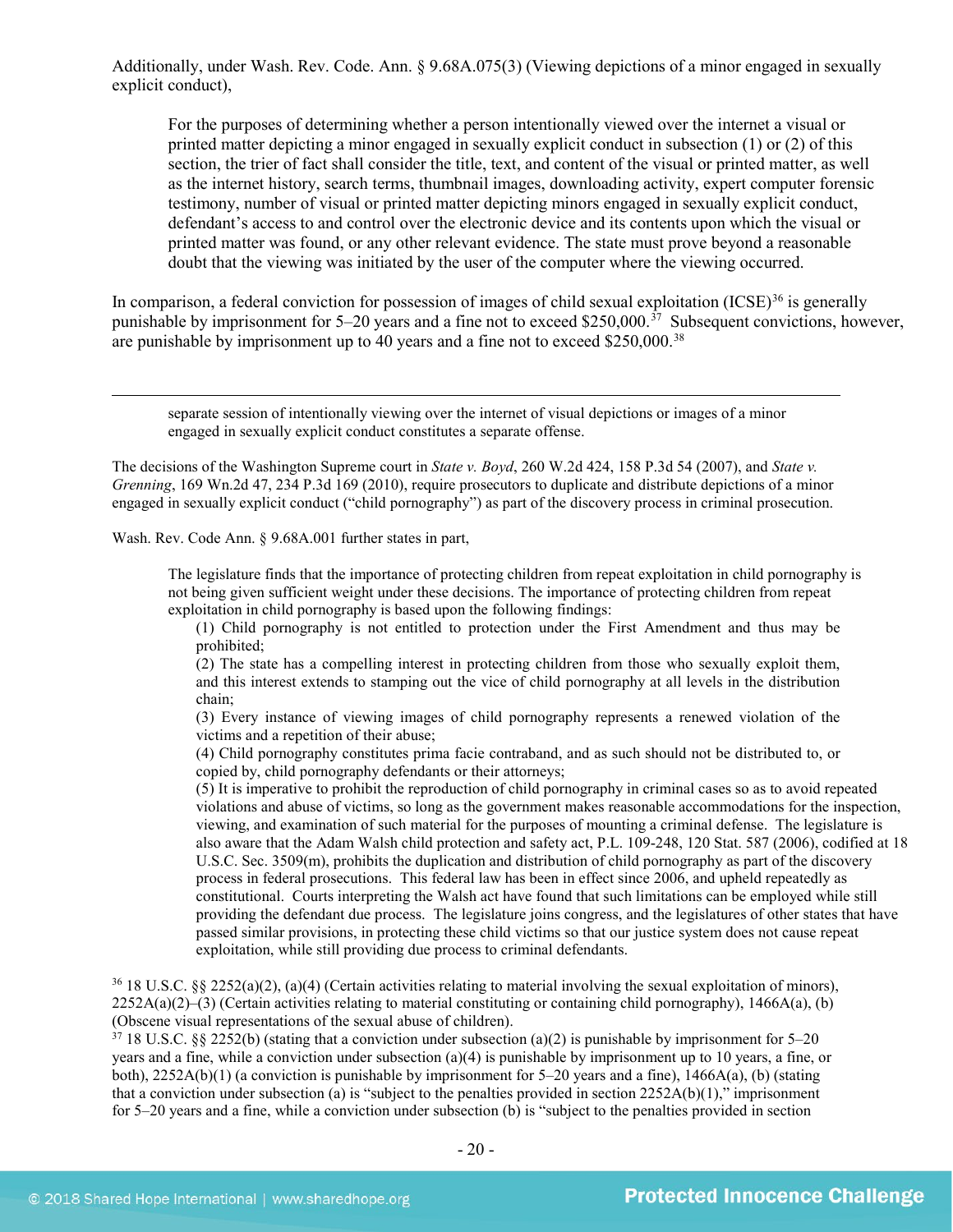Additionally, under Wash. Rev. Code. Ann. § 9.68A.075(3) (Viewing depictions of a minor engaged in sexually explicit conduct),

> For the purposes of determining whether a person intentionally viewed over the internet a visual or printed matter depicting a minor engaged in sexually explicit conduct in subsection (1) or (2) of this section, the trier of fact shall consider the title, text, and content of the visual or printed matter, as well as the internet history, search terms, thumbnail images, downloading activity, expert computer forensic testimony, number of visual or printed matter depicting minors engaged in sexually explicit conduct, defendant's access to and control over the electronic device and its contents upon which the visual or printed matter was found, or any other relevant evidence. The state must prove beyond a reasonable doubt that the viewing was initiated by the user of the computer where the viewing occurred.

In comparison, a federal conviction for possession of images of child sexual exploitation (ICSE)[36] is generally punishable by imprisonment for 5–20 years and a fine not to exceed $250,000.[37] Subsequent convictions, however, are punishable by imprisonment up to 40 years and a fine not to exceed $250,000.[38]

---

> separate session of intentionally viewing over the internet of visual depictions or images of a minor engaged in sexually explicit conduct constitutes a separate offense.

The decisions of the Washington Supreme court in *State v. Boyd*, 260 W.2d 424, 158 P.3d 54 (2007), and *State v. Grenning*, 169 Wn.2d 47, 234 P.3d 169 (2010), require prosecutors to duplicate and distribute depictions of a minor engaged in sexually explicit conduct ("child pornography") as part of the discovery process in criminal prosecution.

Wash. Rev. Code Ann. § 9.68A.001 further states in part,

> The legislature finds that the importance of protecting children from repeat exploitation in child pornography is not being given sufficient weight under these decisions. The importance of protecting children from repeat exploitation in child pornography is based upon the following findings:
>
> (1) Child pornography is not entitled to protection under the First Amendment and thus may be prohibited;
>
> (2) The state has a compelling interest in protecting children from those who sexually exploit them, and this interest extends to stamping out the vice of child pornography at all levels in the distribution chain;
>
> (3) Every instance of viewing images of child pornography represents a renewed violation of the victims and a repetition of their abuse;
>
> (4) Child pornography constitutes prima facie contraband, and as such should not be distributed to, or copied by, child pornography defendants or their attorneys;
>
> (5) It is imperative to prohibit the reproduction of child pornography in criminal cases so as to avoid repeated violations and abuse of victims, so long as the government makes reasonable accommodations for the inspection, viewing, and examination of such material for the purposes of mounting a criminal defense. The legislature is also aware that the Adam Walsh child protection and safety act, P.L. 109-248, 120 Stat. 587 (2006), codified at 18 U.S.C. Sec. 3509(m), prohibits the duplication and distribution of child pornography as part of the discovery process in federal prosecutions. This federal law has been in effect since 2006, and upheld repeatedly as constitutional. Courts interpreting the Walsh act have found that such limitations can be employed while still providing the defendant due process. The legislature joins congress, and the legislatures of other states that have passed similar provisions, in protecting these child victims so that our justice system does not cause repeat exploitation, while still providing due process to criminal defendants.

[36] 18 U.S.C. §§ 2252(a)(2), (a)(4) (Certain activities relating to material involving the sexual exploitation of minors), 2252A(a)(2)–(3) (Certain activities relating to material constituting or containing child pornography), 1466A(a), (b) (Obscene visual representations of the sexual abuse of children).

[37] 18 U.S.C. §§ 2252(b) (stating that a conviction under subsection (a)(2) is punishable by imprisonment for 5–20 years and a fine, while a conviction under subsection (a)(4) is punishable by imprisonment up to 10 years, a fine, or both), 2252A(b)(1) (a conviction is punishable by imprisonment for 5–20 years and a fine), 1466A(a), (b) (stating that a conviction under subsection (a) is "subject to the penalties provided in section 2252A(b)(1)," imprisonment for 5–20 years and a fine, while a conviction under subsection (b) is "subject to the penalties provided in section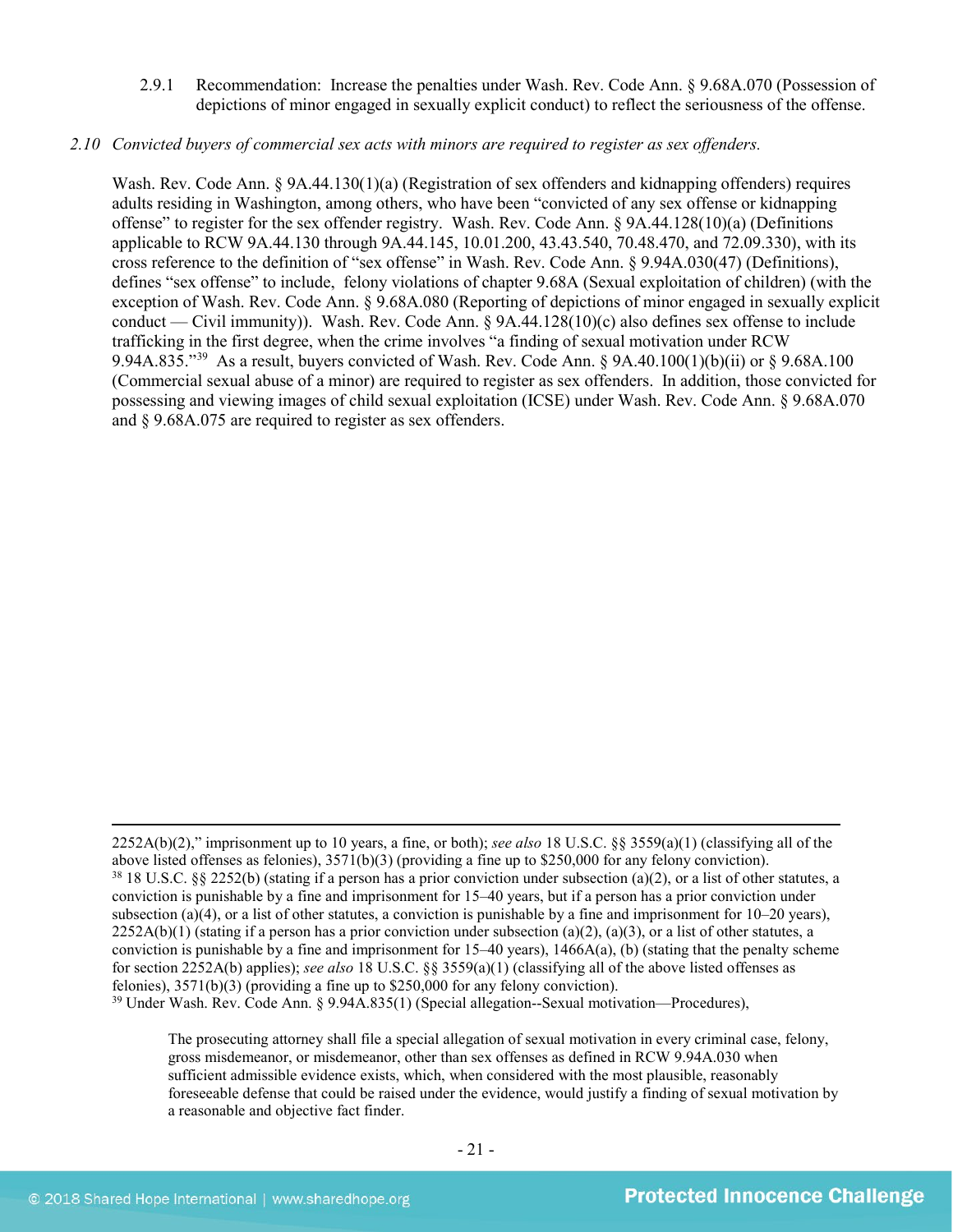2.9.1 Recommendation: Increase the penalties under Wash. Rev. Code Ann. § 9.68A.070 (Possession of depictions of minor engaged in sexually explicit conduct) to reflect the seriousness of the offense.

*2.10 Convicted buyers of commercial sex acts with minors are required to register as sex offenders.*

Wash. Rev. Code Ann. § 9A.44.130(1)(a) (Registration of sex offenders and kidnapping offenders) requires adults residing in Washington, among others, who have been "convicted of any sex offense or kidnapping offense" to register for the sex offender registry. Wash. Rev. Code Ann. § 9A.44.128(10)(a) (Definitions applicable to RCW 9A.44.130 through 9A.44.145, 10.01.200, 43.43.540, 70.48.470, and 72.09.330), with its cross reference to the definition of "sex offense" in Wash. Rev. Code Ann. § 9.94A.030(47) (Definitions), defines "sex offense" to include, felony violations of chapter 9.68A (Sexual exploitation of children) (with the exception of Wash. Rev. Code Ann. § 9.68A.080 (Reporting of depictions of minor engaged in sexually explicit conduct — Civil immunity)). Wash. Rev. Code Ann. § 9A.44.128(10)(c) also defines sex offense to include trafficking in the first degree, when the crime involves "a finding of sexual motivation under RCW 9.94A.835."[39] As a result, buyers convicted of Wash. Rev. Code Ann. § 9A.40.100(1)(b)(ii) or § 9.68A.100 (Commercial sexual abuse of a minor) are required to register as sex offenders. In addition, those convicted for possessing and viewing images of child sexual exploitation (ICSE) under Wash. Rev. Code Ann. § 9.68A.070 and § 9.68A.075 are required to register as sex offenders.

---

2252A(b)(2)," imprisonment up to 10 years, a fine, or both); *see also* 18 U.S.C. §§ 3559(a)(1) (classifying all of the above listed offenses as felonies), 3571(b)(3) (providing a fine up to $250,000 for any felony conviction).

[38] 18 U.S.C. §§ 2252(b) (stating if a person has a prior conviction under subsection (a)(2), or a list of other statutes, a conviction is punishable by a fine and imprisonment for 15–40 years, but if a person has a prior conviction under subsection (a)(4), or a list of other statutes, a conviction is punishable by a fine and imprisonment for 10–20 years), 2252A(b)(1) (stating if a person has a prior conviction under subsection (a)(2), (a)(3), or a list of other statutes, a conviction is punishable by a fine and imprisonment for 15–40 years), 1466A(a), (b) (stating that the penalty scheme for section 2252A(b) applies); *see also* 18 U.S.C. §§ 3559(a)(1) (classifying all of the above listed offenses as felonies), 3571(b)(3) (providing a fine up to $250,000 for any felony conviction).

[39] Under Wash. Rev. Code Ann. § 9.94A.835(1) (Special allegation--Sexual motivation—Procedures),

> The prosecuting attorney shall file a special allegation of sexual motivation in every criminal case, felony, gross misdemeanor, or misdemeanor, other than sex offenses as defined in RCW 9.94A.030 when sufficient admissible evidence exists, which, when considered with the most plausible, reasonably foreseeable defense that could be raised under the evidence, would justify a finding of sexual motivation by a reasonable and objective fact finder.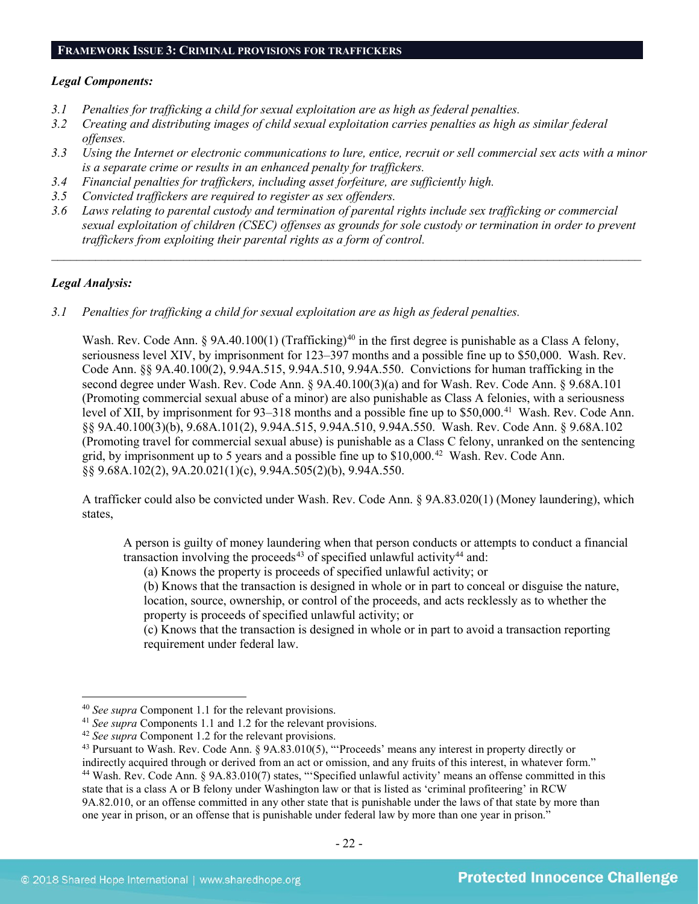## FRAMEWORK ISSUE 3: CRIMINAL PROVISIONS FOR TRAFFICKERS

***Legal Components:***

*3.1 Penalties for trafficking a child for sexual exploitation are as high as federal penalties.*
*3.2 Creating and distributing images of child sexual exploitation carries penalties as high as similar federal offenses.*
*3.3 Using the Internet or electronic communications to lure, entice, recruit or sell commercial sex acts with a minor is a separate crime or results in an enhanced penalty for traffickers.*
*3.4 Financial penalties for traffickers, including asset forfeiture, are sufficiently high.*
*3.5 Convicted traffickers are required to register as sex offenders.*
*3.6 Laws relating to parental custody and termination of parental rights include sex trafficking or commercial sexual exploitation of children (CSEC) offenses as grounds for sole custody or termination in order to prevent traffickers from exploiting their parental rights as a form of control.*

---

***Legal Analysis:***

*3.1 Penalties for trafficking a child for sexual exploitation are as high as federal penalties.*

Wash. Rev. Code Ann. § 9A.40.100(1) (Trafficking)[40] in the first degree is punishable as a Class A felony, seriousness level XIV, by imprisonment for 123–397 months and a possible fine up to $50,000. Wash. Rev. Code Ann. §§ 9A.40.100(2), 9.94A.515, 9.94A.510, 9.94A.550. Convictions for human trafficking in the second degree under Wash. Rev. Code Ann. § 9A.40.100(3)(a) and for Wash. Rev. Code Ann. § 9.68A.101 (Promoting commercial sexual abuse of a minor) are also punishable as Class A felonies, with a seriousness level of XII, by imprisonment for 93–318 months and a possible fine up to $50,000.[41] Wash. Rev. Code Ann. §§ 9A.40.100(3)(b), 9.68A.101(2), 9.94A.515, 9.94A.510, 9.94A.550. Wash. Rev. Code Ann. § 9.68A.102 (Promoting travel for commercial sexual abuse) is punishable as a Class C felony, unranked on the sentencing grid, by imprisonment up to 5 years and a possible fine up to $10,000.[42] Wash. Rev. Code Ann. §§ 9.68A.102(2), 9A.20.021(1)(c), 9.94A.505(2)(b), 9.94A.550.

A trafficker could also be convicted under Wash. Rev. Code Ann. § 9A.83.020(1) (Money laundering), which states,

> A person is guilty of money laundering when that person conducts or attempts to conduct a financial transaction involving the proceeds[43] of specified unlawful activity[44] and:
> (a) Knows the property is proceeds of specified unlawful activity; or
> (b) Knows that the transaction is designed in whole or in part to conceal or disguise the nature, location, source, ownership, or control of the proceeds, and acts recklessly as to whether the property is proceeds of specified unlawful activity; or
> (c) Knows that the transaction is designed in whole or in part to avoid a transaction reporting requirement under federal law.

---

[40] *See supra* Component 1.1 for the relevant provisions.
[41] *See supra* Components 1.1 and 1.2 for the relevant provisions.
[42] *See supra* Component 1.2 for the relevant provisions.
[43] Pursuant to Wash. Rev. Code Ann. § 9A.83.010(5), "'Proceeds' means any interest in property directly or indirectly acquired through or derived from an act or omission, and any fruits of this interest, in whatever form."
[44] Wash. Rev. Code Ann. § 9A.83.010(7) states, "'Specified unlawful activity' means an offense committed in this state that is a class A or B felony under Washington law or that is listed as 'criminal profiteering' in RCW 9A.82.010, or an offense committed in any other state that is punishable under the laws of that state by more than one year in prison, or an offense that is punishable under federal law by more than one year in prison."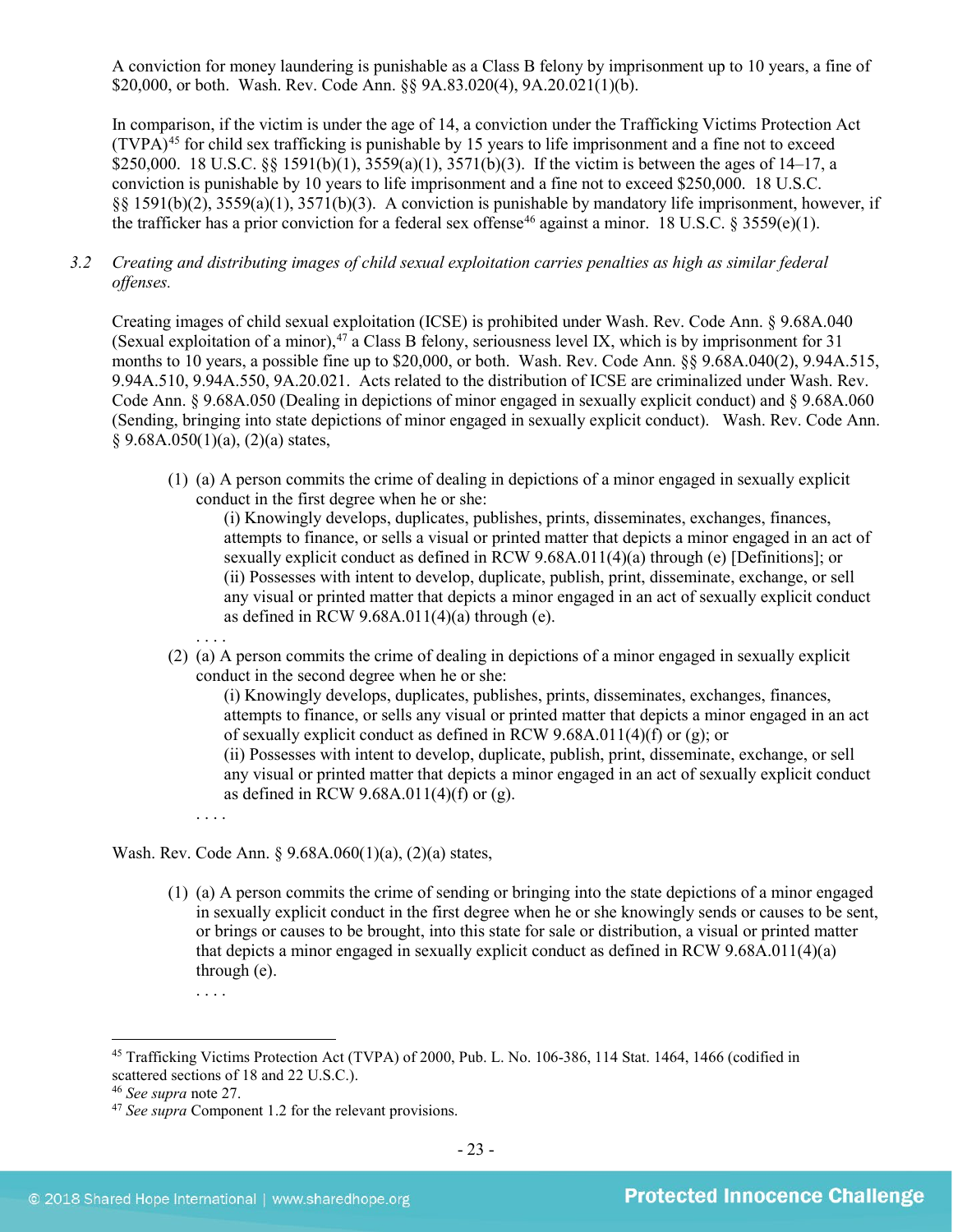A conviction for money laundering is punishable as a Class B felony by imprisonment up to 10 years, a fine of $20,000, or both. Wash. Rev. Code Ann. §§ 9A.83.020(4), 9A.20.021(1)(b).

In comparison, if the victim is under the age of 14, a conviction under the Trafficking Victims Protection Act (TVPA)[45] for child sex trafficking is punishable by 15 years to life imprisonment and a fine not to exceed $250,000. 18 U.S.C. §§ 1591(b)(1), 3559(a)(1), 3571(b)(3). If the victim is between the ages of 14–17, a conviction is punishable by 10 years to life imprisonment and a fine not to exceed $250,000. 18 U.S.C. §§ 1591(b)(2), 3559(a)(1), 3571(b)(3). A conviction is punishable by mandatory life imprisonment, however, if the trafficker has a prior conviction for a federal sex offense[46] against a minor. 18 U.S.C. § 3559(e)(1).

3.2 *Creating and distributing images of child sexual exploitation carries penalties as high as similar federal offenses.*

Creating images of child sexual exploitation (ICSE) is prohibited under Wash. Rev. Code Ann. § 9.68A.040 (Sexual exploitation of a minor),[47] a Class B felony, seriousness level IX, which is by imprisonment for 31 months to 10 years, a possible fine up to $20,000, or both. Wash. Rev. Code Ann. §§ 9.68A.040(2), 9.94A.515, 9.94A.510, 9.94A.550, 9A.20.021. Acts related to the distribution of ICSE are criminalized under Wash. Rev. Code Ann. § 9.68A.050 (Dealing in depictions of minor engaged in sexually explicit conduct) and § 9.68A.060 (Sending, bringing into state depictions of minor engaged in sexually explicit conduct). Wash. Rev. Code Ann. § 9.68A.050(1)(a), (2)(a) states,

> (1) (a) A person commits the crime of dealing in depictions of a minor engaged in sexually explicit conduct in the first degree when he or she:
>
> (i) Knowingly develops, duplicates, publishes, prints, disseminates, exchanges, finances, attempts to finance, or sells a visual or printed matter that depicts a minor engaged in an act of sexually explicit conduct as defined in RCW 9.68A.011(4)(a) through (e) [Definitions]; or
>
> (ii) Possesses with intent to develop, duplicate, publish, print, disseminate, exchange, or sell any visual or printed matter that depicts a minor engaged in an act of sexually explicit conduct as defined in RCW 9.68A.011(4)(a) through (e).
>
> . . . .
>
> (2) (a) A person commits the crime of dealing in depictions of a minor engaged in sexually explicit conduct in the second degree when he or she:
>
> (i) Knowingly develops, duplicates, publishes, prints, disseminates, exchanges, finances, attempts to finance, or sells any visual or printed matter that depicts a minor engaged in an act of sexually explicit conduct as defined in RCW 9.68A.011(4)(f) or (g); or
>
> (ii) Possesses with intent to develop, duplicate, publish, print, disseminate, exchange, or sell any visual or printed matter that depicts a minor engaged in an act of sexually explicit conduct as defined in RCW 9.68A.011(4)(f) or (g).
>
> . . . .

Wash. Rev. Code Ann. § 9.68A.060(1)(a), (2)(a) states,

> (1) (a) A person commits the crime of sending or bringing into the state depictions of a minor engaged in sexually explicit conduct in the first degree when he or she knowingly sends or causes to be sent, or brings or causes to be brought, into this state for sale or distribution, a visual or printed matter that depicts a minor engaged in sexually explicit conduct as defined in RCW 9.68A.011(4)(a) through (e).
>
> . . . .

---

[45] Trafficking Victims Protection Act (TVPA) of 2000, Pub. L. No. 106-386, 114 Stat. 1464, 1466 (codified in scattered sections of 18 and 22 U.S.C.).

[46] *See supra* note 27.

[47] *See supra* Component 1.2 for the relevant provisions.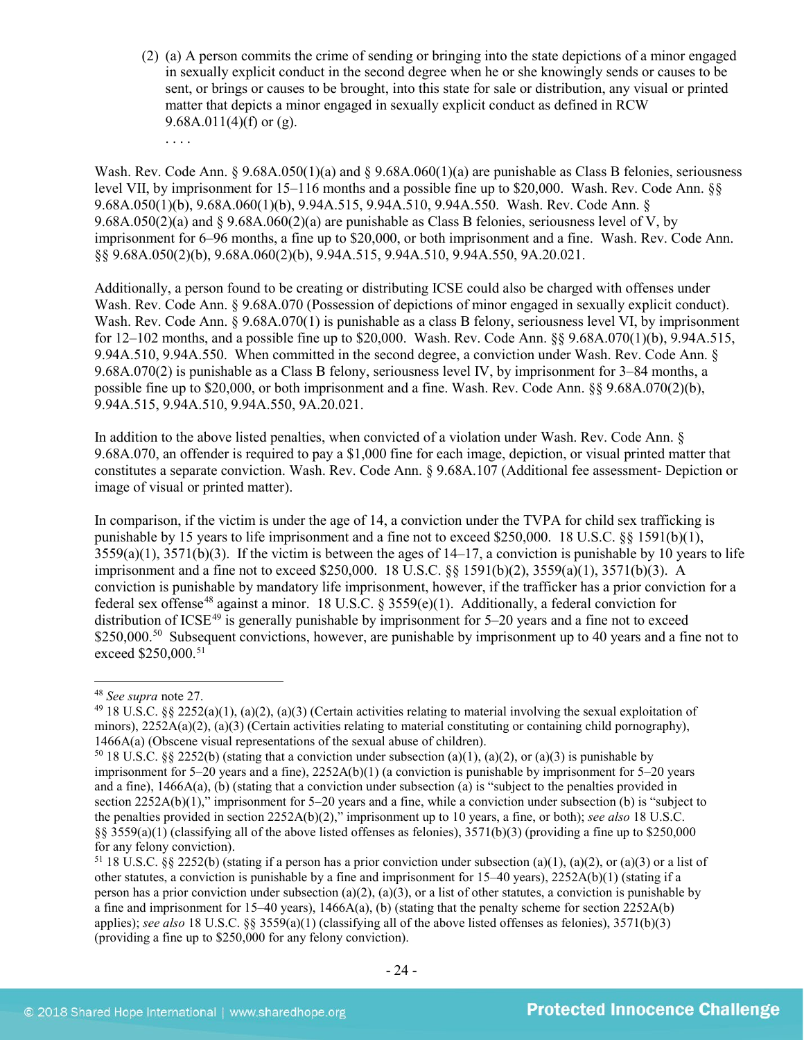(2) (a) A person commits the crime of sending or bringing into the state depictions of a minor engaged in sexually explicit conduct in the second degree when he or she knowingly sends or causes to be sent, or brings or causes to be brought, into this state for sale or distribution, any visual or printed matter that depicts a minor engaged in sexually explicit conduct as defined in RCW 9.68A.011(4)(f) or (g).

. . . .

Wash. Rev. Code Ann. § 9.68A.050(1)(a) and § 9.68A.060(1)(a) are punishable as Class B felonies, seriousness level VII, by imprisonment for 15–116 months and a possible fine up to $20,000. Wash. Rev. Code Ann. §§ 9.68A.050(1)(b), 9.68A.060(1)(b), 9.94A.515, 9.94A.510, 9.94A.550. Wash. Rev. Code Ann. § 9.68A.050(2)(a) and § 9.68A.060(2)(a) are punishable as Class B felonies, seriousness level of V, by imprisonment for 6–96 months, a fine up to $20,000, or both imprisonment and a fine. Wash. Rev. Code Ann. §§ 9.68A.050(2)(b), 9.68A.060(2)(b), 9.94A.515, 9.94A.510, 9.94A.550, 9A.20.021.

Additionally, a person found to be creating or distributing ICSE could also be charged with offenses under Wash. Rev. Code Ann. § 9.68A.070 (Possession of depictions of minor engaged in sexually explicit conduct). Wash. Rev. Code Ann. § 9.68A.070(1) is punishable as a class B felony, seriousness level VI, by imprisonment for 12–102 months, and a possible fine up to $20,000. Wash. Rev. Code Ann. §§ 9.68A.070(1)(b), 9.94A.515, 9.94A.510, 9.94A.550. When committed in the second degree, a conviction under Wash. Rev. Code Ann. § 9.68A.070(2) is punishable as a Class B felony, seriousness level IV, by imprisonment for 3–84 months, a possible fine up to $20,000, or both imprisonment and a fine. Wash. Rev. Code Ann. §§ 9.68A.070(2)(b), 9.94A.515, 9.94A.510, 9.94A.550, 9A.20.021.

In addition to the above listed penalties, when convicted of a violation under Wash. Rev. Code Ann. § 9.68A.070, an offender is required to pay a $1,000 fine for each image, depiction, or visual printed matter that constitutes a separate conviction. Wash. Rev. Code Ann. § 9.68A.107 (Additional fee assessment- Depiction or image of visual or printed matter).

In comparison, if the victim is under the age of 14, a conviction under the TVPA for child sex trafficking is punishable by 15 years to life imprisonment and a fine not to exceed $250,000. 18 U.S.C. §§ 1591(b)(1), 3559(a)(1), 3571(b)(3). If the victim is between the ages of 14–17, a conviction is punishable by 10 years to life imprisonment and a fine not to exceed $250,000. 18 U.S.C. §§ 1591(b)(2), 3559(a)(1), 3571(b)(3). A conviction is punishable by mandatory life imprisonment, however, if the trafficker has a prior conviction for a federal sex offense[48] against a minor. 18 U.S.C. § 3559(e)(1). Additionally, a federal conviction for distribution of ICSE[49] is generally punishable by imprisonment for 5–20 years and a fine not to exceed $250,000.[50] Subsequent convictions, however, are punishable by imprisonment up to 40 years and a fine not to exceed $250,000.[51]

---

[48] *See supra* note 27.

[49] 18 U.S.C. §§ 2252(a)(1), (a)(2), (a)(3) (Certain activities relating to material involving the sexual exploitation of minors), 2252A(a)(2), (a)(3) (Certain activities relating to material constituting or containing child pornography), 1466A(a) (Obscene visual representations of the sexual abuse of children).

[50] 18 U.S.C. §§ 2252(b) (stating that a conviction under subsection (a)(1), (a)(2), or (a)(3) is punishable by imprisonment for 5–20 years and a fine), 2252A(b)(1) (a conviction is punishable by imprisonment for 5–20 years and a fine), 1466A(a), (b) (stating that a conviction under subsection (a) is "subject to the penalties provided in section 2252A(b)(1)," imprisonment for 5–20 years and a fine, while a conviction under subsection (b) is "subject to the penalties provided in section 2252A(b)(2)," imprisonment up to 10 years, a fine, or both); *see also* 18 U.S.C. §§ 3559(a)(1) (classifying all of the above listed offenses as felonies), 3571(b)(3) (providing a fine up to $250,000 for any felony conviction).

[51] 18 U.S.C. §§ 2252(b) (stating if a person has a prior conviction under subsection (a)(1), (a)(2), or (a)(3) or a list of other statutes, a conviction is punishable by a fine and imprisonment for 15–40 years), 2252A(b)(1) (stating if a person has a prior conviction under subsection (a)(2), (a)(3), or a list of other statutes, a conviction is punishable by a fine and imprisonment for 15–40 years), 1466A(a), (b) (stating that the penalty scheme for section 2252A(b) applies); *see also* 18 U.S.C. §§ 3559(a)(1) (classifying all of the above listed offenses as felonies), 3571(b)(3) (providing a fine up to $250,000 for any felony conviction).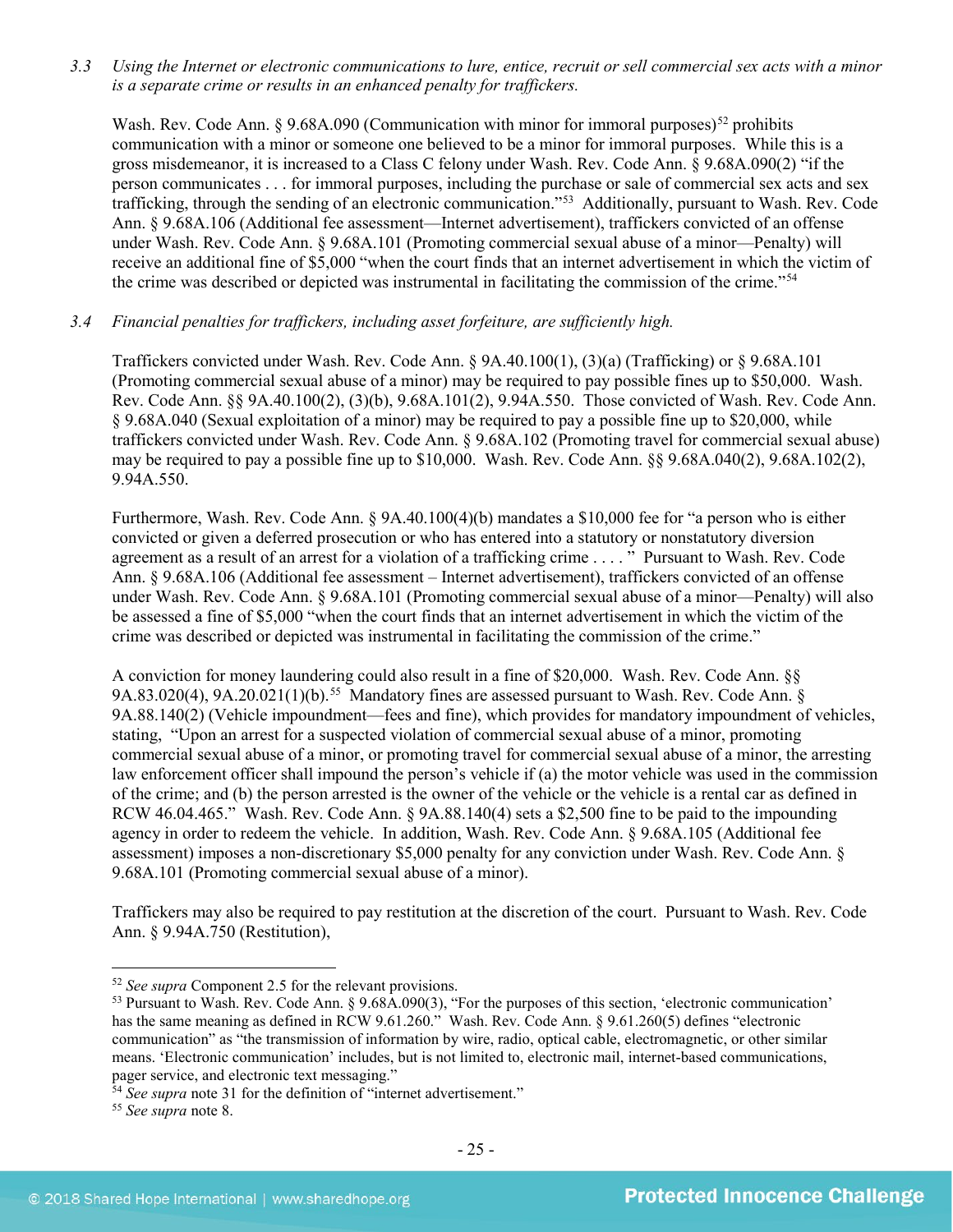*3.3 Using the Internet or electronic communications to lure, entice, recruit or sell commercial sex acts with a minor is a separate crime or results in an enhanced penalty for traffickers.*

Wash. Rev. Code Ann. § 9.68A.090 (Communication with minor for immoral purposes)[52] prohibits communication with a minor or someone one believed to be a minor for immoral purposes. While this is a gross misdemeanor, it is increased to a Class C felony under Wash. Rev. Code Ann. § 9.68A.090(2) "if the person communicates . . . for immoral purposes, including the purchase or sale of commercial sex acts and sex trafficking, through the sending of an electronic communication."[53] Additionally, pursuant to Wash. Rev. Code Ann. § 9.68A.106 (Additional fee assessment—Internet advertisement), traffickers convicted of an offense under Wash. Rev. Code Ann. § 9.68A.101 (Promoting commercial sexual abuse of a minor—Penalty) will receive an additional fine of $5,000 "when the court finds that an internet advertisement in which the victim of the crime was described or depicted was instrumental in facilitating the commission of the crime."[54]

*3.4 Financial penalties for traffickers, including asset forfeiture, are sufficiently high.*

Traffickers convicted under Wash. Rev. Code Ann. § 9A.40.100(1), (3)(a) (Trafficking) or § 9.68A.101 (Promoting commercial sexual abuse of a minor) may be required to pay possible fines up to $50,000. Wash. Rev. Code Ann. §§ 9A.40.100(2), (3)(b), 9.68A.101(2), 9.94A.550. Those convicted of Wash. Rev. Code Ann. § 9.68A.040 (Sexual exploitation of a minor) may be required to pay a possible fine up to $20,000, while traffickers convicted under Wash. Rev. Code Ann. § 9.68A.102 (Promoting travel for commercial sexual abuse) may be required to pay a possible fine up to $10,000. Wash. Rev. Code Ann. §§ 9.68A.040(2), 9.68A.102(2), 9.94A.550.

Furthermore, Wash. Rev. Code Ann. § 9A.40.100(4)(b) mandates a $10,000 fee for "a person who is either convicted or given a deferred prosecution or who has entered into a statutory or nonstatutory diversion agreement as a result of an arrest for a violation of a trafficking crime . . . . " Pursuant to Wash. Rev. Code Ann. § 9.68A.106 (Additional fee assessment – Internet advertisement), traffickers convicted of an offense under Wash. Rev. Code Ann. § 9.68A.101 (Promoting commercial sexual abuse of a minor—Penalty) will also be assessed a fine of $5,000 "when the court finds that an internet advertisement in which the victim of the crime was described or depicted was instrumental in facilitating the commission of the crime."

A conviction for money laundering could also result in a fine of $20,000. Wash. Rev. Code Ann. §§ 9A.83.020(4), 9A.20.021(1)(b).[55] Mandatory fines are assessed pursuant to Wash. Rev. Code Ann. § 9A.88.140(2) (Vehicle impoundment—fees and fine), which provides for mandatory impoundment of vehicles, stating, "Upon an arrest for a suspected violation of commercial sexual abuse of a minor, promoting commercial sexual abuse of a minor, or promoting travel for commercial sexual abuse of a minor, the arresting law enforcement officer shall impound the person's vehicle if (a) the motor vehicle was used in the commission of the crime; and (b) the person arrested is the owner of the vehicle or the vehicle is a rental car as defined in RCW 46.04.465." Wash. Rev. Code Ann. § 9A.88.140(4) sets a $2,500 fine to be paid to the impounding agency in order to redeem the vehicle. In addition, Wash. Rev. Code Ann. § 9.68A.105 (Additional fee assessment) imposes a non-discretionary $5,000 penalty for any conviction under Wash. Rev. Code Ann. § 9.68A.101 (Promoting commercial sexual abuse of a minor).

Traffickers may also be required to pay restitution at the discretion of the court. Pursuant to Wash. Rev. Code Ann. § 9.94A.750 (Restitution),

---

[52] *See supra* Component 2.5 for the relevant provisions.

[53] Pursuant to Wash. Rev. Code Ann. § 9.68A.090(3), "For the purposes of this section, 'electronic communication' has the same meaning as defined in RCW 9.61.260." Wash. Rev. Code Ann. § 9.61.260(5) defines "electronic communication" as "the transmission of information by wire, radio, optical cable, electromagnetic, or other similar means. 'Electronic communication' includes, but is not limited to, electronic mail, internet-based communications, pager service, and electronic text messaging."

[54] *See supra* note 31 for the definition of "internet advertisement."

[55] *See supra* note 8.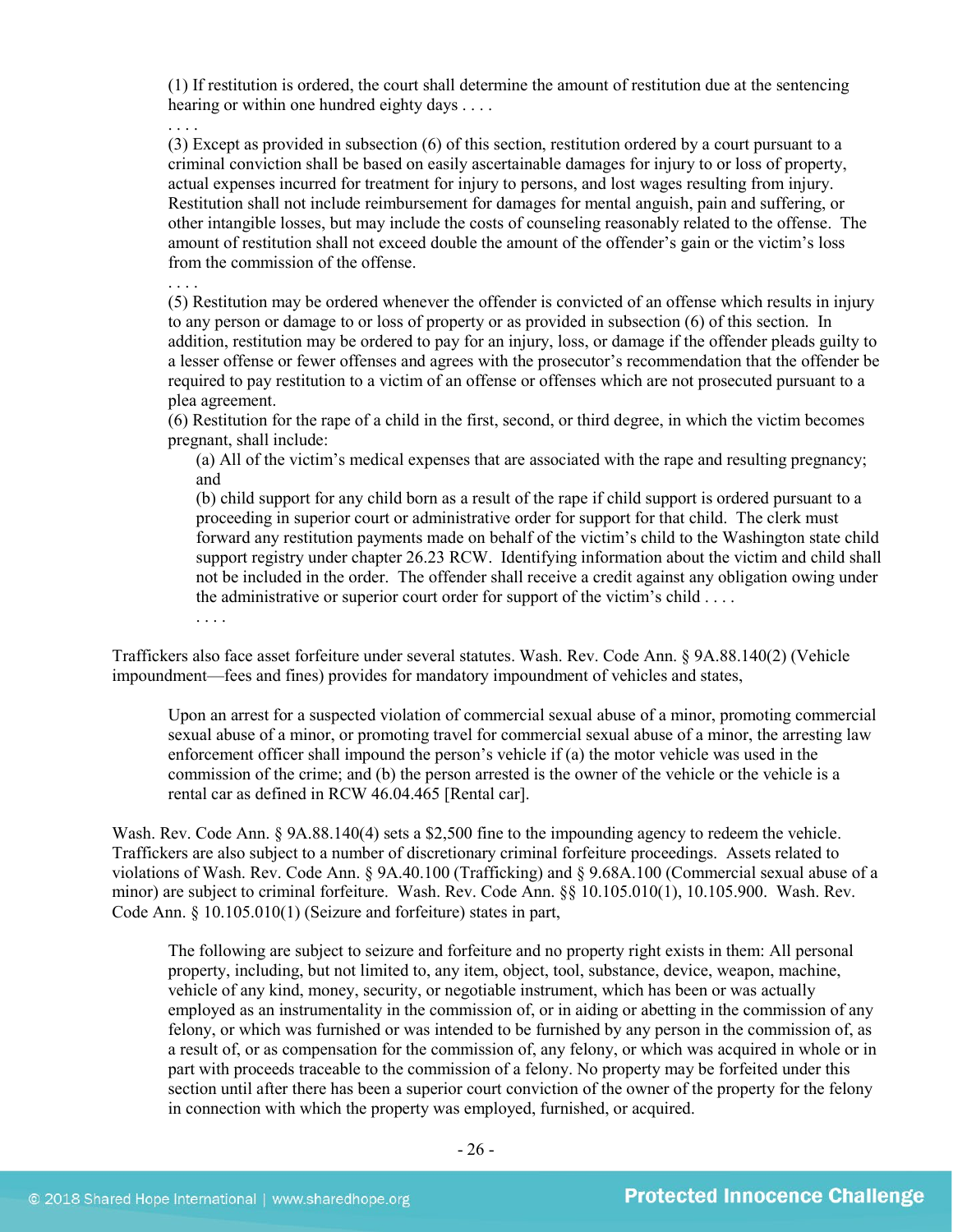> (1) If restitution is ordered, the court shall determine the amount of restitution due at the sentencing hearing or within one hundred eighty days . . . .
>
> . . . .
>
> (3) Except as provided in subsection (6) of this section, restitution ordered by a court pursuant to a criminal conviction shall be based on easily ascertainable damages for injury to or loss of property, actual expenses incurred for treatment for injury to persons, and lost wages resulting from injury. Restitution shall not include reimbursement for damages for mental anguish, pain and suffering, or other intangible losses, but may include the costs of counseling reasonably related to the offense. The amount of restitution shall not exceed double the amount of the offender's gain or the victim's loss from the commission of the offense.
>
> . . . .
>
> (5) Restitution may be ordered whenever the offender is convicted of an offense which results in injury to any person or damage to or loss of property or as provided in subsection (6) of this section. In addition, restitution may be ordered to pay for an injury, loss, or damage if the offender pleads guilty to a lesser offense or fewer offenses and agrees with the prosecutor's recommendation that the offender be required to pay restitution to a victim of an offense or offenses which are not prosecuted pursuant to a plea agreement.
>
> (6) Restitution for the rape of a child in the first, second, or third degree, in which the victim becomes pregnant, shall include:
>
> > (a) All of the victim's medical expenses that are associated with the rape and resulting pregnancy; and
> >
> > (b) child support for any child born as a result of the rape if child support is ordered pursuant to a proceeding in superior court or administrative order for support for that child. The clerk must forward any restitution payments made on behalf of the victim's child to the Washington state child support registry under chapter 26.23 RCW. Identifying information about the victim and child shall not be included in the order. The offender shall receive a credit against any obligation owing under the administrative or superior court order for support of the victim's child . . . .
> >
> > . . . .

Traffickers also face asset forfeiture under several statutes. Wash. Rev. Code Ann. § 9A.88.140(2) (Vehicle impoundment—fees and fines) provides for mandatory impoundment of vehicles and states,

> Upon an arrest for a suspected violation of commercial sexual abuse of a minor, promoting commercial sexual abuse of a minor, or promoting travel for commercial sexual abuse of a minor, the arresting law enforcement officer shall impound the person's vehicle if (a) the motor vehicle was used in the commission of the crime; and (b) the person arrested is the owner of the vehicle or the vehicle is a rental car as defined in RCW 46.04.465 [Rental car].

Wash. Rev. Code Ann. § 9A.88.140(4) sets a $2,500 fine to the impounding agency to redeem the vehicle. Traffickers are also subject to a number of discretionary criminal forfeiture proceedings. Assets related to violations of Wash. Rev. Code Ann. § 9A.40.100 (Trafficking) and § 9.68A.100 (Commercial sexual abuse of a minor) are subject to criminal forfeiture. Wash. Rev. Code Ann. §§ 10.105.010(1), 10.105.900. Wash. Rev. Code Ann. § 10.105.010(1) (Seizure and forfeiture) states in part,

> The following are subject to seizure and forfeiture and no property right exists in them: All personal property, including, but not limited to, any item, object, tool, substance, device, weapon, machine, vehicle of any kind, money, security, or negotiable instrument, which has been or was actually employed as an instrumentality in the commission of, or in aiding or abetting in the commission of any felony, or which was furnished or was intended to be furnished by any person in the commission of, as a result of, or as compensation for the commission of, any felony, or which was acquired in whole or in part with proceeds traceable to the commission of a felony. No property may be forfeited under this section until after there has been a superior court conviction of the owner of the property for the felony in connection with which the property was employed, furnished, or acquired.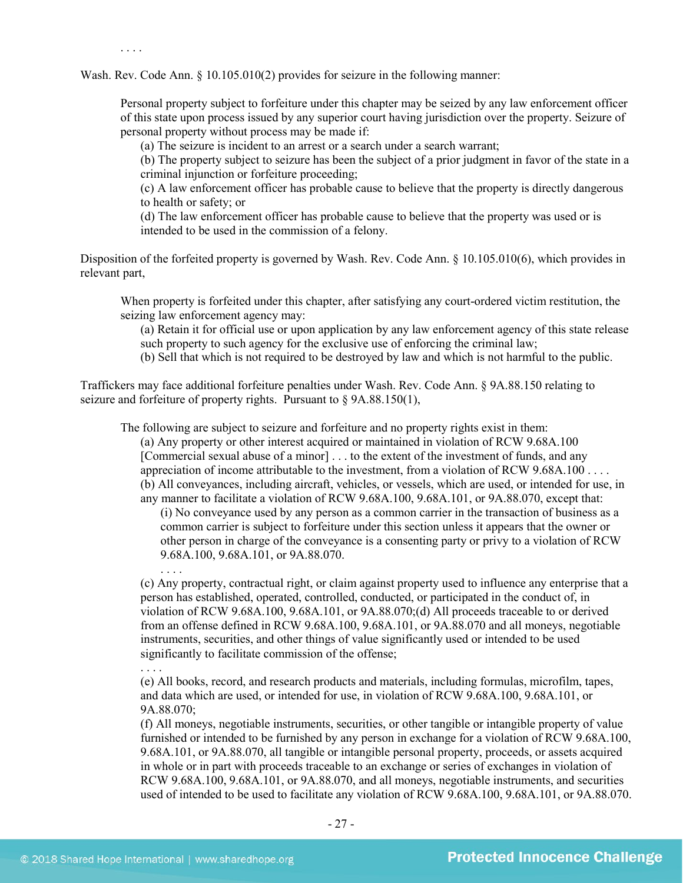. . . .

Wash. Rev. Code Ann. § 10.105.010(2) provides for seizure in the following manner:

> Personal property subject to forfeiture under this chapter may be seized by any law enforcement officer of this state upon process issued by any superior court having jurisdiction over the property. Seizure of personal property without process may be made if:
>
> (a) The seizure is incident to an arrest or a search under a search warrant;
>
> (b) The property subject to seizure has been the subject of a prior judgment in favor of the state in a criminal injunction or forfeiture proceeding;
>
> (c) A law enforcement officer has probable cause to believe that the property is directly dangerous to health or safety; or
>
> (d) The law enforcement officer has probable cause to believe that the property was used or is intended to be used in the commission of a felony.

Disposition of the forfeited property is governed by Wash. Rev. Code Ann. § 10.105.010(6), which provides in relevant part,

> When property is forfeited under this chapter, after satisfying any court-ordered victim restitution, the seizing law enforcement agency may:
>
> (a) Retain it for official use or upon application by any law enforcement agency of this state release such property to such agency for the exclusive use of enforcing the criminal law;
>
> (b) Sell that which is not required to be destroyed by law and which is not harmful to the public.

Traffickers may face additional forfeiture penalties under Wash. Rev. Code Ann. § 9A.88.150 relating to seizure and forfeiture of property rights. Pursuant to § 9A.88.150(1),

> The following are subject to seizure and forfeiture and no property rights exist in them:
>
> (a) Any property or other interest acquired or maintained in violation of RCW 9.68A.100 [Commercial sexual abuse of a minor] . . . to the extent of the investment of funds, and any appreciation of income attributable to the investment, from a violation of RCW 9.68A.100 . . . .
>
> (b) All conveyances, including aircraft, vehicles, or vessels, which are used, or intended for use, in any manner to facilitate a violation of RCW 9.68A.100, 9.68A.101, or 9A.88.070, except that:
>
> (i) No conveyance used by any person as a common carrier in the transaction of business as a common carrier is subject to forfeiture under this section unless it appears that the owner or other person in charge of the conveyance is a consenting party or privy to a violation of RCW 9.68A.100, 9.68A.101, or 9A.88.070.
>
> . . . .
>
> (c) Any property, contractual right, or claim against property used to influence any enterprise that a person has established, operated, controlled, conducted, or participated in the conduct of, in violation of RCW 9.68A.100, 9.68A.101, or 9A.88.070;(d) All proceeds traceable to or derived from an offense defined in RCW 9.68A.100, 9.68A.101, or 9A.88.070 and all moneys, negotiable instruments, securities, and other things of value significantly used or intended to be used significantly to facilitate commission of the offense;
>
> . . . .
>
> (e) All books, record, and research products and materials, including formulas, microfilm, tapes, and data which are used, or intended for use, in violation of RCW 9.68A.100, 9.68A.101, or 9A.88.070;
>
> (f) All moneys, negotiable instruments, securities, or other tangible or intangible property of value furnished or intended to be furnished by any person in exchange for a violation of RCW 9.68A.100, 9.68A.101, or 9A.88.070, all tangible or intangible personal property, proceeds, or assets acquired in whole or in part with proceeds traceable to an exchange or series of exchanges in violation of RCW 9.68A.100, 9.68A.101, or 9A.88.070, and all moneys, negotiable instruments, and securities used of intended to be used to facilitate any violation of RCW 9.68A.100, 9.68A.101, or 9A.88.070.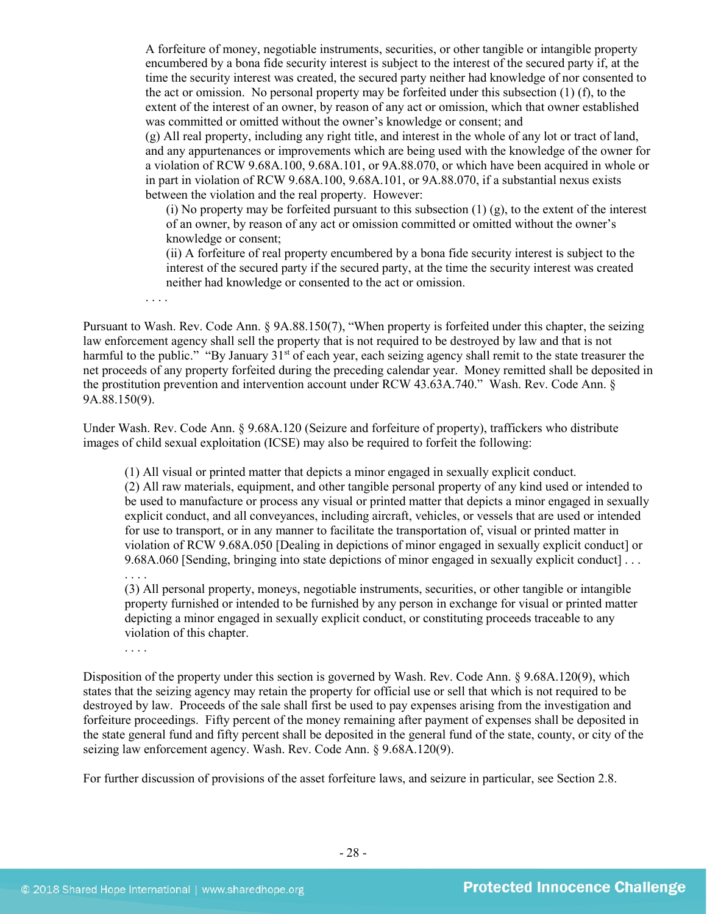> A forfeiture of money, negotiable instruments, securities, or other tangible or intangible property encumbered by a bona fide security interest is subject to the interest of the secured party if, at the time the security interest was created, the secured party neither had knowledge of nor consented to the act or omission. No personal property may be forfeited under this subsection (1) (f), to the extent of the interest of an owner, by reason of any act or omission, which that owner established was committed or omitted without the owner's knowledge or consent; and
> (g) All real property, including any right title, and interest in the whole of any lot or tract of land, and any appurtenances or improvements which are being used with the knowledge of the owner for a violation of RCW 9.68A.100, 9.68A.101, or 9A.88.070, or which have been acquired in whole or in part in violation of RCW 9.68A.100, 9.68A.101, or 9A.88.070, if a substantial nexus exists between the violation and the real property. However:
>
> > (i) No property may be forfeited pursuant to this subsection (1) (g), to the extent of the interest of an owner, by reason of any act or omission committed or omitted without the owner's knowledge or consent;
> > (ii) A forfeiture of real property encumbered by a bona fide security interest is subject to the interest of the secured party if the secured party, at the time the security interest was created neither had knowledge or consented to the act or omission.
>
> . . . .

Pursuant to Wash. Rev. Code Ann. § 9A.88.150(7), "When property is forfeited under this chapter, the seizing law enforcement agency shall sell the property that is not required to be destroyed by law and that is not harmful to the public." "By January 31st of each year, each seizing agency shall remit to the state treasurer the net proceeds of any property forfeited during the preceding calendar year. Money remitted shall be deposited in the prostitution prevention and intervention account under RCW 43.63A.740." Wash. Rev. Code Ann. § 9A.88.150(9).

Under Wash. Rev. Code Ann. § 9.68A.120 (Seizure and forfeiture of property), traffickers who distribute images of child sexual exploitation (ICSE) may also be required to forfeit the following:

> (1) All visual or printed matter that depicts a minor engaged in sexually explicit conduct.
> (2) All raw materials, equipment, and other tangible personal property of any kind used or intended to be used to manufacture or process any visual or printed matter that depicts a minor engaged in sexually explicit conduct, and all conveyances, including aircraft, vehicles, or vessels that are used or intended for use to transport, or in any manner to facilitate the transportation of, visual or printed matter in violation of RCW 9.68A.050 [Dealing in depictions of minor engaged in sexually explicit conduct] or 9.68A.060 [Sending, bringing into state depictions of minor engaged in sexually explicit conduct] . . .
> . . . .
> (3) All personal property, moneys, negotiable instruments, securities, or other tangible or intangible property furnished or intended to be furnished by any person in exchange for visual or printed matter depicting a minor engaged in sexually explicit conduct, or constituting proceeds traceable to any violation of this chapter.
> . . . .

Disposition of the property under this section is governed by Wash. Rev. Code Ann. § 9.68A.120(9), which states that the seizing agency may retain the property for official use or sell that which is not required to be destroyed by law. Proceeds of the sale shall first be used to pay expenses arising from the investigation and forfeiture proceedings. Fifty percent of the money remaining after payment of expenses shall be deposited in the state general fund and fifty percent shall be deposited in the general fund of the state, county, or city of the seizing law enforcement agency. Wash. Rev. Code Ann. § 9.68A.120(9).

For further discussion of provisions of the asset forfeiture laws, and seizure in particular, see Section 2.8.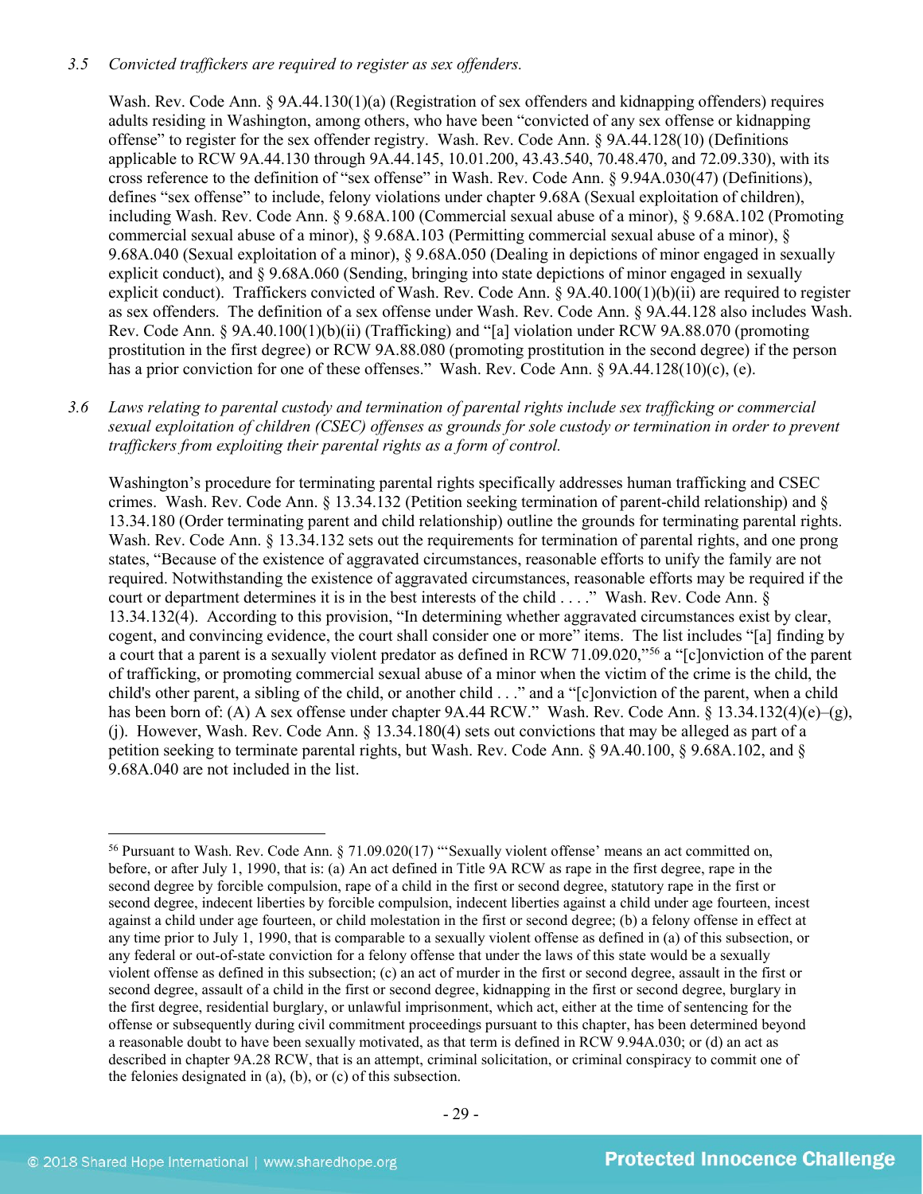*3.5 Convicted traffickers are required to register as sex offenders.*

Wash. Rev. Code Ann. § 9A.44.130(1)(a) (Registration of sex offenders and kidnapping offenders) requires adults residing in Washington, among others, who have been "convicted of any sex offense or kidnapping offense" to register for the sex offender registry. Wash. Rev. Code Ann. § 9A.44.128(10) (Definitions applicable to RCW 9A.44.130 through 9A.44.145, 10.01.200, 43.43.540, 70.48.470, and 72.09.330), with its cross reference to the definition of "sex offense" in Wash. Rev. Code Ann. § 9.94A.030(47) (Definitions), defines "sex offense" to include, felony violations under chapter 9.68A (Sexual exploitation of children), including Wash. Rev. Code Ann. § 9.68A.100 (Commercial sexual abuse of a minor), § 9.68A.102 (Promoting commercial sexual abuse of a minor), § 9.68A.103 (Permitting commercial sexual abuse of a minor), § 9.68A.040 (Sexual exploitation of a minor), § 9.68A.050 (Dealing in depictions of minor engaged in sexually explicit conduct), and § 9.68A.060 (Sending, bringing into state depictions of minor engaged in sexually explicit conduct). Traffickers convicted of Wash. Rev. Code Ann. § 9A.40.100(1)(b)(ii) are required to register as sex offenders. The definition of a sex offense under Wash. Rev. Code Ann. § 9A.44.128 also includes Wash. Rev. Code Ann. § 9A.40.100(1)(b)(ii) (Trafficking) and "[a] violation under RCW 9A.88.070 (promoting prostitution in the first degree) or RCW 9A.88.080 (promoting prostitution in the second degree) if the person has a prior conviction for one of these offenses." Wash. Rev. Code Ann. § 9A.44.128(10)(c), (e).

*3.6 Laws relating to parental custody and termination of parental rights include sex trafficking or commercial sexual exploitation of children (CSEC) offenses as grounds for sole custody or termination in order to prevent traffickers from exploiting their parental rights as a form of control.*

Washington's procedure for terminating parental rights specifically addresses human trafficking and CSEC crimes. Wash. Rev. Code Ann. § 13.34.132 (Petition seeking termination of parent-child relationship) and § 13.34.180 (Order terminating parent and child relationship) outline the grounds for terminating parental rights. Wash. Rev. Code Ann. § 13.34.132 sets out the requirements for termination of parental rights, and one prong states, "Because of the existence of aggravated circumstances, reasonable efforts to unify the family are not required. Notwithstanding the existence of aggravated circumstances, reasonable efforts may be required if the court or department determines it is in the best interests of the child . . . ." Wash. Rev. Code Ann. § 13.34.132(4). According to this provision, "In determining whether aggravated circumstances exist by clear, cogent, and convincing evidence, the court shall consider one or more" items. The list includes "[a] finding by a court that a parent is a sexually violent predator as defined in RCW 71.09.020,"[56] a "[c]onviction of the parent of trafficking, or promoting commercial sexual abuse of a minor when the victim of the crime is the child, the child's other parent, a sibling of the child, or another child . . ." and a "[c]onviction of the parent, when a child has been born of: (A) A sex offense under chapter 9A.44 RCW." Wash. Rev. Code Ann. § 13.34.132(4)(e)–(g), (j). However, Wash. Rev. Code Ann. § 13.34.180(4) sets out convictions that may be alleged as part of a petition seeking to terminate parental rights, but Wash. Rev. Code Ann. § 9A.40.100, § 9.68A.102, and § 9.68A.040 are not included in the list.

---

[56] Pursuant to Wash. Rev. Code Ann. § 71.09.020(17) "'Sexually violent offense' means an act committed on, before, or after July 1, 1990, that is: (a) An act defined in Title 9A RCW as rape in the first degree, rape in the second degree by forcible compulsion, rape of a child in the first or second degree, statutory rape in the first or second degree, indecent liberties by forcible compulsion, indecent liberties against a child under age fourteen, incest against a child under age fourteen, or child molestation in the first or second degree; (b) a felony offense in effect at any time prior to July 1, 1990, that is comparable to a sexually violent offense as defined in (a) of this subsection, or any federal or out-of-state conviction for a felony offense that under the laws of this state would be a sexually violent offense as defined in this subsection; (c) an act of murder in the first or second degree, assault in the first or second degree, assault of a child in the first or second degree, kidnapping in the first or second degree, burglary in the first degree, residential burglary, or unlawful imprisonment, which act, either at the time of sentencing for the offense or subsequently during civil commitment proceedings pursuant to this chapter, has been determined beyond a reasonable doubt to have been sexually motivated, as that term is defined in RCW 9.94A.030; or (d) an act as described in chapter 9A.28 RCW, that is an attempt, criminal solicitation, or criminal conspiracy to commit one of the felonies designated in (a), (b), or (c) of this subsection.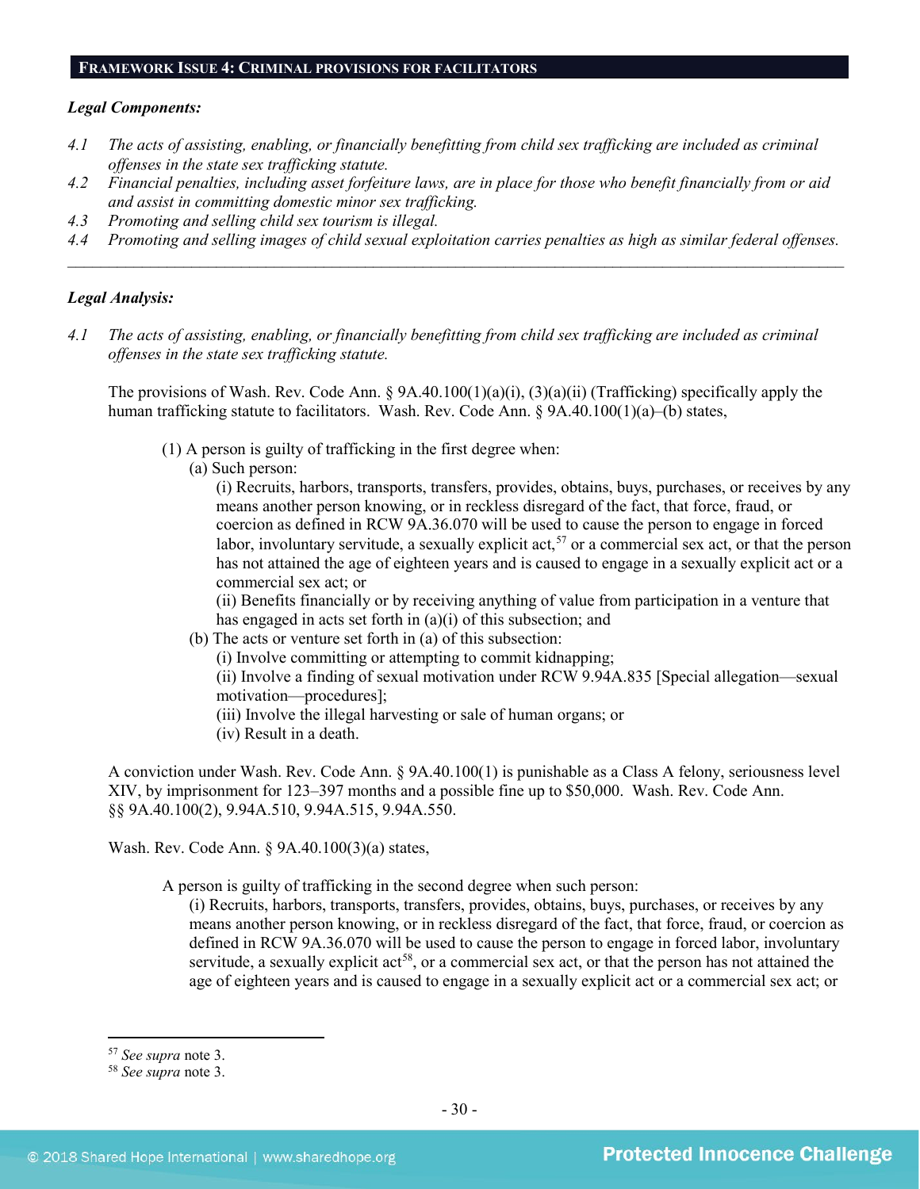## FRAMEWORK ISSUE 4: CRIMINAL PROVISIONS FOR FACILITATORS

***Legal Components:***

*4.1 The acts of assisting, enabling, or financially benefitting from child sex trafficking are included as criminal offenses in the state sex trafficking statute.*

*4.2 Financial penalties, including asset forfeiture laws, are in place for those who benefit financially from or aid and assist in committing domestic minor sex trafficking.*

*4.3 Promoting and selling child sex tourism is illegal.*

*4.4 Promoting and selling images of child sexual exploitation carries penalties as high as similar federal offenses.*

---

***Legal Analysis:***

*4.1 The acts of assisting, enabling, or financially benefitting from child sex trafficking are included as criminal offenses in the state sex trafficking statute.*

The provisions of Wash. Rev. Code Ann. § 9A.40.100(1)(a)(i), (3)(a)(ii) (Trafficking) specifically apply the human trafficking statute to facilitators. Wash. Rev. Code Ann. § 9A.40.100(1)(a)–(b) states,

> (1) A person is guilty of trafficking in the first degree when:
> (a) Such person:
> (i) Recruits, harbors, transports, transfers, provides, obtains, buys, purchases, or receives by any means another person knowing, or in reckless disregard of the fact, that force, fraud, or coercion as defined in RCW 9A.36.070 will be used to cause the person to engage in forced labor, involuntary servitude, a sexually explicit act,[57] or a commercial sex act, or that the person has not attained the age of eighteen years and is caused to engage in a sexually explicit act or a commercial sex act; or
> (ii) Benefits financially or by receiving anything of value from participation in a venture that has engaged in acts set forth in (a)(i) of this subsection; and
> (b) The acts or venture set forth in (a) of this subsection:
> (i) Involve committing or attempting to commit kidnapping;
> (ii) Involve a finding of sexual motivation under RCW 9.94A.835 [Special allegation—sexual motivation—procedures];
> (iii) Involve the illegal harvesting or sale of human organs; or
> (iv) Result in a death.

A conviction under Wash. Rev. Code Ann. § 9A.40.100(1) is punishable as a Class A felony, seriousness level XIV, by imprisonment for 123–397 months and a possible fine up to $50,000. Wash. Rev. Code Ann. §§ 9A.40.100(2), 9.94A.510, 9.94A.515, 9.94A.550.

Wash. Rev. Code Ann. § 9A.40.100(3)(a) states,

> A person is guilty of trafficking in the second degree when such person:
> (i) Recruits, harbors, transports, transfers, provides, obtains, buys, purchases, or receives by any means another person knowing, or in reckless disregard of the fact, that force, fraud, or coercion as defined in RCW 9A.36.070 will be used to cause the person to engage in forced labor, involuntary servitude, a sexually explicit act[58], or a commercial sex act, or that the person has not attained the age of eighteen years and is caused to engage in a sexually explicit act or a commercial sex act; or

---

[57] *See supra* note 3.
[58] *See supra* note 3.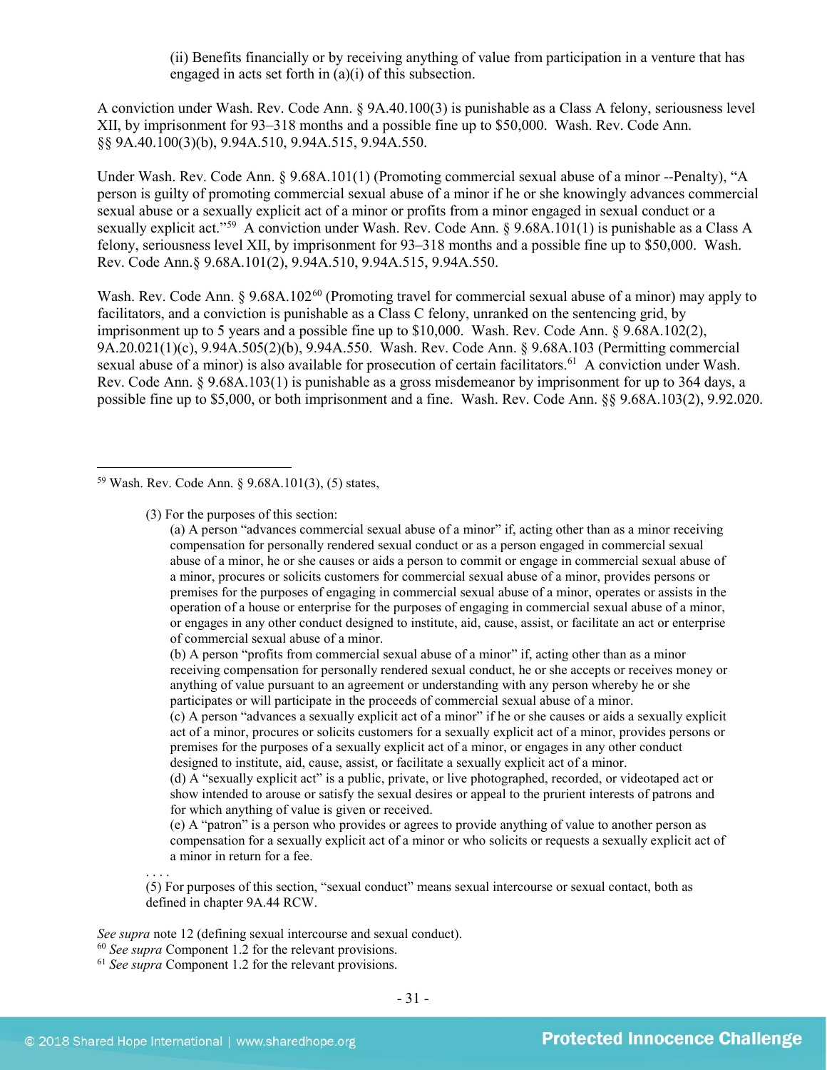(ii) Benefits financially or by receiving anything of value from participation in a venture that has engaged in acts set forth in (a)(i) of this subsection.

A conviction under Wash. Rev. Code Ann. § 9A.40.100(3) is punishable as a Class A felony, seriousness level XII, by imprisonment for 93–318 months and a possible fine up to $50,000. Wash. Rev. Code Ann. §§ 9A.40.100(3)(b), 9.94A.510, 9.94A.515, 9.94A.550.

Under Wash. Rev. Code Ann. § 9.68A.101(1) (Promoting commercial sexual abuse of a minor --Penalty), "A person is guilty of promoting commercial sexual abuse of a minor if he or she knowingly advances commercial sexual abuse or a sexually explicit act of a minor or profits from a minor engaged in sexual conduct or a sexually explicit act."[59] A conviction under Wash. Rev. Code Ann. § 9.68A.101(1) is punishable as a Class A felony, seriousness level XII, by imprisonment for 93–318 months and a possible fine up to $50,000. Wash. Rev. Code Ann.§ 9.68A.101(2), 9.94A.510, 9.94A.515, 9.94A.550.

Wash. Rev. Code Ann. § 9.68A.102[60] (Promoting travel for commercial sexual abuse of a minor) may apply to facilitators, and a conviction is punishable as a Class C felony, unranked on the sentencing grid, by imprisonment up to 5 years and a possible fine up to $10,000. Wash. Rev. Code Ann. § 9.68A.102(2), 9A.20.021(1)(c), 9.94A.505(2)(b), 9.94A.550. Wash. Rev. Code Ann. § 9.68A.103 (Permitting commercial sexual abuse of a minor) is also available for prosecution of certain facilitators.[61] A conviction under Wash. Rev. Code Ann. § 9.68A.103(1) is punishable as a gross misdemeanor by imprisonment for up to 364 days, a possible fine up to $5,000, or both imprisonment and a fine. Wash. Rev. Code Ann. §§ 9.68A.103(2), 9.92.020.

---

[59] Wash. Rev. Code Ann. § 9.68A.101(3), (5) states,

> (3) For the purposes of this section:
> (a) A person "advances commercial sexual abuse of a minor" if, acting other than as a minor receiving compensation for personally rendered sexual conduct or as a person engaged in commercial sexual abuse of a minor, he or she causes or aids a person to commit or engage in commercial sexual abuse of a minor, procures or solicits customers for commercial sexual abuse of a minor, provides persons or premises for the purposes of engaging in commercial sexual abuse of a minor, operates or assists in the operation of a house or enterprise for the purposes of engaging in commercial sexual abuse of a minor, or engages in any other conduct designed to institute, aid, cause, assist, or facilitate an act or enterprise of commercial sexual abuse of a minor.
> (b) A person "profits from commercial sexual abuse of a minor" if, acting other than as a minor receiving compensation for personally rendered sexual conduct, he or she accepts or receives money or anything of value pursuant to an agreement or understanding with any person whereby he or she participates or will participate in the proceeds of commercial sexual abuse of a minor.
> (c) A person "advances a sexually explicit act of a minor" if he or she causes or aids a sexually explicit act of a minor, procures or solicits customers for a sexually explicit act of a minor, provides persons or premises for the purposes of a sexually explicit act of a minor, or engages in any other conduct designed to institute, aid, cause, assist, or facilitate a sexually explicit act of a minor.
> (d) A "sexually explicit act" is a public, private, or live photographed, recorded, or videotaped act or show intended to arouse or satisfy the sexual desires or appeal to the prurient interests of patrons and for which anything of value is given or received.
> (e) A "patron" is a person who provides or agrees to provide anything of value to another person as compensation for a sexually explicit act of a minor or who solicits or requests a sexually explicit act of a minor in return for a fee.
>
> . . . .
>
> (5) For purposes of this section, "sexual conduct" means sexual intercourse or sexual contact, both as defined in chapter 9A.44 RCW.

*See supra* note 12 (defining sexual intercourse and sexual conduct).

[60] *See supra* Component 1.2 for the relevant provisions.

[61] *See supra* Component 1.2 for the relevant provisions.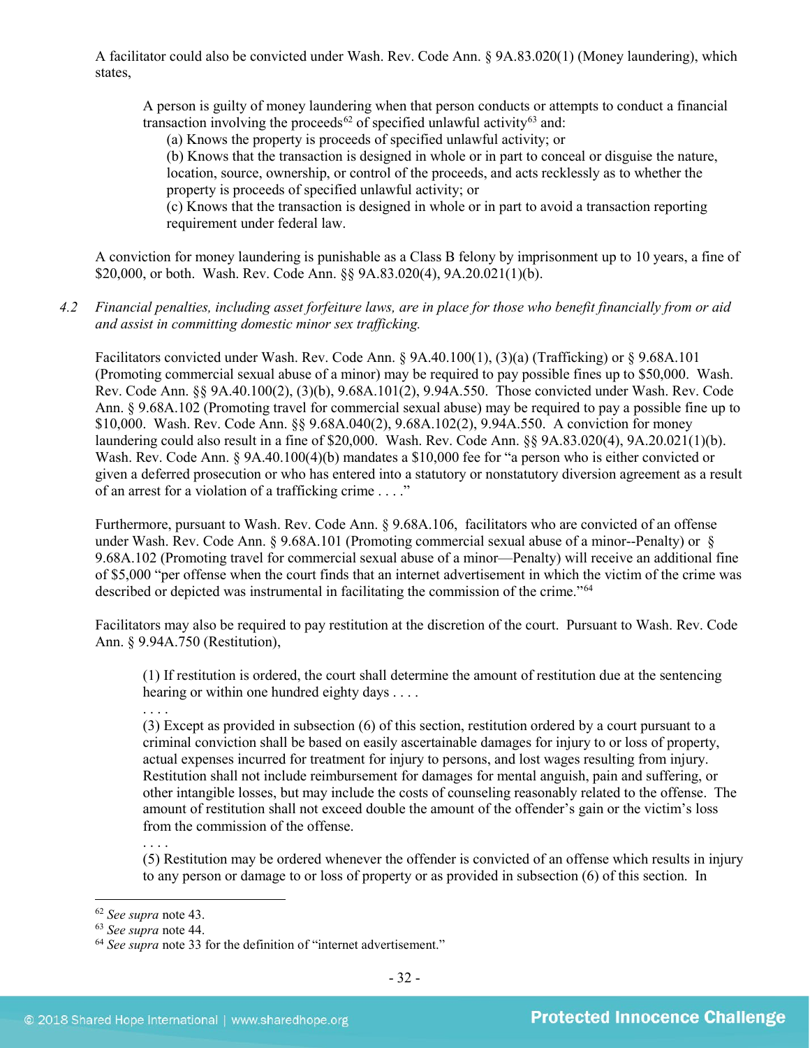A facilitator could also be convicted under Wash. Rev. Code Ann. § 9A.83.020(1) (Money laundering), which states,

> A person is guilty of money laundering when that person conducts or attempts to conduct a financial transaction involving the proceeds[62] of specified unlawful activity[63] and:
>
> (a) Knows the property is proceeds of specified unlawful activity; or
>
> (b) Knows that the transaction is designed in whole or in part to conceal or disguise the nature, location, source, ownership, or control of the proceeds, and acts recklessly as to whether the property is proceeds of specified unlawful activity; or
>
> (c) Knows that the transaction is designed in whole or in part to avoid a transaction reporting requirement under federal law.

A conviction for money laundering is punishable as a Class B felony by imprisonment up to 10 years, a fine of $20,000, or both. Wash. Rev. Code Ann. §§ 9A.83.020(4), 9A.20.021(1)(b).

*4.2 Financial penalties, including asset forfeiture laws, are in place for those who benefit financially from or aid and assist in committing domestic minor sex trafficking.*

Facilitators convicted under Wash. Rev. Code Ann. § 9A.40.100(1), (3)(a) (Trafficking) or § 9.68A.101 (Promoting commercial sexual abuse of a minor) may be required to pay possible fines up to $50,000. Wash. Rev. Code Ann. §§ 9A.40.100(2), (3)(b), 9.68A.101(2), 9.94A.550. Those convicted under Wash. Rev. Code Ann. § 9.68A.102 (Promoting travel for commercial sexual abuse) may be required to pay a possible fine up to $10,000. Wash. Rev. Code Ann. §§ 9.68A.040(2), 9.68A.102(2), 9.94A.550. A conviction for money laundering could also result in a fine of $20,000. Wash. Rev. Code Ann. §§ 9A.83.020(4), 9A.20.021(1)(b). Wash. Rev. Code Ann. § 9A.40.100(4)(b) mandates a $10,000 fee for "a person who is either convicted or given a deferred prosecution or who has entered into a statutory or nonstatutory diversion agreement as a result of an arrest for a violation of a trafficking crime . . . ."

Furthermore, pursuant to Wash. Rev. Code Ann. § 9.68A.106, facilitators who are convicted of an offense under Wash. Rev. Code Ann. § 9.68A.101 (Promoting commercial sexual abuse of a minor--Penalty) or § 9.68A.102 (Promoting travel for commercial sexual abuse of a minor—Penalty) will receive an additional fine of $5,000 "per offense when the court finds that an internet advertisement in which the victim of the crime was described or depicted was instrumental in facilitating the commission of the crime."[64]

Facilitators may also be required to pay restitution at the discretion of the court. Pursuant to Wash. Rev. Code Ann. § 9.94A.750 (Restitution),

> (1) If restitution is ordered, the court shall determine the amount of restitution due at the sentencing hearing or within one hundred eighty days . . . .
>
> . . . .
>
> (3) Except as provided in subsection (6) of this section, restitution ordered by a court pursuant to a criminal conviction shall be based on easily ascertainable damages for injury to or loss of property, actual expenses incurred for treatment for injury to persons, and lost wages resulting from injury. Restitution shall not include reimbursement for damages for mental anguish, pain and suffering, or other intangible losses, but may include the costs of counseling reasonably related to the offense. The amount of restitution shall not exceed double the amount of the offender's gain or the victim's loss from the commission of the offense.
>
> . . . .
>
> (5) Restitution may be ordered whenever the offender is convicted of an offense which results in injury to any person or damage to or loss of property or as provided in subsection (6) of this section. In

---

[62] *See supra* note 43.

[63] *See supra* note 44.

[64] *See supra* note 33 for the definition of "internet advertisement."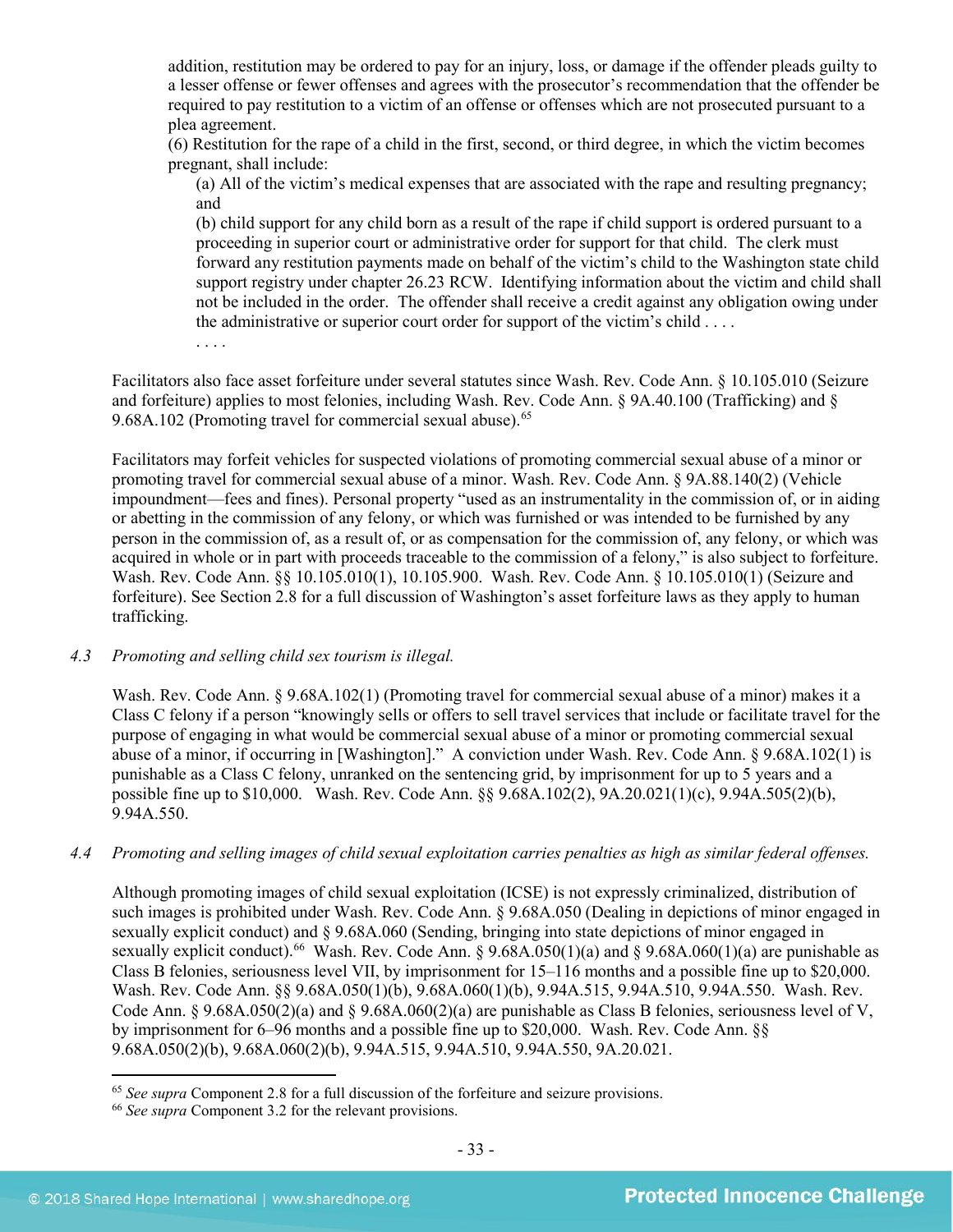> addition, restitution may be ordered to pay for an injury, loss, or damage if the offender pleads guilty to a lesser offense or fewer offenses and agrees with the prosecutor's recommendation that the offender be required to pay restitution to a victim of an offense or offenses which are not prosecuted pursuant to a plea agreement.
>
> (6) Restitution for the rape of a child in the first, second, or third degree, in which the victim becomes pregnant, shall include:
>
> > (a) All of the victim's medical expenses that are associated with the rape and resulting pregnancy; and
> >
> > (b) child support for any child born as a result of the rape if child support is ordered pursuant to a proceeding in superior court or administrative order for support for that child. The clerk must forward any restitution payments made on behalf of the victim's child to the Washington state child support registry under chapter 26.23 RCW. Identifying information about the victim and child shall not be included in the order. The offender shall receive a credit against any obligation owing under the administrative or superior court order for support of the victim's child . . . .
> >
> > . . . .

Facilitators also face asset forfeiture under several statutes since Wash. Rev. Code Ann. § 10.105.010 (Seizure and forfeiture) applies to most felonies, including Wash. Rev. Code Ann. § 9A.40.100 (Trafficking) and § 9.68A.102 (Promoting travel for commercial sexual abuse).[65]

Facilitators may forfeit vehicles for suspected violations of promoting commercial sexual abuse of a minor or promoting travel for commercial sexual abuse of a minor. Wash. Rev. Code Ann. § 9A.88.140(2) (Vehicle impoundment—fees and fines). Personal property "used as an instrumentality in the commission of, or in aiding or abetting in the commission of any felony, or which was furnished or was intended to be furnished by any person in the commission of, as a result of, or as compensation for the commission of, any felony, or which was acquired in whole or in part with proceeds traceable to the commission of a felony," is also subject to forfeiture. Wash. Rev. Code Ann. §§ 10.105.010(1), 10.105.900. Wash. Rev. Code Ann. § 10.105.010(1) (Seizure and forfeiture). See Section 2.8 for a full discussion of Washington's asset forfeiture laws as they apply to human trafficking.

*4.3 Promoting and selling child sex tourism is illegal.*

Wash. Rev. Code Ann. § 9.68A.102(1) (Promoting travel for commercial sexual abuse of a minor) makes it a Class C felony if a person "knowingly sells or offers to sell travel services that include or facilitate travel for the purpose of engaging in what would be commercial sexual abuse of a minor or promoting commercial sexual abuse of a minor, if occurring in [Washington]." A conviction under Wash. Rev. Code Ann. § 9.68A.102(1) is punishable as a Class C felony, unranked on the sentencing grid, by imprisonment for up to 5 years and a possible fine up to $10,000. Wash. Rev. Code Ann. §§ 9.68A.102(2), 9A.20.021(1)(c), 9.94A.505(2)(b), 9.94A.550.

*4.4 Promoting and selling images of child sexual exploitation carries penalties as high as similar federal offenses.*

Although promoting images of child sexual exploitation (ICSE) is not expressly criminalized, distribution of such images is prohibited under Wash. Rev. Code Ann. § 9.68A.050 (Dealing in depictions of minor engaged in sexually explicit conduct) and § 9.68A.060 (Sending, bringing into state depictions of minor engaged in sexually explicit conduct).[66] Wash. Rev. Code Ann. § 9.68A.050(1)(a) and § 9.68A.060(1)(a) are punishable as Class B felonies, seriousness level VII, by imprisonment for 15–116 months and a possible fine up to $20,000. Wash. Rev. Code Ann. §§ 9.68A.050(1)(b), 9.68A.060(1)(b), 9.94A.515, 9.94A.510, 9.94A.550. Wash. Rev. Code Ann. § 9.68A.050(2)(a) and § 9.68A.060(2)(a) are punishable as Class B felonies, seriousness level of V, by imprisonment for 6–96 months and a possible fine up to $20,000. Wash. Rev. Code Ann. §§ 9.68A.050(2)(b), 9.68A.060(2)(b), 9.94A.515, 9.94A.510, 9.94A.550, 9A.20.021.

---

[65] *See supra* Component 2.8 for a full discussion of the forfeiture and seizure provisions.

[66] *See supra* Component 3.2 for the relevant provisions.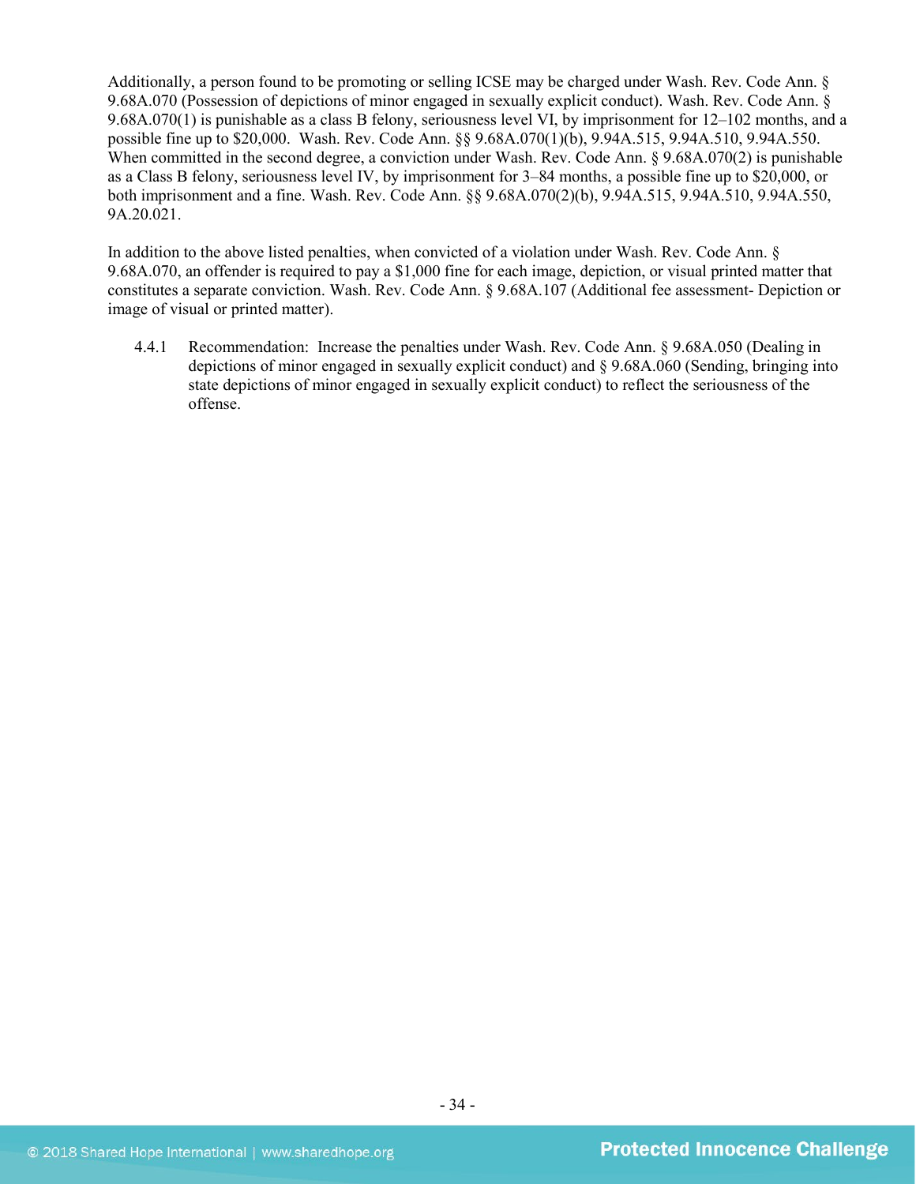Additionally, a person found to be promoting or selling ICSE may be charged under Wash. Rev. Code Ann. § 9.68A.070 (Possession of depictions of minor engaged in sexually explicit conduct). Wash. Rev. Code Ann. § 9.68A.070(1) is punishable as a class B felony, seriousness level VI, by imprisonment for 12–102 months, and a possible fine up to $20,000. Wash. Rev. Code Ann. §§ 9.68A.070(1)(b), 9.94A.515, 9.94A.510, 9.94A.550. When committed in the second degree, a conviction under Wash. Rev. Code Ann. § 9.68A.070(2) is punishable as a Class B felony, seriousness level IV, by imprisonment for 3–84 months, a possible fine up to $20,000, or both imprisonment and a fine. Wash. Rev. Code Ann. §§ 9.68A.070(2)(b), 9.94A.515, 9.94A.510, 9.94A.550, 9A.20.021.

In addition to the above listed penalties, when convicted of a violation under Wash. Rev. Code Ann. § 9.68A.070, an offender is required to pay a $1,000 fine for each image, depiction, or visual printed matter that constitutes a separate conviction. Wash. Rev. Code Ann. § 9.68A.107 (Additional fee assessment- Depiction or image of visual or printed matter).

4.4.1 Recommendation: Increase the penalties under Wash. Rev. Code Ann. § 9.68A.050 (Dealing in depictions of minor engaged in sexually explicit conduct) and § 9.68A.060 (Sending, bringing into state depictions of minor engaged in sexually explicit conduct) to reflect the seriousness of the offense.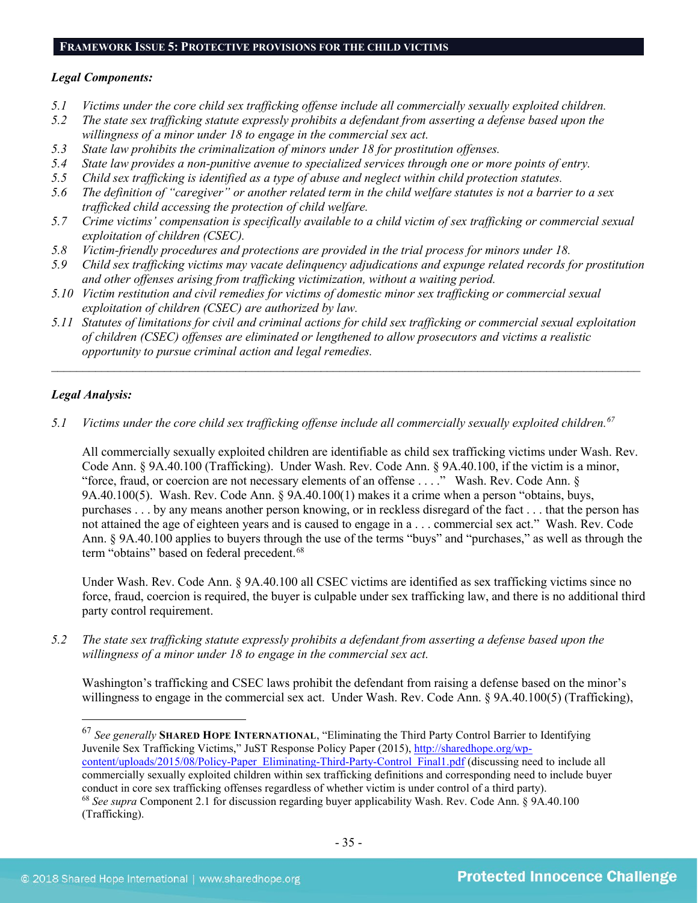## FRAMEWORK ISSUE 5: PROTECTIVE PROVISIONS FOR THE CHILD VICTIMS

***Legal Components:***

*5.1 Victims under the core child sex trafficking offense include all commercially sexually exploited children.*
*5.2 The state sex trafficking statute expressly prohibits a defendant from asserting a defense based upon the willingness of a minor under 18 to engage in the commercial sex act.*
*5.3 State law prohibits the criminalization of minors under 18 for prostitution offenses.*
*5.4 State law provides a non-punitive avenue to specialized services through one or more points of entry.*
*5.5 Child sex trafficking is identified as a type of abuse and neglect within child protection statutes.*
*5.6 The definition of "caregiver" or another related term in the child welfare statutes is not a barrier to a sex trafficked child accessing the protection of child welfare.*
*5.7 Crime victims' compensation is specifically available to a child victim of sex trafficking or commercial sexual exploitation of children (CSEC).*
*5.8 Victim-friendly procedures and protections are provided in the trial process for minors under 18.*
*5.9 Child sex trafficking victims may vacate delinquency adjudications and expunge related records for prostitution and other offenses arising from trafficking victimization, without a waiting period.*
*5.10 Victim restitution and civil remedies for victims of domestic minor sex trafficking or commercial sexual exploitation of children (CSEC) are authorized by law.*
*5.11 Statutes of limitations for civil and criminal actions for child sex trafficking or commercial sexual exploitation of children (CSEC) offenses are eliminated or lengthened to allow prosecutors and victims a realistic opportunity to pursue criminal action and legal remedies.*

---

***Legal Analysis:***

*5.1 Victims under the core child sex trafficking offense include all commercially sexually exploited children.*[67]

All commercially sexually exploited children are identifiable as child sex trafficking victims under Wash. Rev. Code Ann. § 9A.40.100 (Trafficking). Under Wash. Rev. Code Ann. § 9A.40.100, if the victim is a minor, "force, fraud, or coercion are not necessary elements of an offense . . . ." Wash. Rev. Code Ann. § 9A.40.100(5). Wash. Rev. Code Ann. § 9A.40.100(1) makes it a crime when a person "obtains, buys, purchases . . . by any means another person knowing, or in reckless disregard of the fact . . . that the person has not attained the age of eighteen years and is caused to engage in a . . . commercial sex act." Wash. Rev. Code Ann. § 9A.40.100 applies to buyers through the use of the terms "buys" and "purchases," as well as through the term "obtains" based on federal precedent.[68]

Under Wash. Rev. Code Ann. § 9A.40.100 all CSEC victims are identified as sex trafficking victims since no force, fraud, coercion is required, the buyer is culpable under sex trafficking law, and there is no additional third party control requirement.

*5.2 The state sex trafficking statute expressly prohibits a defendant from asserting a defense based upon the willingness of a minor under 18 to engage in the commercial sex act.*

Washington's trafficking and CSEC laws prohibit the defendant from raising a defense based on the minor's willingness to engage in the commercial sex act. Under Wash. Rev. Code Ann. § 9A.40.100(5) (Trafficking),

---

[67] *See generally* **SHARED HOPE INTERNATIONAL**, "Eliminating the Third Party Control Barrier to Identifying Juvenile Sex Trafficking Victims," JuST Response Policy Paper (2015), http://sharedhope.org/wp-content/uploads/2015/08/Policy-Paper_Eliminating-Third-Party-Control_Final1.pdf (discussing need to include all commercially sexually exploited children within sex trafficking definitions and corresponding need to include buyer conduct in core sex trafficking offenses regardless of whether victim is under control of a third party).

[68] *See supra* Component 2.1 for discussion regarding buyer applicability Wash. Rev. Code Ann. § 9A.40.100 (Trafficking).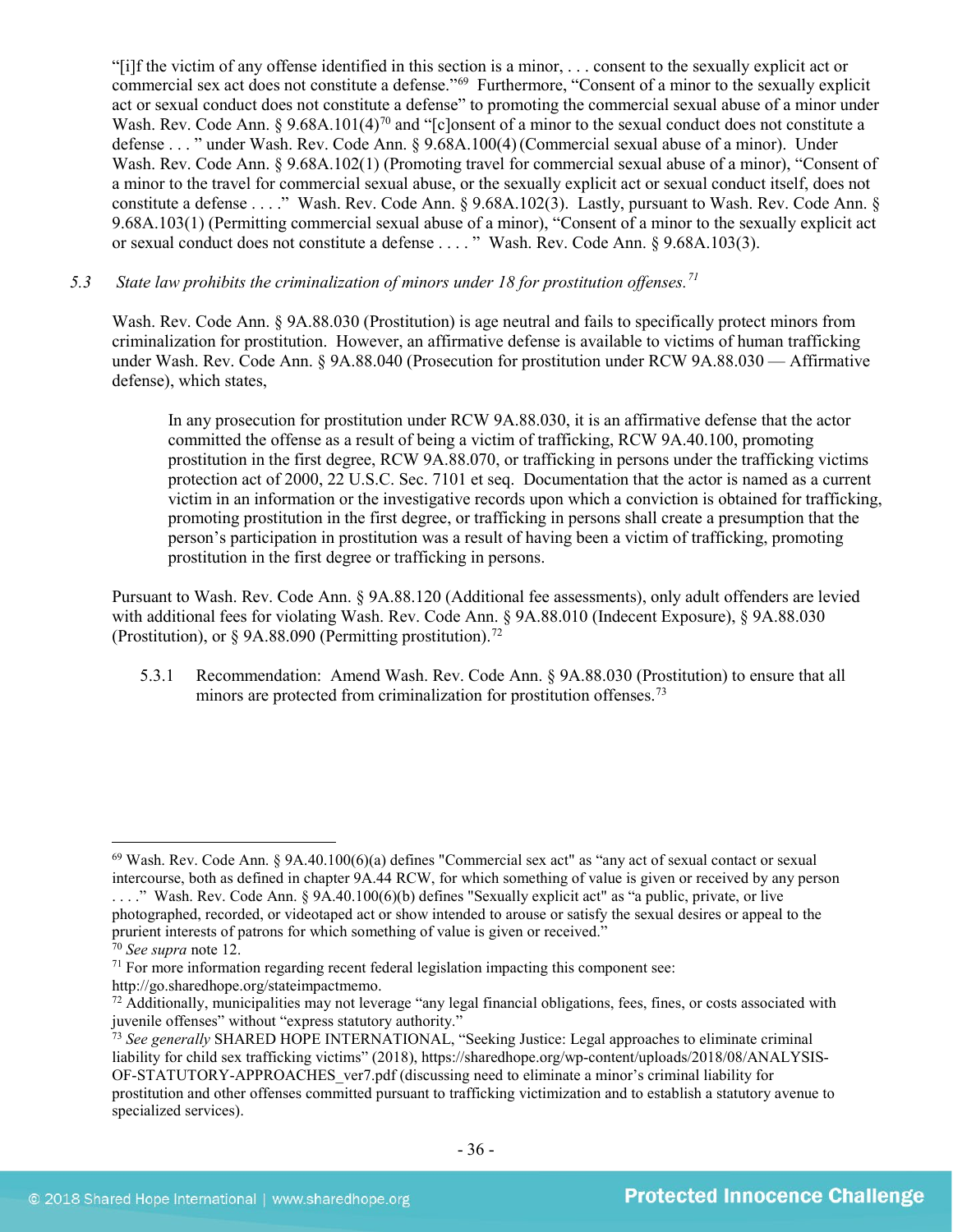"[i]f the victim of any offense identified in this section is a minor, . . . consent to the sexually explicit act or commercial sex act does not constitute a defense."[69] Furthermore, "Consent of a minor to the sexually explicit act or sexual conduct does not constitute a defense" to promoting the commercial sexual abuse of a minor under Wash. Rev. Code Ann. § 9.68A.101(4)[70] and "[c]onsent of a minor to the sexual conduct does not constitute a defense . . . " under Wash. Rev. Code Ann. § 9.68A.100(4) (Commercial sexual abuse of a minor). Under Wash. Rev. Code Ann. § 9.68A.102(1) (Promoting travel for commercial sexual abuse of a minor), "Consent of a minor to the travel for commercial sexual abuse, or the sexually explicit act or sexual conduct itself, does not constitute a defense . . . ." Wash. Rev. Code Ann. § 9.68A.102(3). Lastly, pursuant to Wash. Rev. Code Ann. § 9.68A.103(1) (Permitting commercial sexual abuse of a minor), "Consent of a minor to the sexually explicit act or sexual conduct does not constitute a defense . . . . " Wash. Rev. Code Ann. § 9.68A.103(3).

*5.3 State law prohibits the criminalization of minors under 18 for prostitution offenses.*[71]

Wash. Rev. Code Ann. § 9A.88.030 (Prostitution) is age neutral and fails to specifically protect minors from criminalization for prostitution. However, an affirmative defense is available to victims of human trafficking under Wash. Rev. Code Ann. § 9A.88.040 (Prosecution for prostitution under RCW 9A.88.030 — Affirmative defense), which states,

> In any prosecution for prostitution under RCW 9A.88.030, it is an affirmative defense that the actor committed the offense as a result of being a victim of trafficking, RCW 9A.40.100, promoting prostitution in the first degree, RCW 9A.88.070, or trafficking in persons under the trafficking victims protection act of 2000, 22 U.S.C. Sec. 7101 et seq. Documentation that the actor is named as a current victim in an information or the investigative records upon which a conviction is obtained for trafficking, promoting prostitution in the first degree, or trafficking in persons shall create a presumption that the person's participation in prostitution was a result of having been a victim of trafficking, promoting prostitution in the first degree or trafficking in persons.

Pursuant to Wash. Rev. Code Ann. § 9A.88.120 (Additional fee assessments), only adult offenders are levied with additional fees for violating Wash. Rev. Code Ann. § 9A.88.010 (Indecent Exposure), § 9A.88.030 (Prostitution), or § 9A.88.090 (Permitting prostitution).[72]

5.3.1 Recommendation: Amend Wash. Rev. Code Ann. § 9A.88.030 (Prostitution) to ensure that all minors are protected from criminalization for prostitution offenses.[73]

---

[69] Wash. Rev. Code Ann. § 9A.40.100(6)(a) defines "Commercial sex act" as "any act of sexual contact or sexual intercourse, both as defined in chapter 9A.44 RCW, for which something of value is given or received by any person . . . ." Wash. Rev. Code Ann. § 9A.40.100(6)(b) defines "Sexually explicit act" as "a public, private, or live photographed, recorded, or videotaped act or show intended to arouse or satisfy the sexual desires or appeal to the prurient interests of patrons for which something of value is given or received."

[70] *See supra* note 12.

[71] For more information regarding recent federal legislation impacting this component see: http://go.sharedhope.org/stateimpactmemo.

[72] Additionally, municipalities may not leverage "any legal financial obligations, fees, fines, or costs associated with juvenile offenses" without "express statutory authority."

[73] *See generally* SHARED HOPE INTERNATIONAL, "Seeking Justice: Legal approaches to eliminate criminal liability for child sex trafficking victims" (2018), https://sharedhope.org/wp-content/uploads/2018/08/ANALYSIS-OF-STATUTORY-APPROACHES_ver7.pdf (discussing need to eliminate a minor's criminal liability for prostitution and other offenses committed pursuant to trafficking victimization and to establish a statutory avenue to specialized services).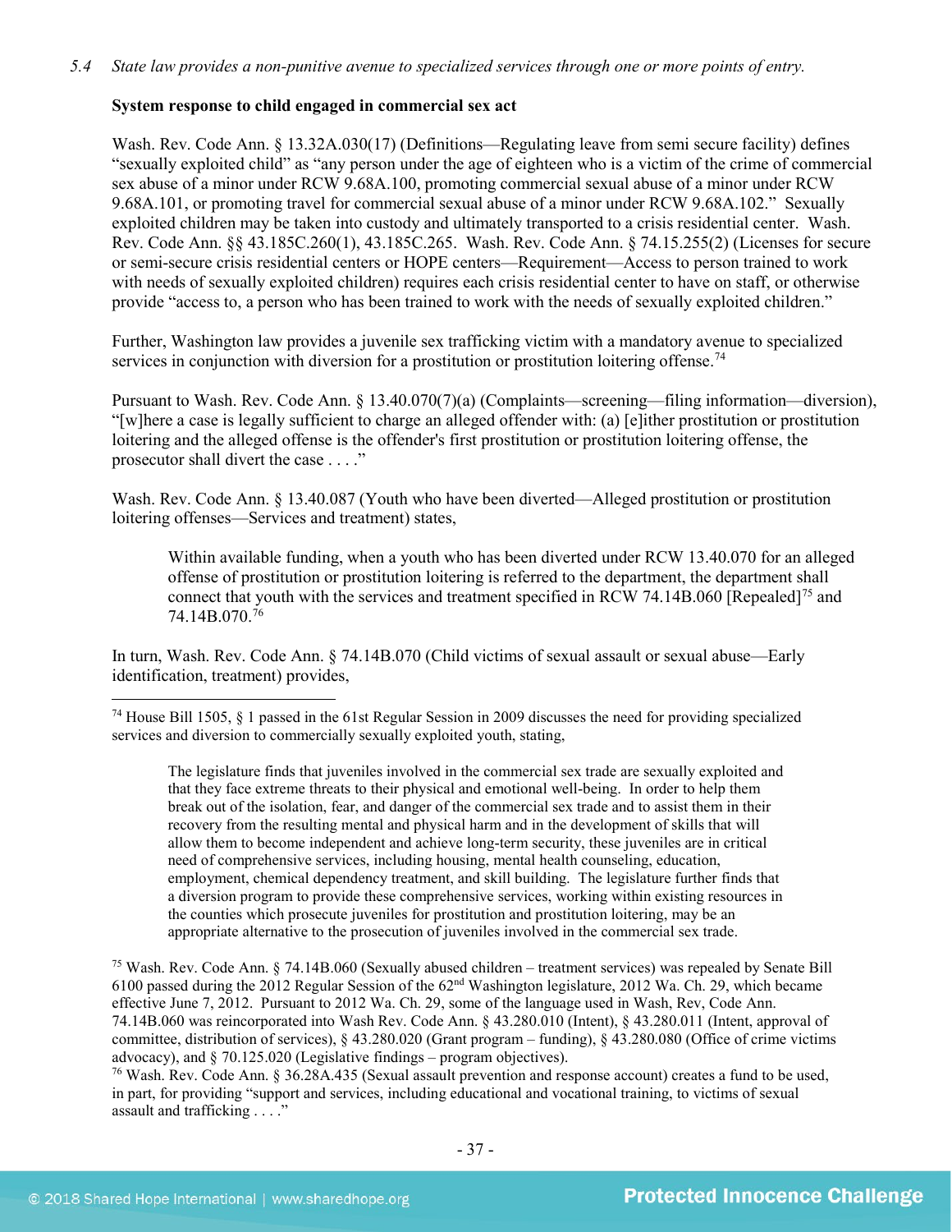*5.4 State law provides a non-punitive avenue to specialized services through one or more points of entry.*

**System response to child engaged in commercial sex act**

Wash. Rev. Code Ann. § 13.32A.030(17) (Definitions—Regulating leave from semi secure facility) defines "sexually exploited child" as "any person under the age of eighteen who is a victim of the crime of commercial sex abuse of a minor under RCW 9.68A.100, promoting commercial sexual abuse of a minor under RCW 9.68A.101, or promoting travel for commercial sexual abuse of a minor under RCW 9.68A.102." Sexually exploited children may be taken into custody and ultimately transported to a crisis residential center. Wash. Rev. Code Ann. §§ 43.185C.260(1), 43.185C.265. Wash. Rev. Code Ann. § 74.15.255(2) (Licenses for secure or semi-secure crisis residential centers or HOPE centers—Requirement—Access to person trained to work with needs of sexually exploited children) requires each crisis residential center to have on staff, or otherwise provide "access to, a person who has been trained to work with the needs of sexually exploited children."

Further, Washington law provides a juvenile sex trafficking victim with a mandatory avenue to specialized services in conjunction with diversion for a prostitution or prostitution loitering offense.[74]

Pursuant to Wash. Rev. Code Ann. § 13.40.070(7)(a) (Complaints—screening—filing information—diversion), "[w]here a case is legally sufficient to charge an alleged offender with: (a) [e]ither prostitution or prostitution loitering and the alleged offense is the offender's first prostitution or prostitution loitering offense, the prosecutor shall divert the case . . . ."

Wash. Rev. Code Ann. § 13.40.087 (Youth who have been diverted—Alleged prostitution or prostitution loitering offenses—Services and treatment) states,

> Within available funding, when a youth who has been diverted under RCW 13.40.070 for an alleged offense of prostitution or prostitution loitering is referred to the department, the department shall connect that youth with the services and treatment specified in RCW 74.14B.060 [Repealed][75] and 74.14B.070.[76]

In turn, Wash. Rev. Code Ann. § 74.14B.070 (Child victims of sexual assault or sexual abuse—Early identification, treatment) provides,

---

[74] House Bill 1505, § 1 passed in the 61st Regular Session in 2009 discusses the need for providing specialized services and diversion to commercially sexually exploited youth, stating,

> The legislature finds that juveniles involved in the commercial sex trade are sexually exploited and that they face extreme threats to their physical and emotional well-being. In order to help them break out of the isolation, fear, and danger of the commercial sex trade and to assist them in their recovery from the resulting mental and physical harm and in the development of skills that will allow them to become independent and achieve long-term security, these juveniles are in critical need of comprehensive services, including housing, mental health counseling, education, employment, chemical dependency treatment, and skill building. The legislature further finds that a diversion program to provide these comprehensive services, working within existing resources in the counties which prosecute juveniles for prostitution and prostitution loitering, may be an appropriate alternative to the prosecution of juveniles involved in the commercial sex trade.

[75] Wash. Rev. Code Ann. § 74.14B.060 (Sexually abused children – treatment services) was repealed by Senate Bill 6100 passed during the 2012 Regular Session of the 62nd Washington legislature, 2012 Wa. Ch. 29, which became effective June 7, 2012. Pursuant to 2012 Wa. Ch. 29, some of the language used in Wash, Rev, Code Ann. 74.14B.060 was reincorporated into Wash Rev. Code Ann. § 43.280.010 (Intent), § 43.280.011 (Intent, approval of committee, distribution of services), § 43.280.020 (Grant program – funding), § 43.280.080 (Office of crime victims advocacy), and § 70.125.020 (Legislative findings – program objectives).

[76] Wash. Rev. Code Ann. § 36.28A.435 (Sexual assault prevention and response account) creates a fund to be used, in part, for providing "support and services, including educational and vocational training, to victims of sexual assault and trafficking . . . ."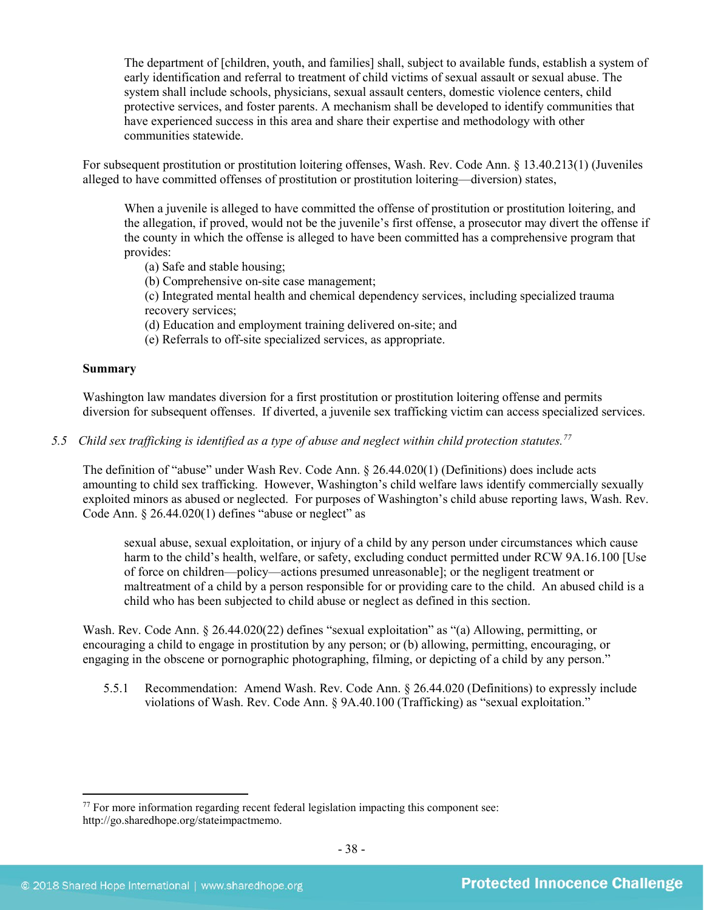> The department of [children, youth, and families] shall, subject to available funds, establish a system of early identification and referral to treatment of child victims of sexual assault or sexual abuse. The system shall include schools, physicians, sexual assault centers, domestic violence centers, child protective services, and foster parents. A mechanism shall be developed to identify communities that have experienced success in this area and share their expertise and methodology with other communities statewide.

For subsequent prostitution or prostitution loitering offenses, Wash. Rev. Code Ann. § 13.40.213(1) (Juveniles alleged to have committed offenses of prostitution or prostitution loitering—diversion) states,

> When a juvenile is alleged to have committed the offense of prostitution or prostitution loitering, and the allegation, if proved, would not be the juvenile's first offense, a prosecutor may divert the offense if the county in which the offense is alleged to have been committed has a comprehensive program that provides:
>
> (a) Safe and stable housing;
> (b) Comprehensive on-site case management;
> (c) Integrated mental health and chemical dependency services, including specialized trauma recovery services;
> (d) Education and employment training delivered on-site; and
> (e) Referrals to off-site specialized services, as appropriate.

**Summary**

Washington law mandates diversion for a first prostitution or prostitution loitering offense and permits diversion for subsequent offenses. If diverted, a juvenile sex trafficking victim can access specialized services.

*5.5 Child sex trafficking is identified as a type of abuse and neglect within child protection statutes.*[77]

The definition of "abuse" under Wash Rev. Code Ann. § 26.44.020(1) (Definitions) does include acts amounting to child sex trafficking. However, Washington's child welfare laws identify commercially sexually exploited minors as abused or neglected. For purposes of Washington's child abuse reporting laws, Wash. Rev. Code Ann. § 26.44.020(1) defines "abuse or neglect" as

> sexual abuse, sexual exploitation, or injury of a child by any person under circumstances which cause harm to the child's health, welfare, or safety, excluding conduct permitted under RCW 9A.16.100 [Use of force on children—policy—actions presumed unreasonable]; or the negligent treatment or maltreatment of a child by a person responsible for or providing care to the child. An abused child is a child who has been subjected to child abuse or neglect as defined in this section.

Wash. Rev. Code Ann. § 26.44.020(22) defines "sexual exploitation" as "(a) Allowing, permitting, or encouraging a child to engage in prostitution by any person; or (b) allowing, permitting, encouraging, or engaging in the obscene or pornographic photographing, filming, or depicting of a child by any person."

5.5.1 Recommendation: Amend Wash. Rev. Code Ann. § 26.44.020 (Definitions) to expressly include violations of Wash. Rev. Code Ann. § 9A.40.100 (Trafficking) as "sexual exploitation."

---

[77] For more information regarding recent federal legislation impacting this component see: http://go.sharedhope.org/stateimpactmemo.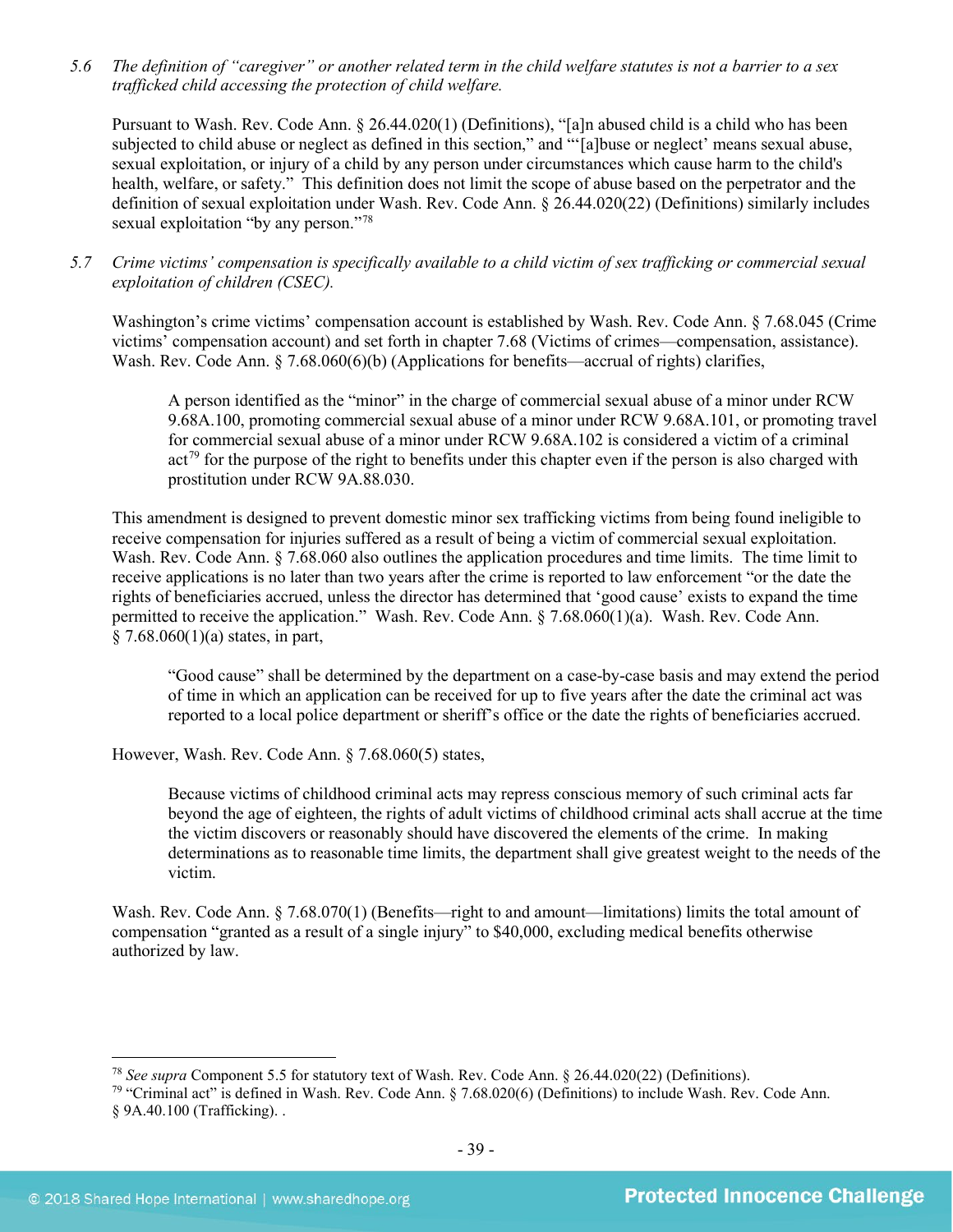*5.6 The definition of "caregiver" or another related term in the child welfare statutes is not a barrier to a sex trafficked child accessing the protection of child welfare.*

Pursuant to Wash. Rev. Code Ann. § 26.44.020(1) (Definitions), "[a]n abused child is a child who has been subjected to child abuse or neglect as defined in this section," and "'[a]buse or neglect' means sexual abuse, sexual exploitation, or injury of a child by any person under circumstances which cause harm to the child's health, welfare, or safety." This definition does not limit the scope of abuse based on the perpetrator and the definition of sexual exploitation under Wash. Rev. Code Ann. § 26.44.020(22) (Definitions) similarly includes sexual exploitation "by any person."[78]

*5.7 Crime victims' compensation is specifically available to a child victim of sex trafficking or commercial sexual exploitation of children (CSEC).*

Washington's crime victims' compensation account is established by Wash. Rev. Code Ann. § 7.68.045 (Crime victims' compensation account) and set forth in chapter 7.68 (Victims of crimes—compensation, assistance). Wash. Rev. Code Ann. § 7.68.060(6)(b) (Applications for benefits—accrual of rights) clarifies,

> A person identified as the "minor" in the charge of commercial sexual abuse of a minor under RCW 9.68A.100, promoting commercial sexual abuse of a minor under RCW 9.68A.101, or promoting travel for commercial sexual abuse of a minor under RCW 9.68A.102 is considered a victim of a criminal act[79] for the purpose of the right to benefits under this chapter even if the person is also charged with prostitution under RCW 9A.88.030.

This amendment is designed to prevent domestic minor sex trafficking victims from being found ineligible to receive compensation for injuries suffered as a result of being a victim of commercial sexual exploitation. Wash. Rev. Code Ann. § 7.68.060 also outlines the application procedures and time limits. The time limit to receive applications is no later than two years after the crime is reported to law enforcement "or the date the rights of beneficiaries accrued, unless the director has determined that 'good cause' exists to expand the time permitted to receive the application." Wash. Rev. Code Ann. § 7.68.060(1)(a). Wash. Rev. Code Ann. § 7.68.060(1)(a) states, in part,

> "Good cause" shall be determined by the department on a case-by-case basis and may extend the period of time in which an application can be received for up to five years after the date the criminal act was reported to a local police department or sheriff's office or the date the rights of beneficiaries accrued.

However, Wash. Rev. Code Ann. § 7.68.060(5) states,

> Because victims of childhood criminal acts may repress conscious memory of such criminal acts far beyond the age of eighteen, the rights of adult victims of childhood criminal acts shall accrue at the time the victim discovers or reasonably should have discovered the elements of the crime. In making determinations as to reasonable time limits, the department shall give greatest weight to the needs of the victim.

Wash. Rev. Code Ann. § 7.68.070(1) (Benefits—right to and amount—limitations) limits the total amount of compensation "granted as a result of a single injury" to $40,000, excluding medical benefits otherwise authorized by law.

---

[78] *See supra* Component 5.5 for statutory text of Wash. Rev. Code Ann. § 26.44.020(22) (Definitions).

[79] "Criminal act" is defined in Wash. Rev. Code Ann. § 7.68.020(6) (Definitions) to include Wash. Rev. Code Ann. § 9A.40.100 (Trafficking). .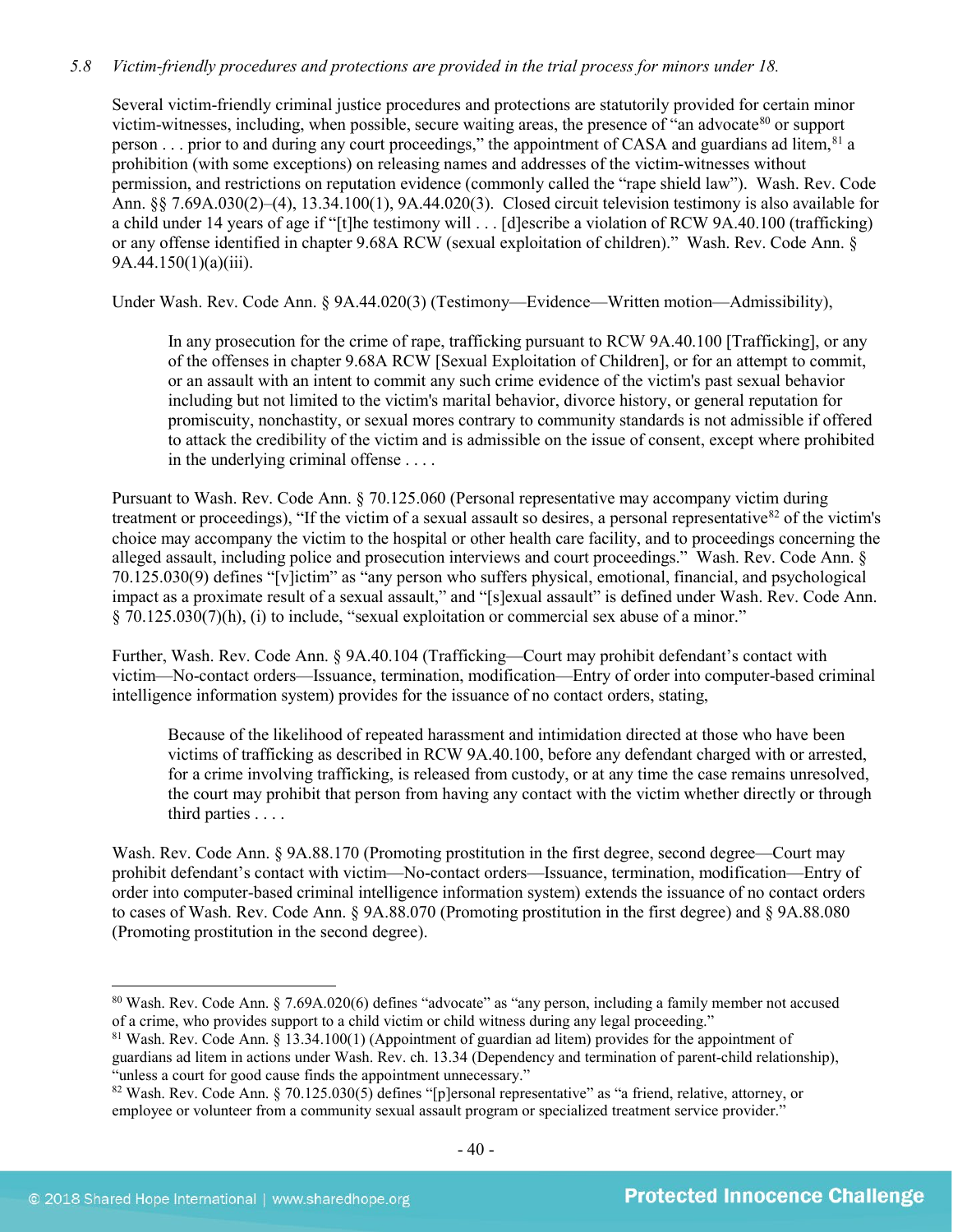*5.8 Victim-friendly procedures and protections are provided in the trial process for minors under 18.*

Several victim-friendly criminal justice procedures and protections are statutorily provided for certain minor victim-witnesses, including, when possible, secure waiting areas, the presence of "an advocate[80] or support person . . . prior to and during any court proceedings," the appointment of CASA and guardians ad litem,[81] a prohibition (with some exceptions) on releasing names and addresses of the victim-witnesses without permission, and restrictions on reputation evidence (commonly called the "rape shield law"). Wash. Rev. Code Ann. §§ 7.69A.030(2)–(4), 13.34.100(1), 9A.44.020(3). Closed circuit television testimony is also available for a child under 14 years of age if "[t]he testimony will . . . [d]escribe a violation of RCW 9A.40.100 (trafficking) or any offense identified in chapter 9.68A RCW (sexual exploitation of children)." Wash. Rev. Code Ann. § 9A.44.150(1)(a)(iii).

Under Wash. Rev. Code Ann. § 9A.44.020(3) (Testimony—Evidence—Written motion—Admissibility),

> In any prosecution for the crime of rape, trafficking pursuant to RCW 9A.40.100 [Trafficking], or any of the offenses in chapter 9.68A RCW [Sexual Exploitation of Children], or for an attempt to commit, or an assault with an intent to commit any such crime evidence of the victim's past sexual behavior including but not limited to the victim's marital behavior, divorce history, or general reputation for promiscuity, nonchastity, or sexual mores contrary to community standards is not admissible if offered to attack the credibility of the victim and is admissible on the issue of consent, except where prohibited in the underlying criminal offense . . . .

Pursuant to Wash. Rev. Code Ann. § 70.125.060 (Personal representative may accompany victim during treatment or proceedings), "If the victim of a sexual assault so desires, a personal representative[82] of the victim's choice may accompany the victim to the hospital or other health care facility, and to proceedings concerning the alleged assault, including police and prosecution interviews and court proceedings." Wash. Rev. Code Ann. § 70.125.030(9) defines "[v]ictim" as "any person who suffers physical, emotional, financial, and psychological impact as a proximate result of a sexual assault," and "[s]exual assault" is defined under Wash. Rev. Code Ann. § 70.125.030(7)(h), (i) to include, "sexual exploitation or commercial sex abuse of a minor."

Further, Wash. Rev. Code Ann. § 9A.40.104 (Trafficking—Court may prohibit defendant's contact with victim—No-contact orders—Issuance, termination, modification—Entry of order into computer-based criminal intelligence information system) provides for the issuance of no contact orders, stating,

> Because of the likelihood of repeated harassment and intimidation directed at those who have been victims of trafficking as described in RCW 9A.40.100, before any defendant charged with or arrested, for a crime involving trafficking, is released from custody, or at any time the case remains unresolved, the court may prohibit that person from having any contact with the victim whether directly or through third parties . . . .

Wash. Rev. Code Ann. § 9A.88.170 (Promoting prostitution in the first degree, second degree—Court may prohibit defendant's contact with victim—No-contact orders—Issuance, termination, modification—Entry of order into computer-based criminal intelligence information system) extends the issuance of no contact orders to cases of Wash. Rev. Code Ann. § 9A.88.070 (Promoting prostitution in the first degree) and § 9A.88.080 (Promoting prostitution in the second degree).

---

[80] Wash. Rev. Code Ann. § 7.69A.020(6) defines "advocate" as "any person, including a family member not accused of a crime, who provides support to a child victim or child witness during any legal proceeding."

[81] Wash. Rev. Code Ann. § 13.34.100(1) (Appointment of guardian ad litem) provides for the appointment of guardians ad litem in actions under Wash. Rev. ch. 13.34 (Dependency and termination of parent-child relationship), "unless a court for good cause finds the appointment unnecessary."

[82] Wash. Rev. Code Ann. § 70.125.030(5) defines "[p]ersonal representative" as "a friend, relative, attorney, or employee or volunteer from a community sexual assault program or specialized treatment service provider."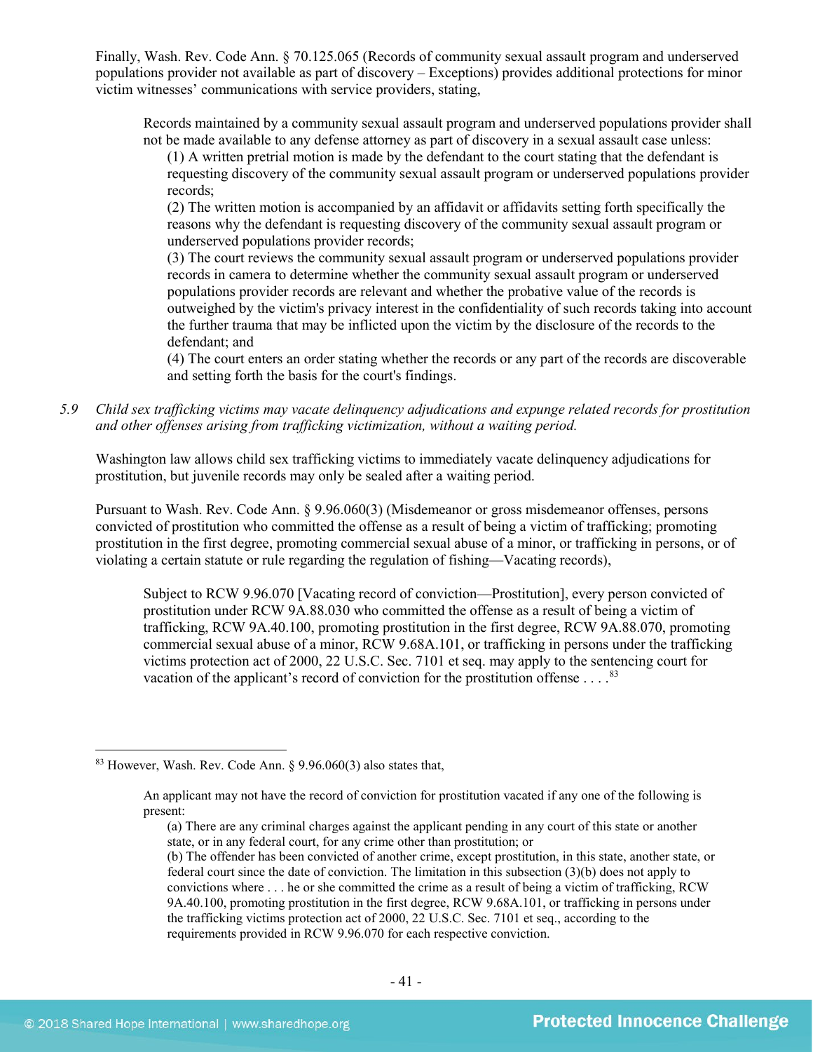Finally, Wash. Rev. Code Ann. § 70.125.065 (Records of community sexual assault program and underserved populations provider not available as part of discovery – Exceptions) provides additional protections for minor victim witnesses' communications with service providers, stating,

> Records maintained by a community sexual assault program and underserved populations provider shall not be made available to any defense attorney as part of discovery in a sexual assault case unless:
>
> (1) A written pretrial motion is made by the defendant to the court stating that the defendant is requesting discovery of the community sexual assault program or underserved populations provider records;
>
> (2) The written motion is accompanied by an affidavit or affidavits setting forth specifically the reasons why the defendant is requesting discovery of the community sexual assault program or underserved populations provider records;
>
> (3) The court reviews the community sexual assault program or underserved populations provider records in camera to determine whether the community sexual assault program or underserved populations provider records are relevant and whether the probative value of the records is outweighed by the victim's privacy interest in the confidentiality of such records taking into account the further trauma that may be inflicted upon the victim by the disclosure of the records to the defendant; and
>
> (4) The court enters an order stating whether the records or any part of the records are discoverable and setting forth the basis for the court's findings.

5.9 *Child sex trafficking victims may vacate delinquency adjudications and expunge related records for prostitution and other offenses arising from trafficking victimization, without a waiting period.*

Washington law allows child sex trafficking victims to immediately vacate delinquency adjudications for prostitution, but juvenile records may only be sealed after a waiting period.

Pursuant to Wash. Rev. Code Ann. § 9.96.060(3) (Misdemeanor or gross misdemeanor offenses, persons convicted of prostitution who committed the offense as a result of being a victim of trafficking; promoting prostitution in the first degree, promoting commercial sexual abuse of a minor, or trafficking in persons, or of violating a certain statute or rule regarding the regulation of fishing—Vacating records),

> Subject to RCW 9.96.070 [Vacating record of conviction—Prostitution], every person convicted of prostitution under RCW 9A.88.030 who committed the offense as a result of being a victim of trafficking, RCW 9A.40.100, promoting prostitution in the first degree, RCW 9A.88.070, promoting commercial sexual abuse of a minor, RCW 9.68A.101, or trafficking in persons under the trafficking victims protection act of 2000, 22 U.S.C. Sec. 7101 et seq. may apply to the sentencing court for vacation of the applicant's record of conviction for the prostitution offense . . . .[83]

---

[83] However, Wash. Rev. Code Ann. § 9.96.060(3) also states that,

> An applicant may not have the record of conviction for prostitution vacated if any one of the following is present:
>
> (a) There are any criminal charges against the applicant pending in any court of this state or another state, or in any federal court, for any crime other than prostitution; or
>
> (b) The offender has been convicted of another crime, except prostitution, in this state, another state, or federal court since the date of conviction. The limitation in this subsection (3)(b) does not apply to convictions where . . . he or she committed the crime as a result of being a victim of trafficking, RCW 9A.40.100, promoting prostitution in the first degree, RCW 9.68A.101, or trafficking in persons under the trafficking victims protection act of 2000, 22 U.S.C. Sec. 7101 et seq., according to the requirements provided in RCW 9.96.070 for each respective conviction.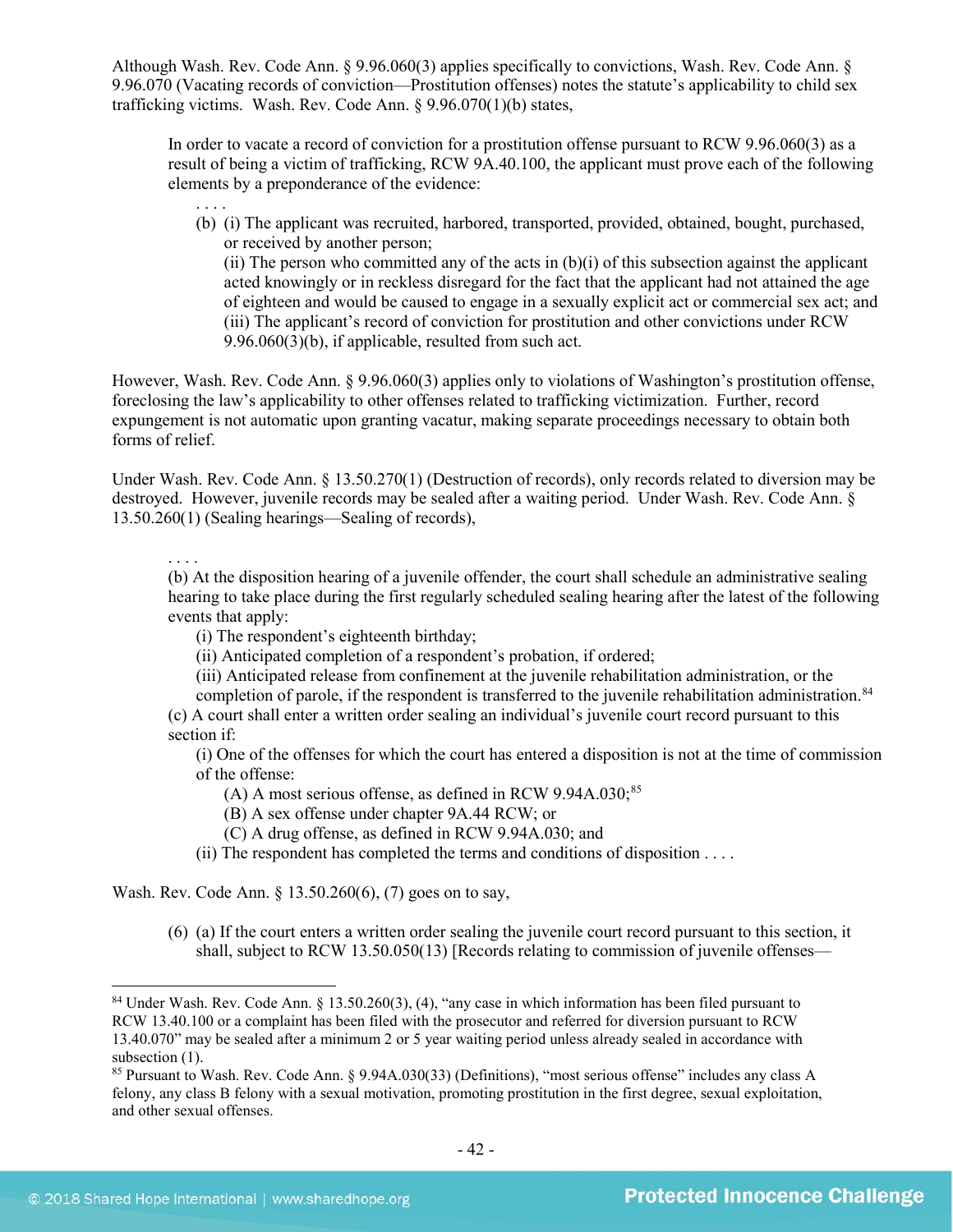Although Wash. Rev. Code Ann. § 9.96.060(3) applies specifically to convictions, Wash. Rev. Code Ann. § 9.96.070 (Vacating records of conviction—Prostitution offenses) notes the statute's applicability to child sex trafficking victims. Wash. Rev. Code Ann. § 9.96.070(1)(b) states,

> In order to vacate a record of conviction for a prostitution offense pursuant to RCW 9.96.060(3) as a result of being a victim of trafficking, RCW 9A.40.100, the applicant must prove each of the following elements by a preponderance of the evidence:
>
> . . . .
>
> (b) (i) The applicant was recruited, harbored, transported, provided, obtained, bought, purchased, or received by another person;
> (ii) The person who committed any of the acts in (b)(i) of this subsection against the applicant acted knowingly or in reckless disregard for the fact that the applicant had not attained the age of eighteen and would be caused to engage in a sexually explicit act or commercial sex act; and
> (iii) The applicant's record of conviction for prostitution and other convictions under RCW 9.96.060(3)(b), if applicable, resulted from such act.

However, Wash. Rev. Code Ann. § 9.96.060(3) applies only to violations of Washington's prostitution offense, foreclosing the law's applicability to other offenses related to trafficking victimization. Further, record expungement is not automatic upon granting vacatur, making separate proceedings necessary to obtain both forms of relief.

Under Wash. Rev. Code Ann. § 13.50.270(1) (Destruction of records), only records related to diversion may be destroyed. However, juvenile records may be sealed after a waiting period. Under Wash. Rev. Code Ann. § 13.50.260(1) (Sealing hearings—Sealing of records),

> . . . .
>
> (b) At the disposition hearing of a juvenile offender, the court shall schedule an administrative sealing hearing to take place during the first regularly scheduled sealing hearing after the latest of the following events that apply:
>
> (i) The respondent's eighteenth birthday;
> (ii) Anticipated completion of a respondent's probation, if ordered;
> (iii) Anticipated release from confinement at the juvenile rehabilitation administration, or the completion of parole, if the respondent is transferred to the juvenile rehabilitation administration.[84]
>
> (c) A court shall enter a written order sealing an individual's juvenile court record pursuant to this section if:
>
> (i) One of the offenses for which the court has entered a disposition is not at the time of commission of the offense:
>
> (A) A most serious offense, as defined in RCW 9.94A.030;[85]
> (B) A sex offense under chapter 9A.44 RCW; or
> (C) A drug offense, as defined in RCW 9.94A.030; and
>
> (ii) The respondent has completed the terms and conditions of disposition . . . .

Wash. Rev. Code Ann. § 13.50.260(6), (7) goes on to say,

> (6) (a) If the court enters a written order sealing the juvenile court record pursuant to this section, it shall, subject to RCW 13.50.050(13) [Records relating to commission of juvenile offenses—

[84] Under Wash. Rev. Code Ann. § 13.50.260(3), (4), "any case in which information has been filed pursuant to RCW 13.40.100 or a complaint has been filed with the prosecutor and referred for diversion pursuant to RCW 13.40.070" may be sealed after a minimum 2 or 5 year waiting period unless already sealed in accordance with subsection (1).

[85] Pursuant to Wash. Rev. Code Ann. § 9.94A.030(33) (Definitions), "most serious offense" includes any class A felony, any class B felony with a sexual motivation, promoting prostitution in the first degree, sexual exploitation, and other sexual offenses.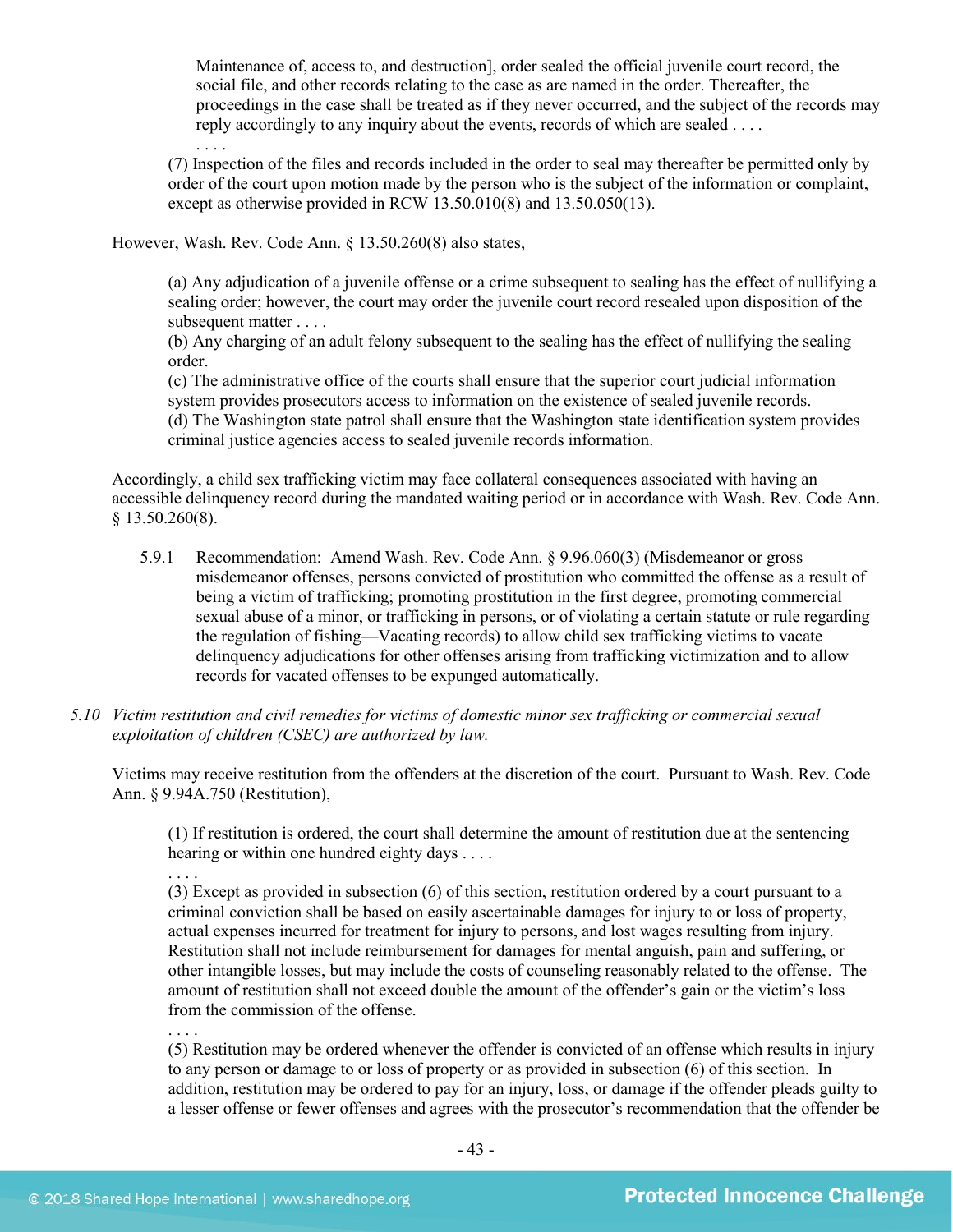> Maintenance of, access to, and destruction], order sealed the official juvenile court record, the social file, and other records relating to the case as are named in the order. Thereafter, the proceedings in the case shall be treated as if they never occurred, and the subject of the records may reply accordingly to any inquiry about the events, records of which are sealed . . . .
>
> . . . .
>
> (7) Inspection of the files and records included in the order to seal may thereafter be permitted only by order of the court upon motion made by the person who is the subject of the information or complaint, except as otherwise provided in RCW 13.50.010(8) and 13.50.050(13).

However, Wash. Rev. Code Ann. § 13.50.260(8) also states,

> (a) Any adjudication of a juvenile offense or a crime subsequent to sealing has the effect of nullifying a sealing order; however, the court may order the juvenile court record resealed upon disposition of the subsequent matter . . . .
>
> (b) Any charging of an adult felony subsequent to the sealing has the effect of nullifying the sealing order.
>
> (c) The administrative office of the courts shall ensure that the superior court judicial information system provides prosecutors access to information on the existence of sealed juvenile records.
>
> (d) The Washington state patrol shall ensure that the Washington state identification system provides criminal justice agencies access to sealed juvenile records information.

Accordingly, a child sex trafficking victim may face collateral consequences associated with having an accessible delinquency record during the mandated waiting period or in accordance with Wash. Rev. Code Ann. § 13.50.260(8).

5.9.1 Recommendation: Amend Wash. Rev. Code Ann. § 9.96.060(3) (Misdemeanor or gross misdemeanor offenses, persons convicted of prostitution who committed the offense as a result of being a victim of trafficking; promoting prostitution in the first degree, promoting commercial sexual abuse of a minor, or trafficking in persons, or of violating a certain statute or rule regarding the regulation of fishing—Vacating records) to allow child sex trafficking victims to vacate delinquency adjudications for other offenses arising from trafficking victimization and to allow records for vacated offenses to be expunged automatically.

*5.10 Victim restitution and civil remedies for victims of domestic minor sex trafficking or commercial sexual exploitation of children (CSEC) are authorized by law.*

Victims may receive restitution from the offenders at the discretion of the court. Pursuant to Wash. Rev. Code Ann. § 9.94A.750 (Restitution),

> (1) If restitution is ordered, the court shall determine the amount of restitution due at the sentencing hearing or within one hundred eighty days . . . .
>
> . . . .
>
> (3) Except as provided in subsection (6) of this section, restitution ordered by a court pursuant to a criminal conviction shall be based on easily ascertainable damages for injury to or loss of property, actual expenses incurred for treatment for injury to persons, and lost wages resulting from injury. Restitution shall not include reimbursement for damages for mental anguish, pain and suffering, or other intangible losses, but may include the costs of counseling reasonably related to the offense. The amount of restitution shall not exceed double the amount of the offender's gain or the victim's loss from the commission of the offense.
>
> . . . .
>
> (5) Restitution may be ordered whenever the offender is convicted of an offense which results in injury to any person or damage to or loss of property or as provided in subsection (6) of this section. In addition, restitution may be ordered to pay for an injury, loss, or damage if the offender pleads guilty to a lesser offense or fewer offenses and agrees with the prosecutor's recommendation that the offender be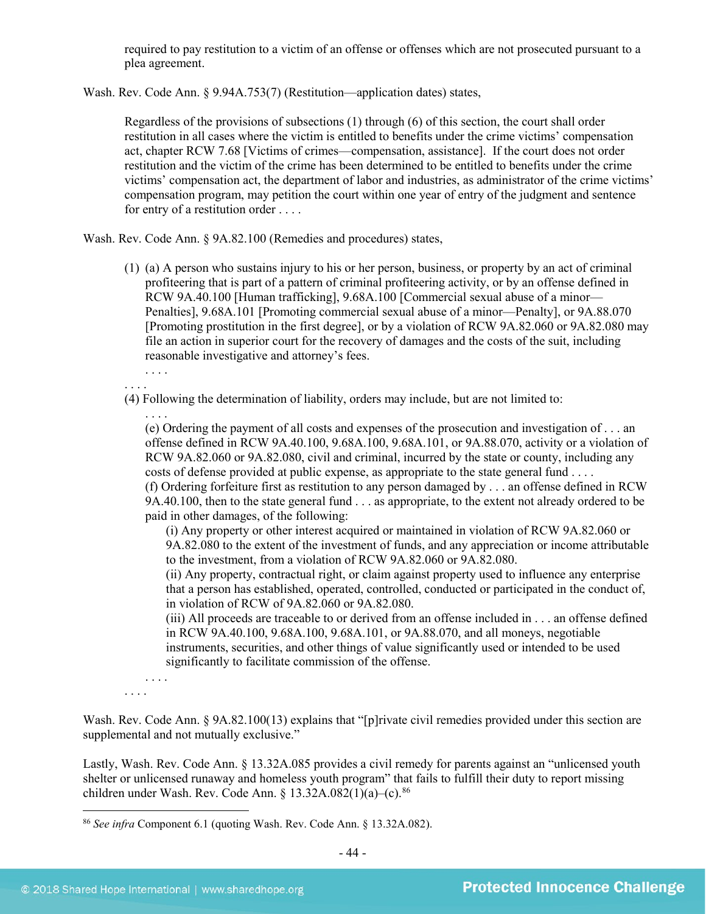required to pay restitution to a victim of an offense or offenses which are not prosecuted pursuant to a plea agreement.

Wash. Rev. Code Ann. § 9.94A.753(7) (Restitution—application dates) states,

> Regardless of the provisions of subsections (1) through (6) of this section, the court shall order restitution in all cases where the victim is entitled to benefits under the crime victims' compensation act, chapter RCW 7.68 [Victims of crimes—compensation, assistance]. If the court does not order restitution and the victim of the crime has been determined to be entitled to benefits under the crime victims' compensation act, the department of labor and industries, as administrator of the crime victims' compensation program, may petition the court within one year of entry of the judgment and sentence for entry of a restitution order . . . .

Wash. Rev. Code Ann. § 9A.82.100 (Remedies and procedures) states,

> (1) (a) A person who sustains injury to his or her person, business, or property by an act of criminal profiteering that is part of a pattern of criminal profiteering activity, or by an offense defined in RCW 9A.40.100 [Human trafficking], 9.68A.100 [Commercial sexual abuse of a minor—Penalties], 9.68A.101 [Promoting commercial sexual abuse of a minor—Penalty], or 9A.88.070 [Promoting prostitution in the first degree], or by a violation of RCW 9A.82.060 or 9A.82.080 may file an action in superior court for the recovery of damages and the costs of the suit, including reasonable investigative and attorney's fees.
>
> . . . .
>
> . . . .
>
> (4) Following the determination of liability, orders may include, but are not limited to:
>
> . . . .
>
> (e) Ordering the payment of all costs and expenses of the prosecution and investigation of . . . an offense defined in RCW 9A.40.100, 9.68A.100, 9.68A.101, or 9A.88.070, activity or a violation of RCW 9A.82.060 or 9A.82.080, civil and criminal, incurred by the state or county, including any costs of defense provided at public expense, as appropriate to the state general fund . . . .
>
> (f) Ordering forfeiture first as restitution to any person damaged by . . . an offense defined in RCW 9A.40.100, then to the state general fund . . . as appropriate, to the extent not already ordered to be paid in other damages, of the following:
>
> (i) Any property or other interest acquired or maintained in violation of RCW 9A.82.060 or 9A.82.080 to the extent of the investment of funds, and any appreciation or income attributable to the investment, from a violation of RCW 9A.82.060 or 9A.82.080.
>
> (ii) Any property, contractual right, or claim against property used to influence any enterprise that a person has established, operated, controlled, conducted or participated in the conduct of, in violation of RCW of 9A.82.060 or 9A.82.080.
>
> (iii) All proceeds are traceable to or derived from an offense included in . . . an offense defined in RCW 9A.40.100, 9.68A.100, 9.68A.101, or 9A.88.070, and all moneys, negotiable instruments, securities, and other things of value significantly used or intended to be used significantly to facilitate commission of the offense.
>
> . . . .
>
> . . . .

Wash. Rev. Code Ann. § 9A.82.100(13) explains that "[p]rivate civil remedies provided under this section are supplemental and not mutually exclusive."

Lastly, Wash. Rev. Code Ann. § 13.32A.085 provides a civil remedy for parents against an "unlicensed youth shelter or unlicensed runaway and homeless youth program" that fails to fulfill their duty to report missing children under Wash. Rev. Code Ann. § 13.32A.082(1)(a)–(c).[86]

[86] *See infra* Component 6.1 (quoting Wash. Rev. Code Ann. § 13.32A.082).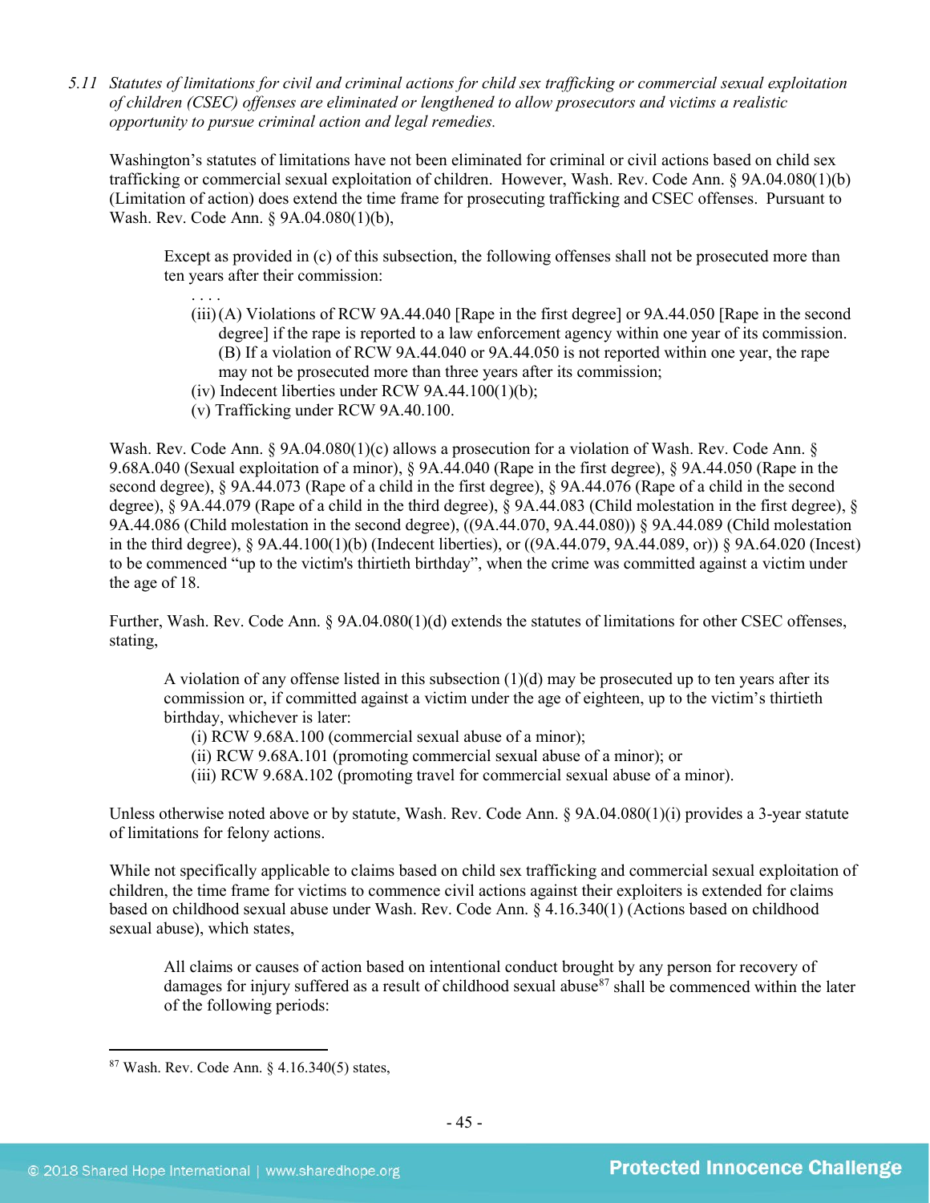*5.11 Statutes of limitations for civil and criminal actions for child sex trafficking or commercial sexual exploitation of children (CSEC) offenses are eliminated or lengthened to allow prosecutors and victims a realistic opportunity to pursue criminal action and legal remedies.*

Washington's statutes of limitations have not been eliminated for criminal or civil actions based on child sex trafficking or commercial sexual exploitation of children. However, Wash. Rev. Code Ann. § 9A.04.080(1)(b) (Limitation of action) does extend the time frame for prosecuting trafficking and CSEC offenses. Pursuant to Wash. Rev. Code Ann. § 9A.04.080(1)(b),

> Except as provided in (c) of this subsection, the following offenses shall not be prosecuted more than ten years after their commission:
>
> . . . .
>
> (iii) (A) Violations of RCW 9A.44.040 [Rape in the first degree] or 9A.44.050 [Rape in the second degree] if the rape is reported to a law enforcement agency within one year of its commission. (B) If a violation of RCW 9A.44.040 or 9A.44.050 is not reported within one year, the rape may not be prosecuted more than three years after its commission;
>
> (iv) Indecent liberties under RCW 9A.44.100(1)(b);
>
> (v) Trafficking under RCW 9A.40.100.

Wash. Rev. Code Ann. § 9A.04.080(1)(c) allows a prosecution for a violation of Wash. Rev. Code Ann. § 9.68A.040 (Sexual exploitation of a minor), § 9A.44.040 (Rape in the first degree), § 9A.44.050 (Rape in the second degree), § 9A.44.073 (Rape of a child in the first degree), § 9A.44.076 (Rape of a child in the second degree), § 9A.44.079 (Rape of a child in the third degree), § 9A.44.083 (Child molestation in the first degree), § 9A.44.086 (Child molestation in the second degree), ((9A.44.070, 9A.44.080)) § 9A.44.089 (Child molestation in the third degree), § 9A.44.100(1)(b) (Indecent liberties), or ((9A.44.079, 9A.44.089, or)) § 9A.64.020 (Incest) to be commenced "up to the victim's thirtieth birthday", when the crime was committed against a victim under the age of 18.

Further, Wash. Rev. Code Ann. § 9A.04.080(1)(d) extends the statutes of limitations for other CSEC offenses, stating,

> A violation of any offense listed in this subsection (1)(d) may be prosecuted up to ten years after its commission or, if committed against a victim under the age of eighteen, up to the victim's thirtieth birthday, whichever is later:
>
> (i) RCW 9.68A.100 (commercial sexual abuse of a minor);
>
> (ii) RCW 9.68A.101 (promoting commercial sexual abuse of a minor); or
>
> (iii) RCW 9.68A.102 (promoting travel for commercial sexual abuse of a minor).

Unless otherwise noted above or by statute, Wash. Rev. Code Ann. § 9A.04.080(1)(i) provides a 3-year statute of limitations for felony actions.

While not specifically applicable to claims based on child sex trafficking and commercial sexual exploitation of children, the time frame for victims to commence civil actions against their exploiters is extended for claims based on childhood sexual abuse under Wash. Rev. Code Ann. § 4.16.340(1) (Actions based on childhood sexual abuse), which states,

> All claims or causes of action based on intentional conduct brought by any person for recovery of damages for injury suffered as a result of childhood sexual abuse[87] shall be commenced within the later of the following periods:

---

[87] Wash. Rev. Code Ann. § 4.16.340(5) states,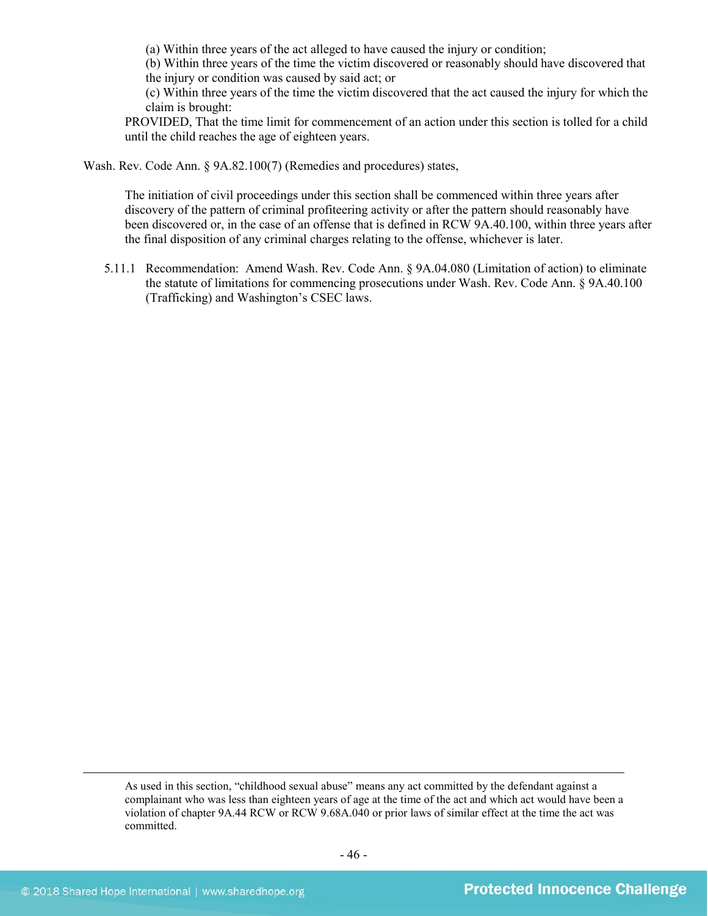(a) Within three years of the act alleged to have caused the injury or condition;

(b) Within three years of the time the victim discovered or reasonably should have discovered that the injury or condition was caused by said act; or

(c) Within three years of the time the victim discovered that the act caused the injury for which the claim is brought:

PROVIDED, That the time limit for commencement of an action under this section is tolled for a child until the child reaches the age of eighteen years.

Wash. Rev. Code Ann. § 9A.82.100(7) (Remedies and procedures) states,

> The initiation of civil proceedings under this section shall be commenced within three years after discovery of the pattern of criminal profiteering activity or after the pattern should reasonably have been discovered or, in the case of an offense that is defined in RCW 9A.40.100, within three years after the final disposition of any criminal charges relating to the offense, whichever is later.

5.11.1 Recommendation: Amend Wash. Rev. Code Ann. § 9A.04.080 (Limitation of action) to eliminate the statute of limitations for commencing prosecutions under Wash. Rev. Code Ann. § 9A.40.100 (Trafficking) and Washington's CSEC laws.

---

As used in this section, "childhood sexual abuse" means any act committed by the defendant against a complainant who was less than eighteen years of age at the time of the act and which act would have been a violation of chapter 9A.44 RCW or RCW 9.68A.040 or prior laws of similar effect at the time the act was committed.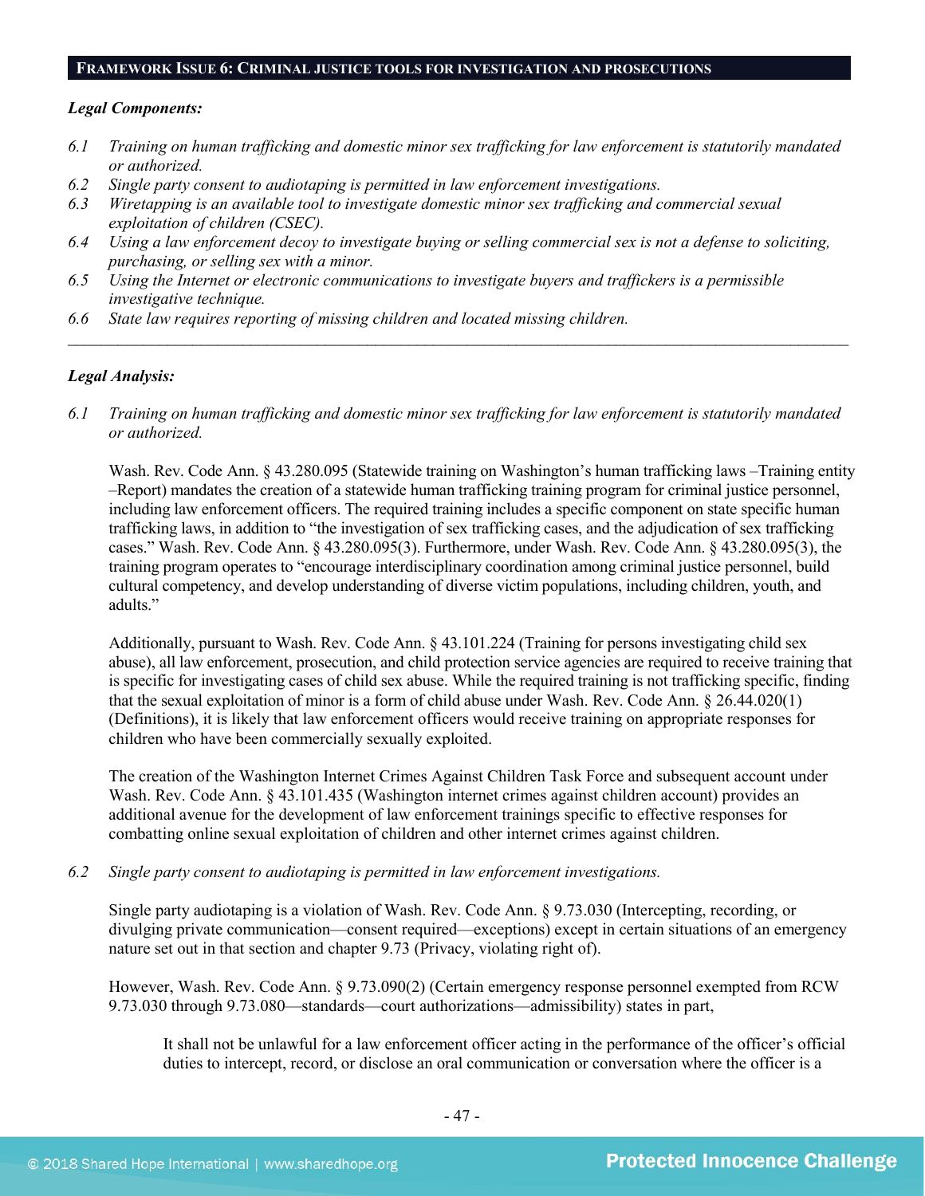## Framework Issue 6: Criminal justice tools for investigation and prosecutions

***Legal Components:***

*6.1 Training on human trafficking and domestic minor sex trafficking for law enforcement is statutorily mandated or authorized.*

*6.2 Single party consent to audiotaping is permitted in law enforcement investigations.*

*6.3 Wiretapping is an available tool to investigate domestic minor sex trafficking and commercial sexual exploitation of children (CSEC).*

*6.4 Using a law enforcement decoy to investigate buying or selling commercial sex is not a defense to soliciting, purchasing, or selling sex with a minor.*

*6.5 Using the Internet or electronic communications to investigate buyers and traffickers is a permissible investigative technique.*

*6.6 State law requires reporting of missing children and located missing children.*

---

***Legal Analysis:***

*6.1 Training on human trafficking and domestic minor sex trafficking for law enforcement is statutorily mandated or authorized.*

Wash. Rev. Code Ann. § 43.280.095 (Statewide training on Washington's human trafficking laws –Training entity –Report) mandates the creation of a statewide human trafficking training program for criminal justice personnel, including law enforcement officers. The required training includes a specific component on state specific human trafficking laws, in addition to "the investigation of sex trafficking cases, and the adjudication of sex trafficking cases." Wash. Rev. Code Ann. § 43.280.095(3). Furthermore, under Wash. Rev. Code Ann. § 43.280.095(3), the training program operates to "encourage interdisciplinary coordination among criminal justice personnel, build cultural competency, and develop understanding of diverse victim populations, including children, youth, and adults."

Additionally, pursuant to Wash. Rev. Code Ann. § 43.101.224 (Training for persons investigating child sex abuse), all law enforcement, prosecution, and child protection service agencies are required to receive training that is specific for investigating cases of child sex abuse. While the required training is not trafficking specific, finding that the sexual exploitation of minor is a form of child abuse under Wash. Rev. Code Ann. § 26.44.020(1) (Definitions), it is likely that law enforcement officers would receive training on appropriate responses for children who have been commercially sexually exploited.

The creation of the Washington Internet Crimes Against Children Task Force and subsequent account under Wash. Rev. Code Ann. § 43.101.435 (Washington internet crimes against children account) provides an additional avenue for the development of law enforcement trainings specific to effective responses for combatting online sexual exploitation of children and other internet crimes against children.

*6.2 Single party consent to audiotaping is permitted in law enforcement investigations.*

Single party audiotaping is a violation of Wash. Rev. Code Ann. § 9.73.030 (Intercepting, recording, or divulging private communication—consent required—exceptions) except in certain situations of an emergency nature set out in that section and chapter 9.73 (Privacy, violating right of).

However, Wash. Rev. Code Ann. § 9.73.090(2) (Certain emergency response personnel exempted from RCW 9.73.030 through 9.73.080—standards—court authorizations—admissibility) states in part,

> It shall not be unlawful for a law enforcement officer acting in the performance of the officer's official duties to intercept, record, or disclose an oral communication or conversation where the officer is a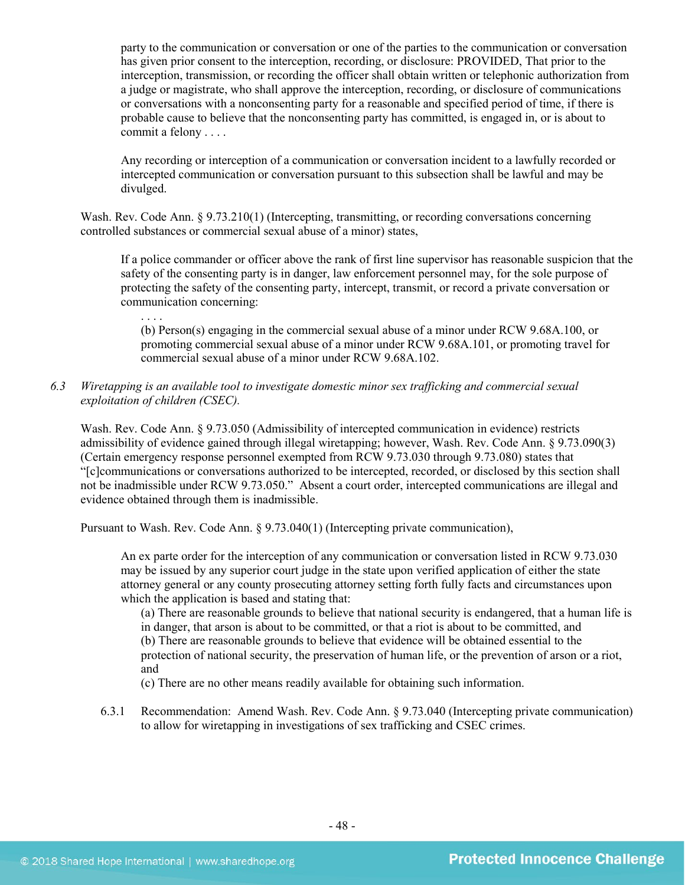> party to the communication or conversation or one of the parties to the communication or conversation has given prior consent to the interception, recording, or disclosure: PROVIDED, That prior to the interception, transmission, or recording the officer shall obtain written or telephonic authorization from a judge or magistrate, who shall approve the interception, recording, or disclosure of communications or conversations with a nonconsenting party for a reasonable and specified period of time, if there is probable cause to believe that the nonconsenting party has committed, is engaged in, or is about to commit a felony . . . .
>
> Any recording or interception of a communication or conversation incident to a lawfully recorded or intercepted communication or conversation pursuant to this subsection shall be lawful and may be divulged.

Wash. Rev. Code Ann. § 9.73.210(1) (Intercepting, transmitting, or recording conversations concerning controlled substances or commercial sexual abuse of a minor) states,

> If a police commander or officer above the rank of first line supervisor has reasonable suspicion that the safety of the consenting party is in danger, law enforcement personnel may, for the sole purpose of protecting the safety of the consenting party, intercept, transmit, or record a private conversation or communication concerning:
>
> . . . .
>
> (b) Person(s) engaging in the commercial sexual abuse of a minor under RCW 9.68A.100, or promoting commercial sexual abuse of a minor under RCW 9.68A.101, or promoting travel for commercial sexual abuse of a minor under RCW 9.68A.102.

6.3 *Wiretapping is an available tool to investigate domestic minor sex trafficking and commercial sexual exploitation of children (CSEC).*

Wash. Rev. Code Ann. § 9.73.050 (Admissibility of intercepted communication in evidence) restricts admissibility of evidence gained through illegal wiretapping; however, Wash. Rev. Code Ann. § 9.73.090(3) (Certain emergency response personnel exempted from RCW 9.73.030 through 9.73.080) states that "[c]ommunications or conversations authorized to be intercepted, recorded, or disclosed by this section shall not be inadmissible under RCW 9.73.050." Absent a court order, intercepted communications are illegal and evidence obtained through them is inadmissible.

Pursuant to Wash. Rev. Code Ann. § 9.73.040(1) (Intercepting private communication),

> An ex parte order for the interception of any communication or conversation listed in RCW 9.73.030 may be issued by any superior court judge in the state upon verified application of either the state attorney general or any county prosecuting attorney setting forth fully facts and circumstances upon which the application is based and stating that:
>
> (a) There are reasonable grounds to believe that national security is endangered, that a human life is in danger, that arson is about to be committed, or that a riot is about to be committed, and
>
> (b) There are reasonable grounds to believe that evidence will be obtained essential to the protection of national security, the preservation of human life, or the prevention of arson or a riot, and
>
> (c) There are no other means readily available for obtaining such information.

6.3.1 Recommendation: Amend Wash. Rev. Code Ann. § 9.73.040 (Intercepting private communication) to allow for wiretapping in investigations of sex trafficking and CSEC crimes.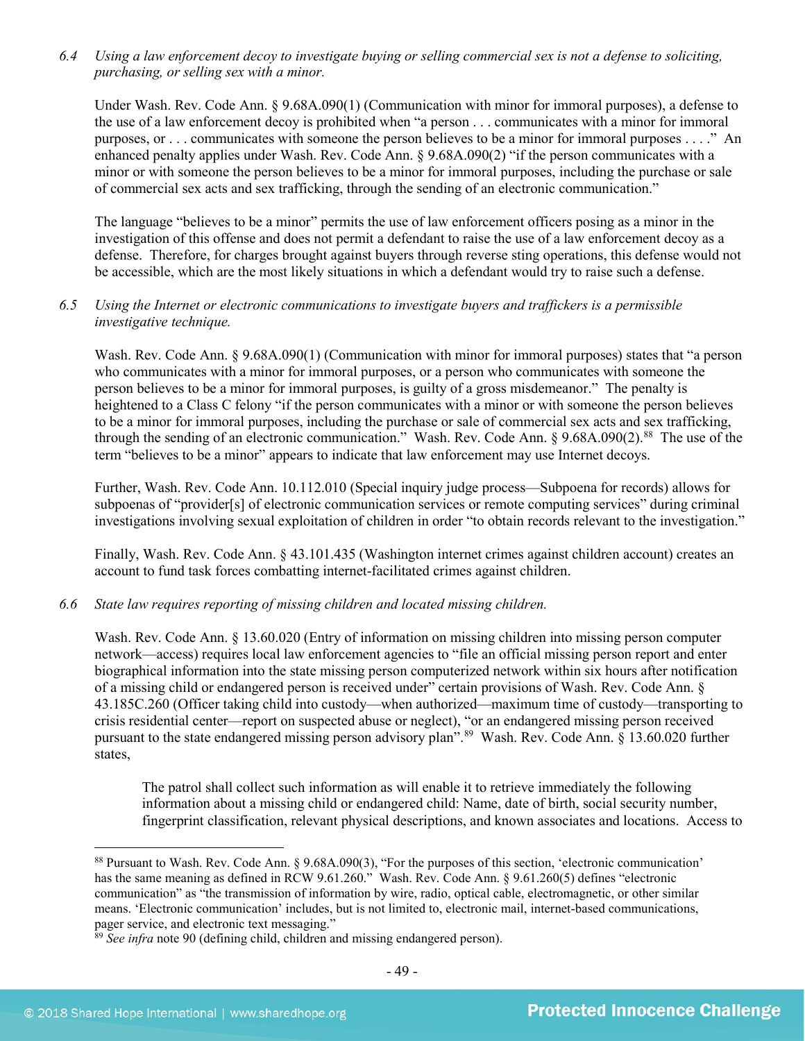*6.4 Using a law enforcement decoy to investigate buying or selling commercial sex is not a defense to soliciting, purchasing, or selling sex with a minor.*

Under Wash. Rev. Code Ann. § 9.68A.090(1) (Communication with minor for immoral purposes), a defense to the use of a law enforcement decoy is prohibited when "a person . . . communicates with a minor for immoral purposes, or . . . communicates with someone the person believes to be a minor for immoral purposes . . . ." An enhanced penalty applies under Wash. Rev. Code Ann. § 9.68A.090(2) "if the person communicates with a minor or with someone the person believes to be a minor for immoral purposes, including the purchase or sale of commercial sex acts and sex trafficking, through the sending of an electronic communication."

The language "believes to be a minor" permits the use of law enforcement officers posing as a minor in the investigation of this offense and does not permit a defendant to raise the use of a law enforcement decoy as a defense. Therefore, for charges brought against buyers through reverse sting operations, this defense would not be accessible, which are the most likely situations in which a defendant would try to raise such a defense.

*6.5 Using the Internet or electronic communications to investigate buyers and traffickers is a permissible investigative technique.*

Wash. Rev. Code Ann. § 9.68A.090(1) (Communication with minor for immoral purposes) states that "a person who communicates with a minor for immoral purposes, or a person who communicates with someone the person believes to be a minor for immoral purposes, is guilty of a gross misdemeanor." The penalty is heightened to a Class C felony "if the person communicates with a minor or with someone the person believes to be a minor for immoral purposes, including the purchase or sale of commercial sex acts and sex trafficking, through the sending of an electronic communication." Wash. Rev. Code Ann. § 9.68A.090(2).[88] The use of the term "believes to be a minor" appears to indicate that law enforcement may use Internet decoys.

Further, Wash. Rev. Code Ann. 10.112.010 (Special inquiry judge process—Subpoena for records) allows for subpoenas of "provider[s] of electronic communication services or remote computing services" during criminal investigations involving sexual exploitation of children in order "to obtain records relevant to the investigation."

Finally, Wash. Rev. Code Ann. § 43.101.435 (Washington internet crimes against children account) creates an account to fund task forces combatting internet-facilitated crimes against children.

*6.6 State law requires reporting of missing children and located missing children.*

Wash. Rev. Code Ann. § 13.60.020 (Entry of information on missing children into missing person computer network—access) requires local law enforcement agencies to "file an official missing person report and enter biographical information into the state missing person computerized network within six hours after notification of a missing child or endangered person is received under" certain provisions of Wash. Rev. Code Ann. § 43.185C.260 (Officer taking child into custody—when authorized—maximum time of custody—transporting to crisis residential center—report on suspected abuse or neglect), "or an endangered missing person received pursuant to the state endangered missing person advisory plan".[89] Wash. Rev. Code Ann. § 13.60.020 further states,

> The patrol shall collect such information as will enable it to retrieve immediately the following information about a missing child or endangered child: Name, date of birth, social security number, fingerprint classification, relevant physical descriptions, and known associates and locations. Access to

---

[88] Pursuant to Wash. Rev. Code Ann. § 9.68A.090(3), "For the purposes of this section, 'electronic communication' has the same meaning as defined in RCW 9.61.260." Wash. Rev. Code Ann. § 9.61.260(5) defines "electronic communication" as "the transmission of information by wire, radio, optical cable, electromagnetic, or other similar means. 'Electronic communication' includes, but is not limited to, electronic mail, internet-based communications, pager service, and electronic text messaging."

[89] *See infra* note 90 (defining child, children and missing endangered person).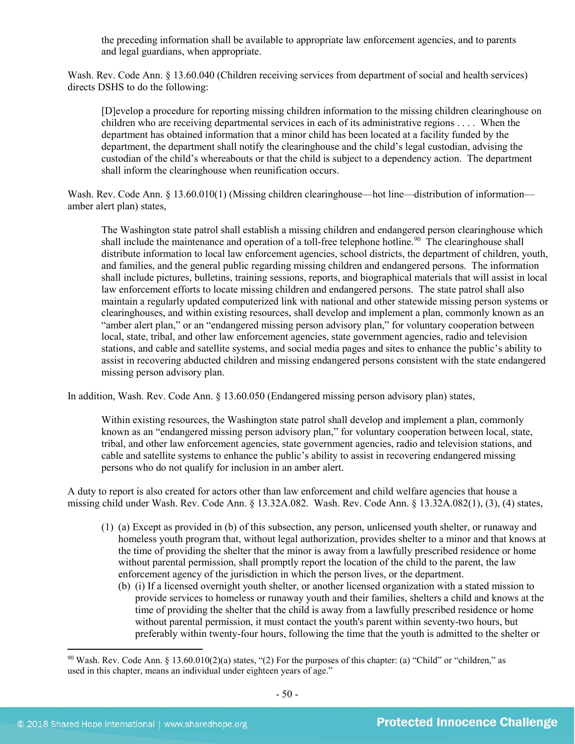the preceding information shall be available to appropriate law enforcement agencies, and to parents and legal guardians, when appropriate.

Wash. Rev. Code Ann. § 13.60.040 (Children receiving services from department of social and health services) directs DSHS to do the following:

> [D]evelop a procedure for reporting missing children information to the missing children clearinghouse on children who are receiving departmental services in each of its administrative regions . . . . When the department has obtained information that a minor child has been located at a facility funded by the department, the department shall notify the clearinghouse and the child's legal custodian, advising the custodian of the child's whereabouts or that the child is subject to a dependency action. The department shall inform the clearinghouse when reunification occurs.

Wash. Rev. Code Ann. § 13.60.010(1) (Missing children clearinghouse—hot line—distribution of information—amber alert plan) states,

> The Washington state patrol shall establish a missing children and endangered person clearinghouse which shall include the maintenance and operation of a toll-free telephone hotline.[90] The clearinghouse shall distribute information to local law enforcement agencies, school districts, the department of children, youth, and families, and the general public regarding missing children and endangered persons. The information shall include pictures, bulletins, training sessions, reports, and biographical materials that will assist in local law enforcement efforts to locate missing children and endangered persons. The state patrol shall also maintain a regularly updated computerized link with national and other statewide missing person systems or clearinghouses, and within existing resources, shall develop and implement a plan, commonly known as an "amber alert plan," or an "endangered missing person advisory plan," for voluntary cooperation between local, state, tribal, and other law enforcement agencies, state government agencies, radio and television stations, and cable and satellite systems, and social media pages and sites to enhance the public's ability to assist in recovering abducted children and missing endangered persons consistent with the state endangered missing person advisory plan.

In addition, Wash. Rev. Code Ann. § 13.60.050 (Endangered missing person advisory plan) states,

> Within existing resources, the Washington state patrol shall develop and implement a plan, commonly known as an "endangered missing person advisory plan," for voluntary cooperation between local, state, tribal, and other law enforcement agencies, state government agencies, radio and television stations, and cable and satellite systems to enhance the public's ability to assist in recovering endangered missing persons who do not qualify for inclusion in an amber alert.

A duty to report is also created for actors other than law enforcement and child welfare agencies that house a missing child under Wash. Rev. Code Ann. § 13.32A.082. Wash. Rev. Code Ann. § 13.32A.082(1), (3), (4) states,

> (1) (a) Except as provided in (b) of this subsection, any person, unlicensed youth shelter, or runaway and homeless youth program that, without legal authorization, provides shelter to a minor and that knows at the time of providing the shelter that the minor is away from a lawfully prescribed residence or home without parental permission, shall promptly report the location of the child to the parent, the law enforcement agency of the jurisdiction in which the person lives, or the department.
>
> (b) (i) If a licensed overnight youth shelter, or another licensed organization with a stated mission to provide services to homeless or runaway youth and their families, shelters a child and knows at the time of providing the shelter that the child is away from a lawfully prescribed residence or home without parental permission, it must contact the youth's parent within seventy-two hours, but preferably within twenty-four hours, following the time that the youth is admitted to the shelter or

---

[90] Wash. Rev. Code Ann. § 13.60.010(2)(a) states, "(2) For the purposes of this chapter: (a) "Child" or "children," as used in this chapter, means an individual under eighteen years of age."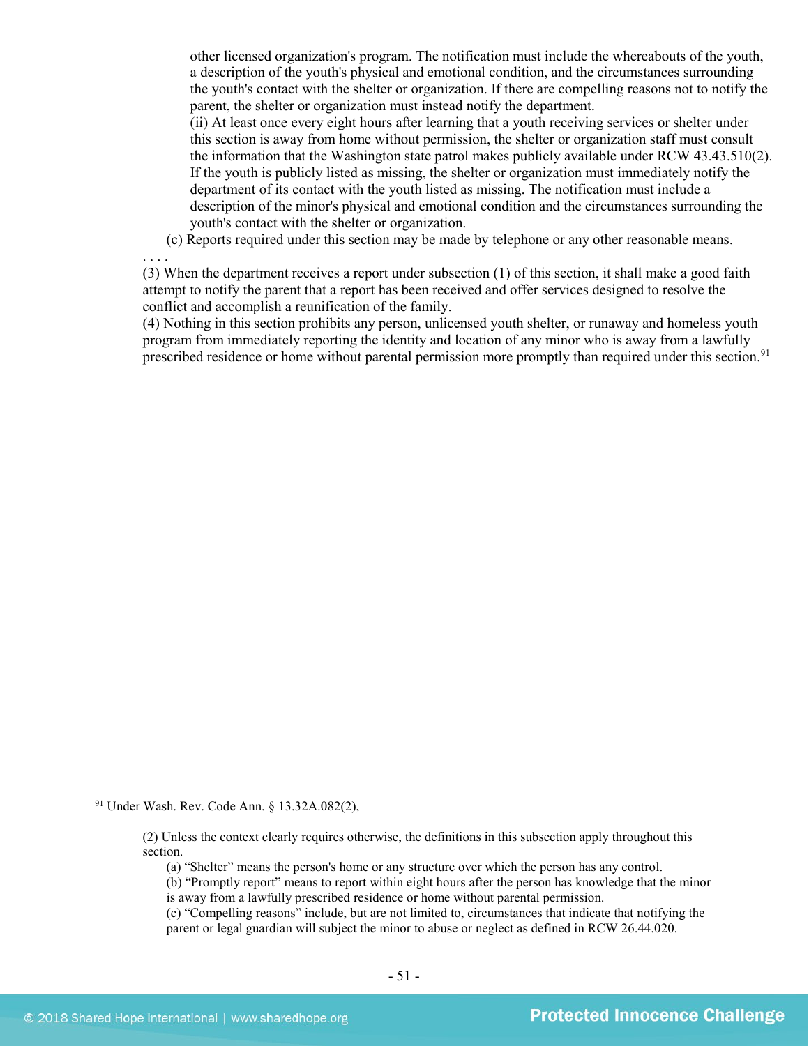other licensed organization's program. The notification must include the whereabouts of the youth, a description of the youth's physical and emotional condition, and the circumstances surrounding the youth's contact with the shelter or organization. If there are compelling reasons not to notify the parent, the shelter or organization must instead notify the department.

(ii) At least once every eight hours after learning that a youth receiving services or shelter under this section is away from home without permission, the shelter or organization staff must consult the information that the Washington state patrol makes publicly available under RCW 43.43.510(2). If the youth is publicly listed as missing, the shelter or organization must immediately notify the department of its contact with the youth listed as missing. The notification must include a description of the minor's physical and emotional condition and the circumstances surrounding the youth's contact with the shelter or organization.

(c) Reports required under this section may be made by telephone or any other reasonable means.

. . . .

(3) When the department receives a report under subsection (1) of this section, it shall make a good faith attempt to notify the parent that a report has been received and offer services designed to resolve the conflict and accomplish a reunification of the family.

(4) Nothing in this section prohibits any person, unlicensed youth shelter, or runaway and homeless youth program from immediately reporting the identity and location of any minor who is away from a lawfully prescribed residence or home without parental permission more promptly than required under this section.[91]

---

[91] Under Wash. Rev. Code Ann. § 13.32A.082(2),

> (2) Unless the context clearly requires otherwise, the definitions in this subsection apply throughout this section.
>
> (a) "Shelter" means the person's home or any structure over which the person has any control.
>
> (b) "Promptly report" means to report within eight hours after the person has knowledge that the minor is away from a lawfully prescribed residence or home without parental permission.
>
> (c) "Compelling reasons" include, but are not limited to, circumstances that indicate that notifying the parent or legal guardian will subject the minor to abuse or neglect as defined in RCW 26.44.020.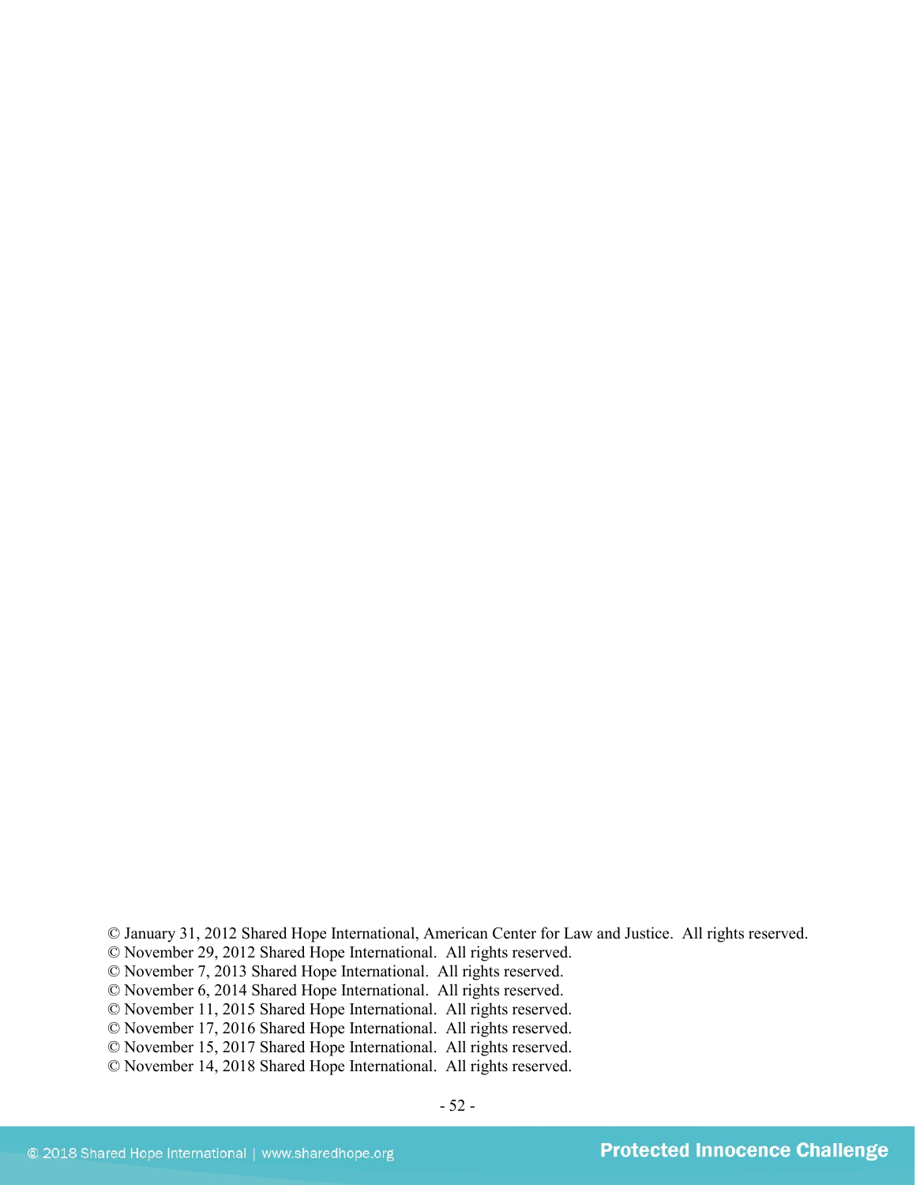© January 31, 2012 Shared Hope International, American Center for Law and Justice. All rights reserved.
© November 29, 2012 Shared Hope International. All rights reserved.
© November 7, 2013 Shared Hope International. All rights reserved.
© November 6, 2014 Shared Hope International. All rights reserved.
© November 11, 2015 Shared Hope International. All rights reserved.
© November 17, 2016 Shared Hope International. All rights reserved.
© November 15, 2017 Shared Hope International. All rights reserved.
© November 14, 2018 Shared Hope International. All rights reserved.